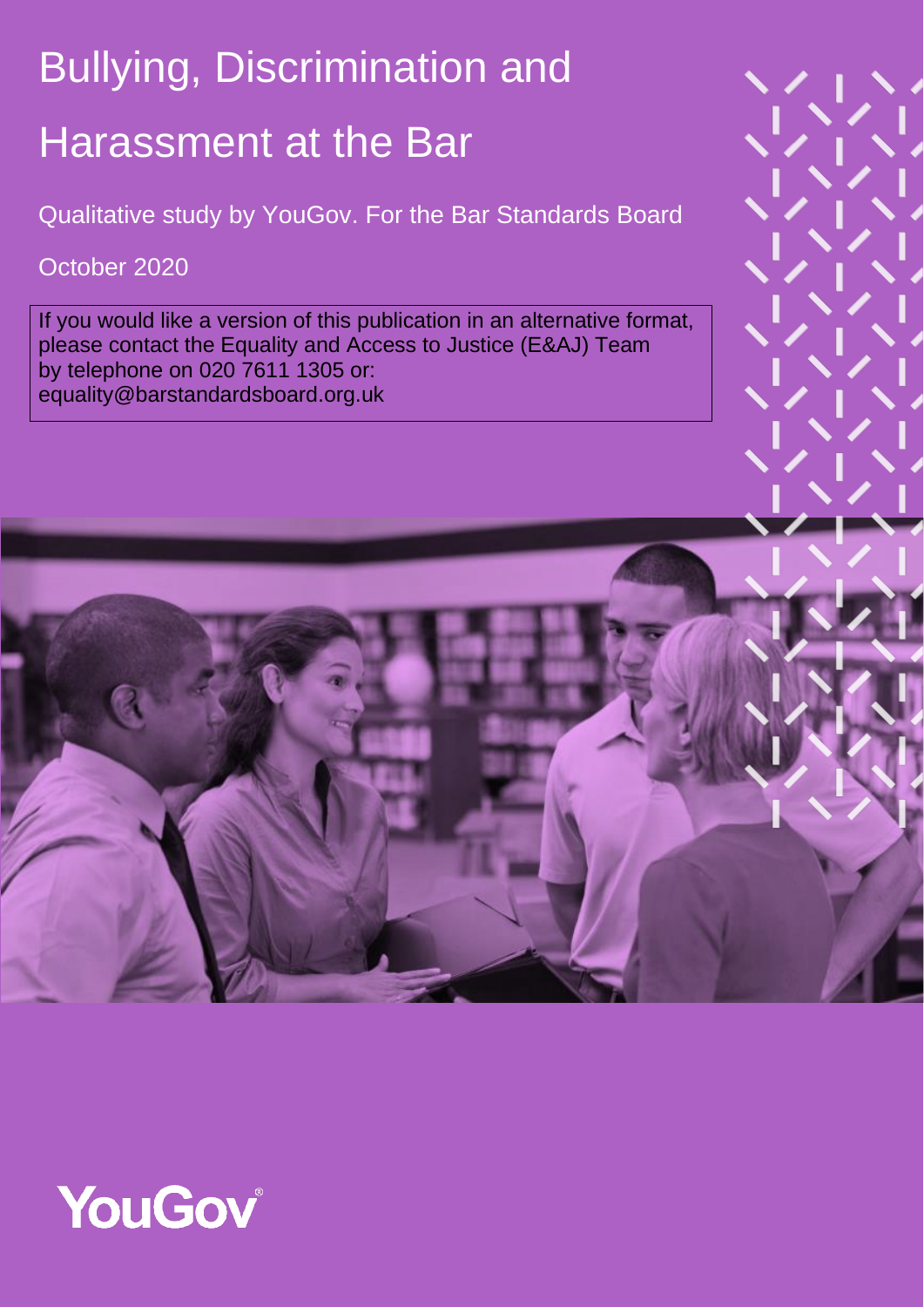# Bullying, Discrimination and Harassment at the Bar

Qualitative study by YouGov. For the Bar Standards Board

October 2020

If you would like a version of this publication in an alternative format, please contact the Equality and Access to Justice (E&AJ) Team by telephone on 020 7611 1305 or: equality@barstandardsboard.org.uk

YouGov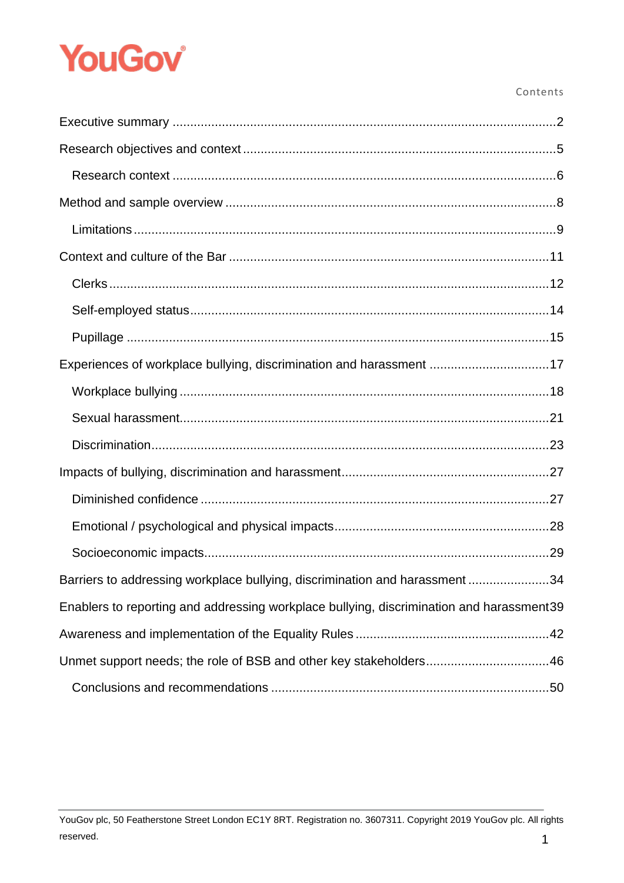YouGov

# Contents

- Executive summary ....................................................................................................... 2
- Research objectives and context ..................................................................................... 5
  - Research context ....................................................................................................... 6
- Method and sample overview ......................................................................................... 8
  - Limitations ................................................................................................................. 9
- Context and culture of the Bar ...................................................................................... 11
  - Clerks ........................................................................................................................ 12
  - Self-employed status ................................................................................................. 14
  - Pupillage ................................................................................................................... 15
- Experiences of workplace bullying, discrimination and harassment ................................. 17
  - Workplace bullying .................................................................................................... 18
  - Sexual harassment ..................................................................................................... 21
  - Discrimination ............................................................................................................ 23
- Impacts of bullying, discrimination and harassment ....................................................... 27
  - Diminished confidence .............................................................................................. 27
  - Emotional / psychological and physical impacts ......................................................... 28
  - Socioeconomic impacts ............................................................................................. 29
- Barriers to addressing workplace bullying, discrimination and harassment ..................... 34
- Enablers to reporting and addressing workplace bullying, discrimination and harassment 39
- Awareness and implementation of the Equality Rules .................................................... 42
- Unmet support needs; the role of BSB and other key stakeholders ................................. 46
  - Conclusions and recommendations ............................................................................ 50

YouGov plc, 50 Featherstone Street London EC1Y 8RT. Registration no. 3607311. Copyright 2019 YouGov plc. All rights reserved.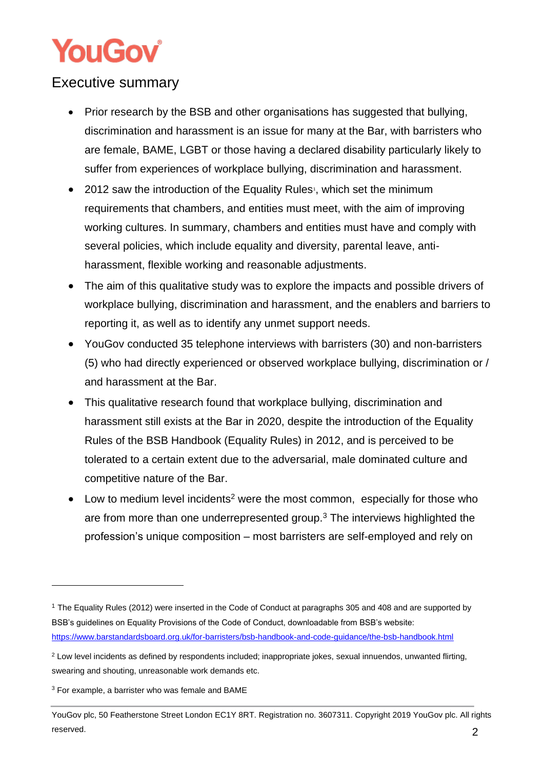## Executive summary

- Prior research by the BSB and other organisations has suggested that bullying, discrimination and harassment is an issue for many at the Bar, with barristers who are female, BAME, LGBT or those having a declared disability particularly likely to suffer from experiences of workplace bullying, discrimination and harassment.
- 2012 saw the introduction of the Equality Rules[1], which set the minimum requirements that chambers, and entities must meet, with the aim of improving working cultures. In summary, chambers and entities must have and comply with several policies, which include equality and diversity, parental leave, anti-harassment, flexible working and reasonable adjustments.
- The aim of this qualitative study was to explore the impacts and possible drivers of workplace bullying, discrimination and harassment, and the enablers and barriers to reporting it, as well as to identify any unmet support needs.
- YouGov conducted 35 telephone interviews with barristers (30) and non-barristers (5) who had directly experienced or observed workplace bullying, discrimination or / and harassment at the Bar.
- This qualitative research found that workplace bullying, discrimination and harassment still exists at the Bar in 2020, despite the introduction of the Equality Rules of the BSB Handbook (Equality Rules) in 2012, and is perceived to be tolerated to a certain extent due to the adversarial, male dominated culture and competitive nature of the Bar.
- Low to medium level incidents[2] were the most common, especially for those who are from more than one underrepresented group.[3] The interviews highlighted the profession's unique composition – most barristers are self-employed and rely on

---

[1] The Equality Rules (2012) were inserted in the Code of Conduct at paragraphs 305 and 408 and are supported by BSB's guidelines on Equality Provisions of the Code of Conduct, downloadable from BSB's website: https://www.barstandardsboard.org.uk/for-barristers/bsb-handbook-and-code-guidance/the-bsb-handbook.html

[2] Low level incidents as defined by respondents included; inappropriate jokes, sexual innuendos, unwanted flirting, swearing and shouting, unreasonable work demands etc.

[3] For example, a barrister who was female and BAME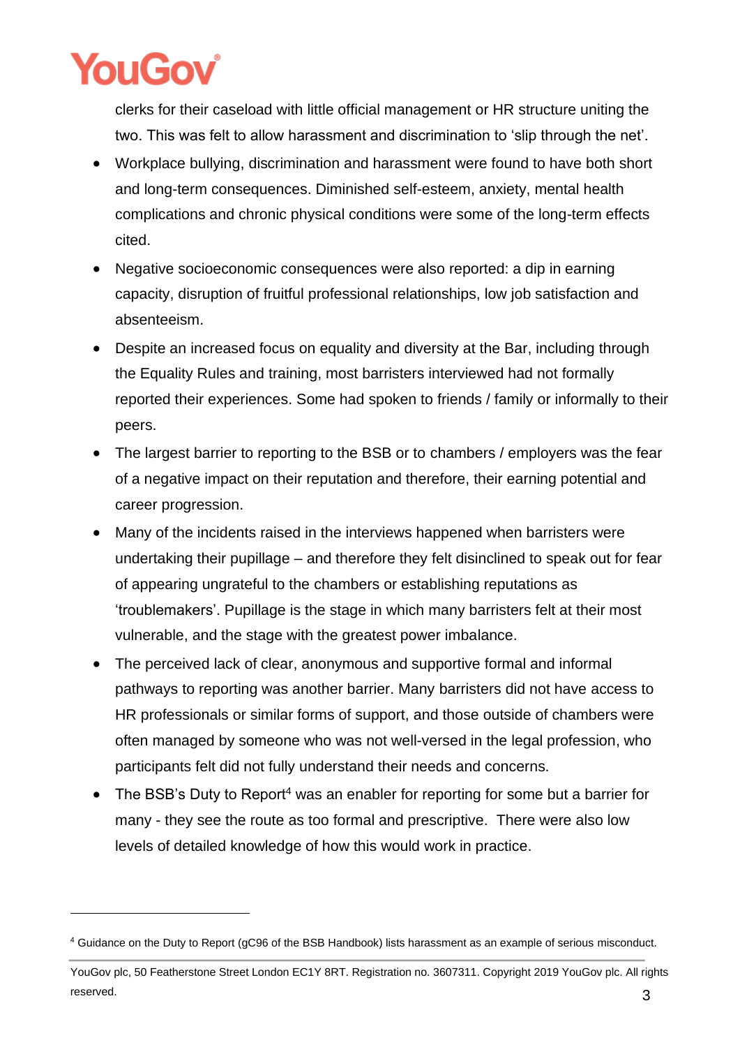clerks for their caseload with little official management or HR structure uniting the two. This was felt to allow harassment and discrimination to 'slip through the net'.

- Workplace bullying, discrimination and harassment were found to have both short and long-term consequences. Diminished self-esteem, anxiety, mental health complications and chronic physical conditions were some of the long-term effects cited.
- Negative socioeconomic consequences were also reported: a dip in earning capacity, disruption of fruitful professional relationships, low job satisfaction and absenteeism.
- Despite an increased focus on equality and diversity at the Bar, including through the Equality Rules and training, most barristers interviewed had not formally reported their experiences. Some had spoken to friends / family or informally to their peers.
- The largest barrier to reporting to the BSB or to chambers / employers was the fear of a negative impact on their reputation and therefore, their earning potential and career progression.
- Many of the incidents raised in the interviews happened when barristers were undertaking their pupillage – and therefore they felt disinclined to speak out for fear of appearing ungrateful to the chambers or establishing reputations as 'troublemakers'. Pupillage is the stage in which many barristers felt at their most vulnerable, and the stage with the greatest power imbalance.
- The perceived lack of clear, anonymous and supportive formal and informal pathways to reporting was another barrier. Many barristers did not have access to HR professionals or similar forms of support, and those outside of chambers were often managed by someone who was not well-versed in the legal profession, who participants felt did not fully understand their needs and concerns.
- The BSB's Duty to Report[4] was an enabler for reporting for some but a barrier for many - they see the route as too formal and prescriptive. There were also low levels of detailed knowledge of how this would work in practice.

[4] Guidance on the Duty to Report (gC96 of the BSB Handbook) lists harassment as an example of serious misconduct.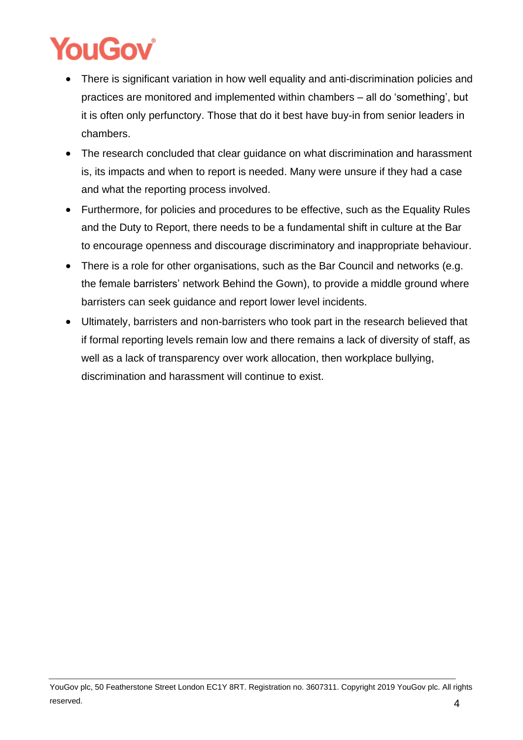- There is significant variation in how well equality and anti-discrimination policies and practices are monitored and implemented within chambers – all do 'something', but it is often only perfunctory. Those that do it best have buy-in from senior leaders in chambers.
- The research concluded that clear guidance on what discrimination and harassment is, its impacts and when to report is needed. Many were unsure if they had a case and what the reporting process involved.
- Furthermore, for policies and procedures to be effective, such as the Equality Rules and the Duty to Report, there needs to be a fundamental shift in culture at the Bar to encourage openness and discourage discriminatory and inappropriate behaviour.
- There is a role for other organisations, such as the Bar Council and networks (e.g. the female barristers' network Behind the Gown), to provide a middle ground where barristers can seek guidance and report lower level incidents.
- Ultimately, barristers and non-barristers who took part in the research believed that if formal reporting levels remain low and there remains a lack of diversity of staff, as well as a lack of transparency over work allocation, then workplace bullying, discrimination and harassment will continue to exist.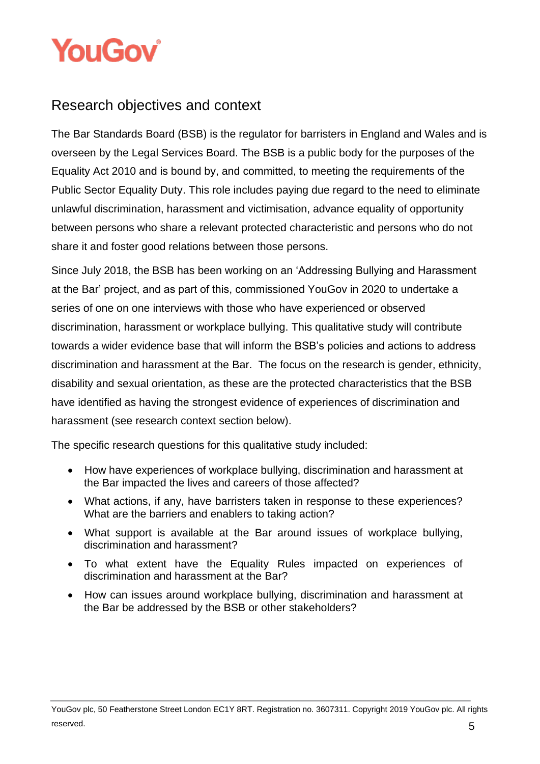## Research objectives and context

The Bar Standards Board (BSB) is the regulator for barristers in England and Wales and is overseen by the Legal Services Board. The BSB is a public body for the purposes of the Equality Act 2010 and is bound by, and committed, to meeting the requirements of the Public Sector Equality Duty. This role includes paying due regard to the need to eliminate unlawful discrimination, harassment and victimisation, advance equality of opportunity between persons who share a relevant protected characteristic and persons who do not share it and foster good relations between those persons.

Since July 2018, the BSB has been working on an 'Addressing Bullying and Harassment at the Bar' project, and as part of this, commissioned YouGov in 2020 to undertake a series of one on one interviews with those who have experienced or observed discrimination, harassment or workplace bullying. This qualitative study will contribute towards a wider evidence base that will inform the BSB's policies and actions to address discrimination and harassment at the Bar. The focus on the research is gender, ethnicity, disability and sexual orientation, as these are the protected characteristics that the BSB have identified as having the strongest evidence of experiences of discrimination and harassment (see research context section below).

The specific research questions for this qualitative study included:

- How have experiences of workplace bullying, discrimination and harassment at the Bar impacted the lives and careers of those affected?
- What actions, if any, have barristers taken in response to these experiences? What are the barriers and enablers to taking action?
- What support is available at the Bar around issues of workplace bullying, discrimination and harassment?
- To what extent have the Equality Rules impacted on experiences of discrimination and harassment at the Bar?
- How can issues around workplace bullying, discrimination and harassment at the Bar be addressed by the BSB or other stakeholders?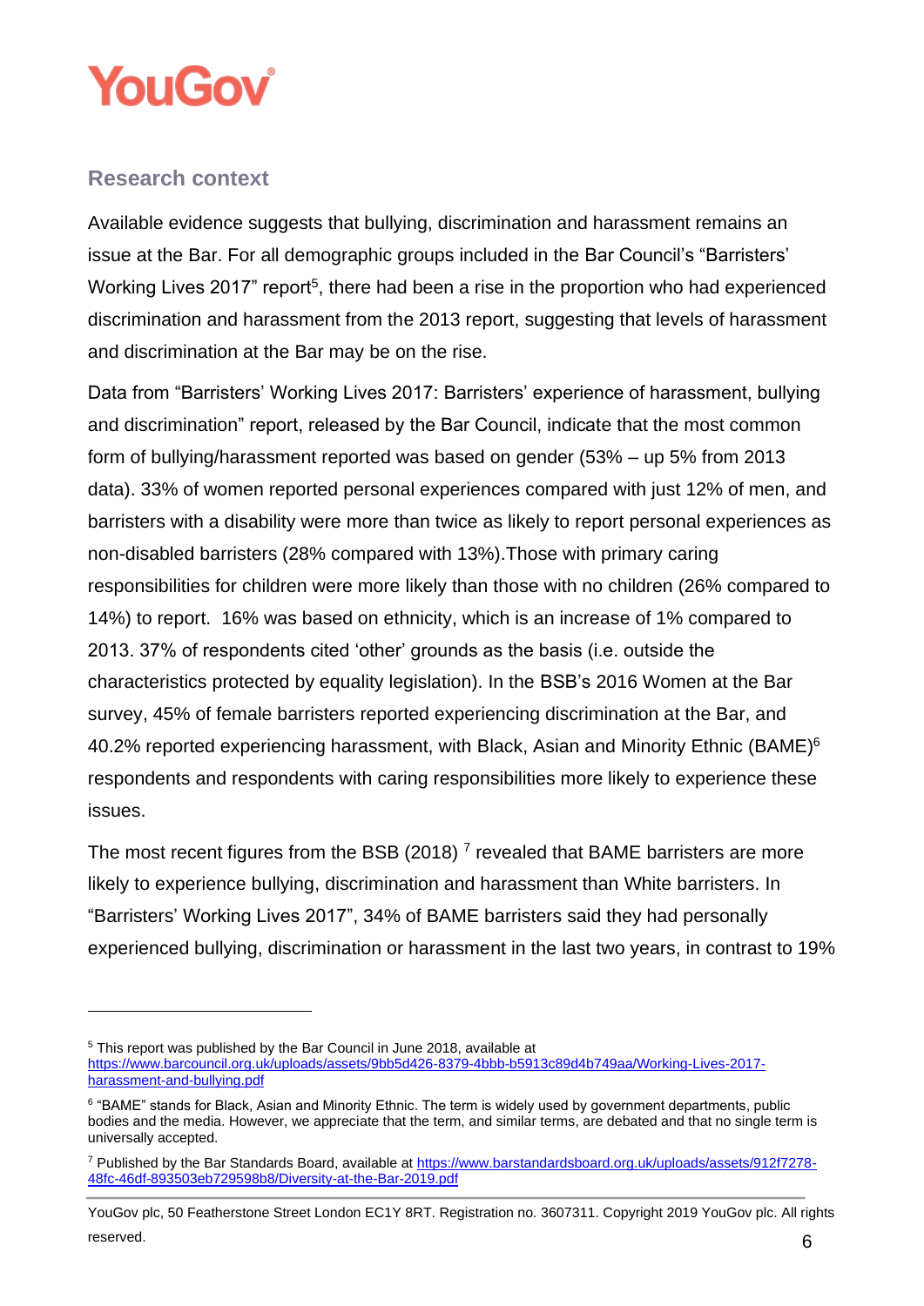## Research context

Available evidence suggests that bullying, discrimination and harassment remains an issue at the Bar. For all demographic groups included in the Bar Council's "Barristers' Working Lives 2017" report[5], there had been a rise in the proportion who had experienced discrimination and harassment from the 2013 report, suggesting that levels of harassment and discrimination at the Bar may be on the rise.

Data from "Barristers' Working Lives 2017: Barristers' experience of harassment, bullying and discrimination" report, released by the Bar Council, indicate that the most common form of bullying/harassment reported was based on gender (53% – up 5% from 2013 data). 33% of women reported personal experiences compared with just 12% of men, and barristers with a disability were more than twice as likely to report personal experiences as non-disabled barristers (28% compared with 13%).Those with primary caring responsibilities for children were more likely than those with no children (26% compared to 14%) to report. 16% was based on ethnicity, which is an increase of 1% compared to 2013. 37% of respondents cited 'other' grounds as the basis (i.e. outside the characteristics protected by equality legislation). In the BSB's 2016 Women at the Bar survey, 45% of female barristers reported experiencing discrimination at the Bar, and 40.2% reported experiencing harassment, with Black, Asian and Minority Ethnic (BAME)[6] respondents and respondents with caring responsibilities more likely to experience these issues.

The most recent figures from the BSB (2018) [7] revealed that BAME barristers are more likely to experience bullying, discrimination and harassment than White barristers. In "Barristers' Working Lives 2017", 34% of BAME barristers said they had personally experienced bullying, discrimination or harassment in the last two years, in contrast to 19%

---

[5] This report was published by the Bar Council in June 2018, available at https://www.barcouncil.org.uk/uploads/assets/9bb5d426-8379-4bbb-b5913c89d4b749aa/Working-Lives-2017-harassment-and-bullying.pdf

[6] "BAME" stands for Black, Asian and Minority Ethnic. The term is widely used by government departments, public bodies and the media. However, we appreciate that the term, and similar terms, are debated and that no single term is universally accepted.

[7] Published by the Bar Standards Board, available at https://www.barstandardsboard.org.uk/uploads/assets/912f7278-48fc-46df-893503eb729598b8/Diversity-at-the-Bar-2019.pdf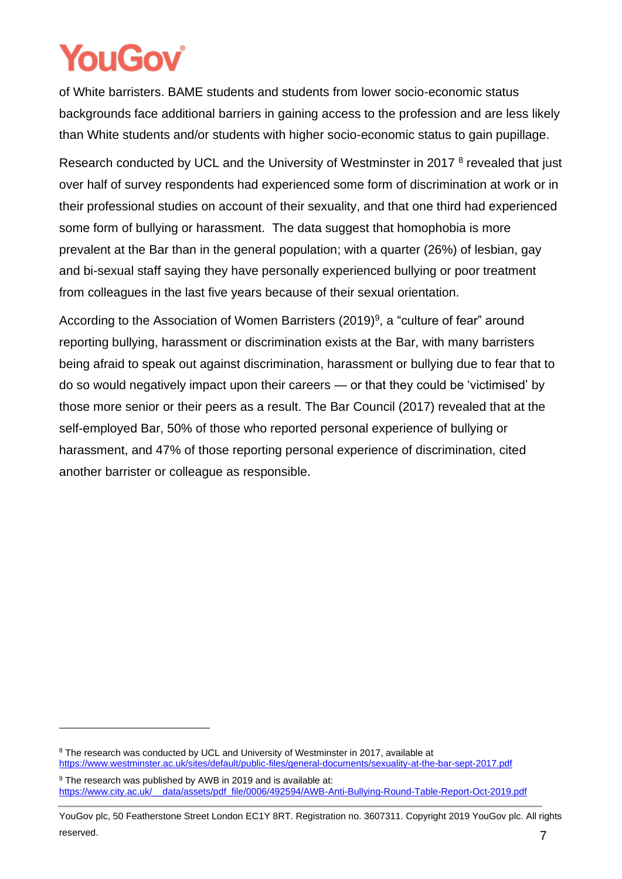of White barristers. BAME students and students from lower socio-economic status backgrounds face additional barriers in gaining access to the profession and are less likely than White students and/or students with higher socio-economic status to gain pupillage.

Research conducted by UCL and the University of Westminster in 2017 [8] revealed that just over half of survey respondents had experienced some form of discrimination at work or in their professional studies on account of their sexuality, and that one third had experienced some form of bullying or harassment. The data suggest that homophobia is more prevalent at the Bar than in the general population; with a quarter (26%) of lesbian, gay and bi-sexual staff saying they have personally experienced bullying or poor treatment from colleagues in the last five years because of their sexual orientation.

According to the Association of Women Barristers (2019)[9], a "culture of fear" around reporting bullying, harassment or discrimination exists at the Bar, with many barristers being afraid to speak out against discrimination, harassment or bullying due to fear that to do so would negatively impact upon their careers — or that they could be 'victimised' by those more senior or their peers as a result. The Bar Council (2017) revealed that at the self-employed Bar, 50% of those who reported personal experience of bullying or harassment, and 47% of those reporting personal experience of discrimination, cited another barrister or colleague as responsible.

---

[8] The research was conducted by UCL and University of Westminster in 2017, available at https://www.westminster.ac.uk/sites/default/public-files/general-documents/sexuality-at-the-bar-sept-2017.pdf

[9] The research was published by AWB in 2019 and is available at: https://www.city.ac.uk/__data/assets/pdf_file/0006/492594/AWB-Anti-Bullying-Round-Table-Report-Oct-2019.pdf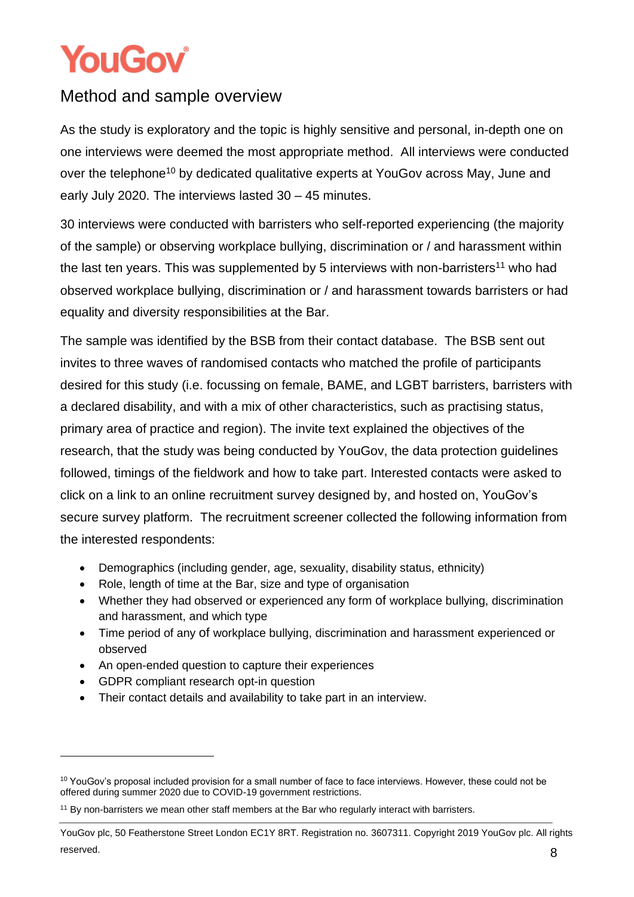## Method and sample overview

As the study is exploratory and the topic is highly sensitive and personal, in-depth one on one interviews were deemed the most appropriate method. All interviews were conducted over the telephone[10] by dedicated qualitative experts at YouGov across May, June and early July 2020. The interviews lasted 30 – 45 minutes.

30 interviews were conducted with barristers who self-reported experiencing (the majority of the sample) or observing workplace bullying, discrimination or / and harassment within the last ten years. This was supplemented by 5 interviews with non-barristers[11] who had observed workplace bullying, discrimination or / and harassment towards barristers or had equality and diversity responsibilities at the Bar.

The sample was identified by the BSB from their contact database. The BSB sent out invites to three waves of randomised contacts who matched the profile of participants desired for this study (i.e. focussing on female, BAME, and LGBT barristers, barristers with a declared disability, and with a mix of other characteristics, such as practising status, primary area of practice and region). The invite text explained the objectives of the research, that the study was being conducted by YouGov, the data protection guidelines followed, timings of the fieldwork and how to take part. Interested contacts were asked to click on a link to an online recruitment survey designed by, and hosted on, YouGov's secure survey platform. The recruitment screener collected the following information from the interested respondents:

- Demographics (including gender, age, sexuality, disability status, ethnicity)
- Role, length of time at the Bar, size and type of organisation
- Whether they had observed or experienced any form of workplace bullying, discrimination and harassment, and which type
- Time period of any of workplace bullying, discrimination and harassment experienced or observed
- An open-ended question to capture their experiences
- GDPR compliant research opt-in question
- Their contact details and availability to take part in an interview.

---

[10] YouGov's proposal included provision for a small number of face to face interviews. However, these could not be offered during summer 2020 due to COVID-19 government restrictions.

[11] By non-barristers we mean other staff members at the Bar who regularly interact with barristers.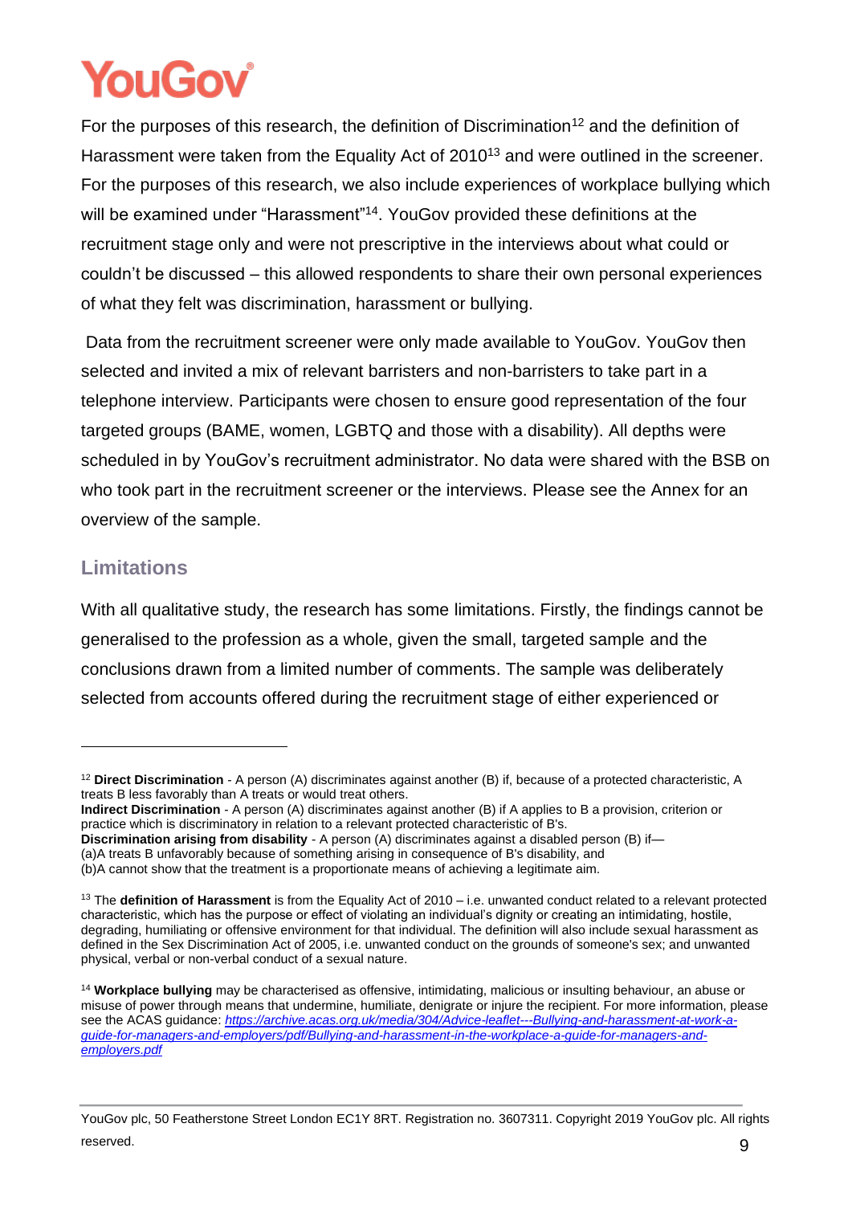For the purposes of this research, the definition of Discrimination[12] and the definition of Harassment were taken from the Equality Act of 2010[13] and were outlined in the screener. For the purposes of this research, we also include experiences of workplace bullying which will be examined under "Harassment"[14]. YouGov provided these definitions at the recruitment stage only and were not prescriptive in the interviews about what could or couldn't be discussed – this allowed respondents to share their own personal experiences of what they felt was discrimination, harassment or bullying.

Data from the recruitment screener were only made available to YouGov. YouGov then selected and invited a mix of relevant barristers and non-barristers to take part in a telephone interview. Participants were chosen to ensure good representation of the four targeted groups (BAME, women, LGBTQ and those with a disability). All depths were scheduled in by YouGov's recruitment administrator. No data were shared with the BSB on who took part in the recruitment screener or the interviews. Please see the Annex for an overview of the sample.

## Limitations

With all qualitative study, the research has some limitations. Firstly, the findings cannot be generalised to the profession as a whole, given the small, targeted sample and the conclusions drawn from a limited number of comments. The sample was deliberately selected from accounts offered during the recruitment stage of either experienced or

---

[12] **Direct Discrimination** - A person (A) discriminates against another (B) if, because of a protected characteristic, A treats B less favorably than A treats or would treat others.
**Indirect Discrimination** - A person (A) discriminates against another (B) if A applies to B a provision, criterion or practice which is discriminatory in relation to a relevant protected characteristic of B's.
**Discrimination arising from disability** - A person (A) discriminates against a disabled person (B) if—
(a)A treats B unfavorably because of something arising in consequence of B's disability, and
(b)A cannot show that the treatment is a proportionate means of achieving a legitimate aim.

[13] The **definition of Harassment** is from the Equality Act of 2010 – i.e. unwanted conduct related to a relevant protected characteristic, which has the purpose or effect of violating an individual's dignity or creating an intimidating, hostile, degrading, humiliating or offensive environment for that individual. The definition will also include sexual harassment as defined in the Sex Discrimination Act of 2005, i.e. unwanted conduct on the grounds of someone's sex; and unwanted physical, verbal or non-verbal conduct of a sexual nature.

[14] **Workplace bullying** may be characterised as offensive, intimidating, malicious or insulting behaviour, an abuse or misuse of power through means that undermine, humiliate, denigrate or injure the recipient. For more information, please see the ACAS guidance: *https://archive.acas.org.uk/media/304/Advice-leaflet---Bullying-and-harassment-at-work-a-guide-for-managers-and-employers/pdf/Bullying-and-harassment-in-the-workplace-a-guide-for-managers-and-employers.pdf*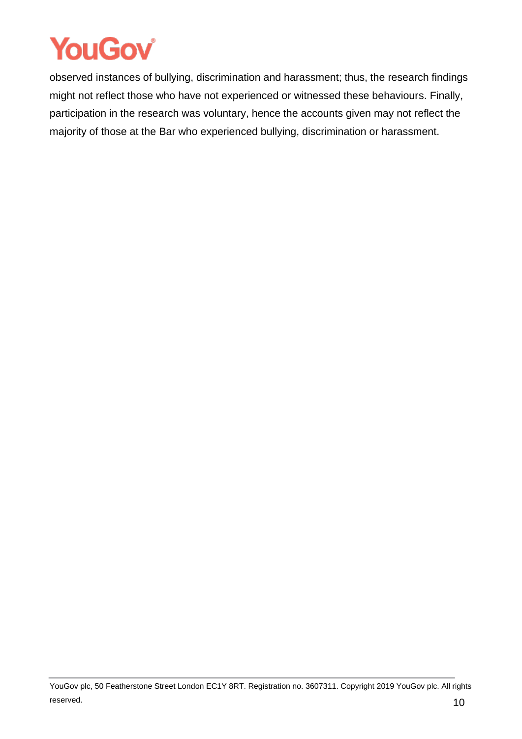observed instances of bullying, discrimination and harassment; thus, the research findings might not reflect those who have not experienced or witnessed these behaviours. Finally, participation in the research was voluntary, hence the accounts given may not reflect the majority of those at the Bar who experienced bullying, discrimination or harassment.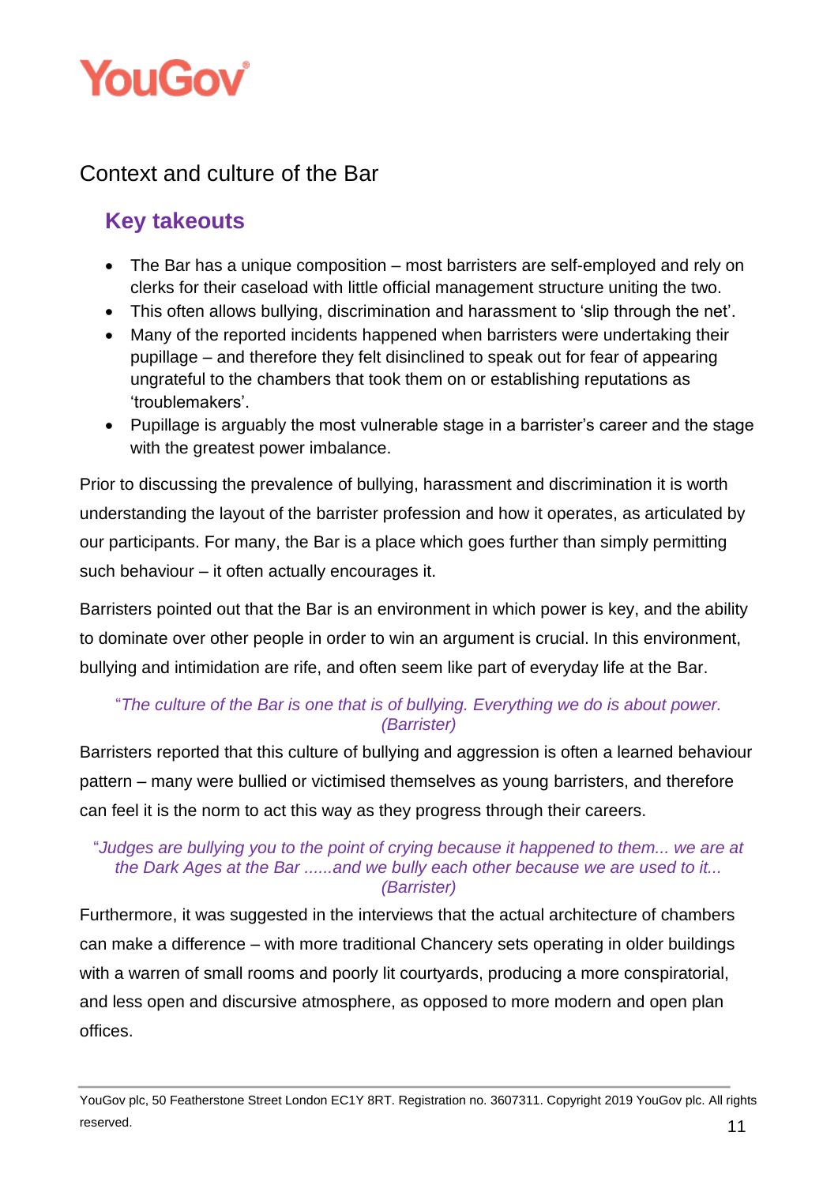## Context and culture of the Bar

### Key takeouts

- The Bar has a unique composition – most barristers are self-employed and rely on clerks for their caseload with little official management structure uniting the two.
- This often allows bullying, discrimination and harassment to 'slip through the net'.
- Many of the reported incidents happened when barristers were undertaking their pupillage – and therefore they felt disinclined to speak out for fear of appearing ungrateful to the chambers that took them on or establishing reputations as 'troublemakers'.
- Pupillage is arguably the most vulnerable stage in a barrister's career and the stage with the greatest power imbalance.

Prior to discussing the prevalence of bullying, harassment and discrimination it is worth understanding the layout of the barrister profession and how it operates, as articulated by our participants. For many, the Bar is a place which goes further than simply permitting such behaviour – it often actually encourages it.

Barristers pointed out that the Bar is an environment in which power is key, and the ability to dominate over other people in order to win an argument is crucial. In this environment, bullying and intimidation are rife, and often seem like part of everyday life at the Bar.

> *"The culture of the Bar is one that is of bullying. Everything we do is about power. (Barrister)*

Barristers reported that this culture of bullying and aggression is often a learned behaviour pattern – many were bullied or victimised themselves as young barristers, and therefore can feel it is the norm to act this way as they progress through their careers.

> *"Judges are bullying you to the point of crying because it happened to them... we are at the Dark Ages at the Bar ......and we bully each other because we are used to it... (Barrister)*

Furthermore, it was suggested in the interviews that the actual architecture of chambers can make a difference – with more traditional Chancery sets operating in older buildings with a warren of small rooms and poorly lit courtyards, producing a more conspiratorial, and less open and discursive atmosphere, as opposed to more modern and open plan offices.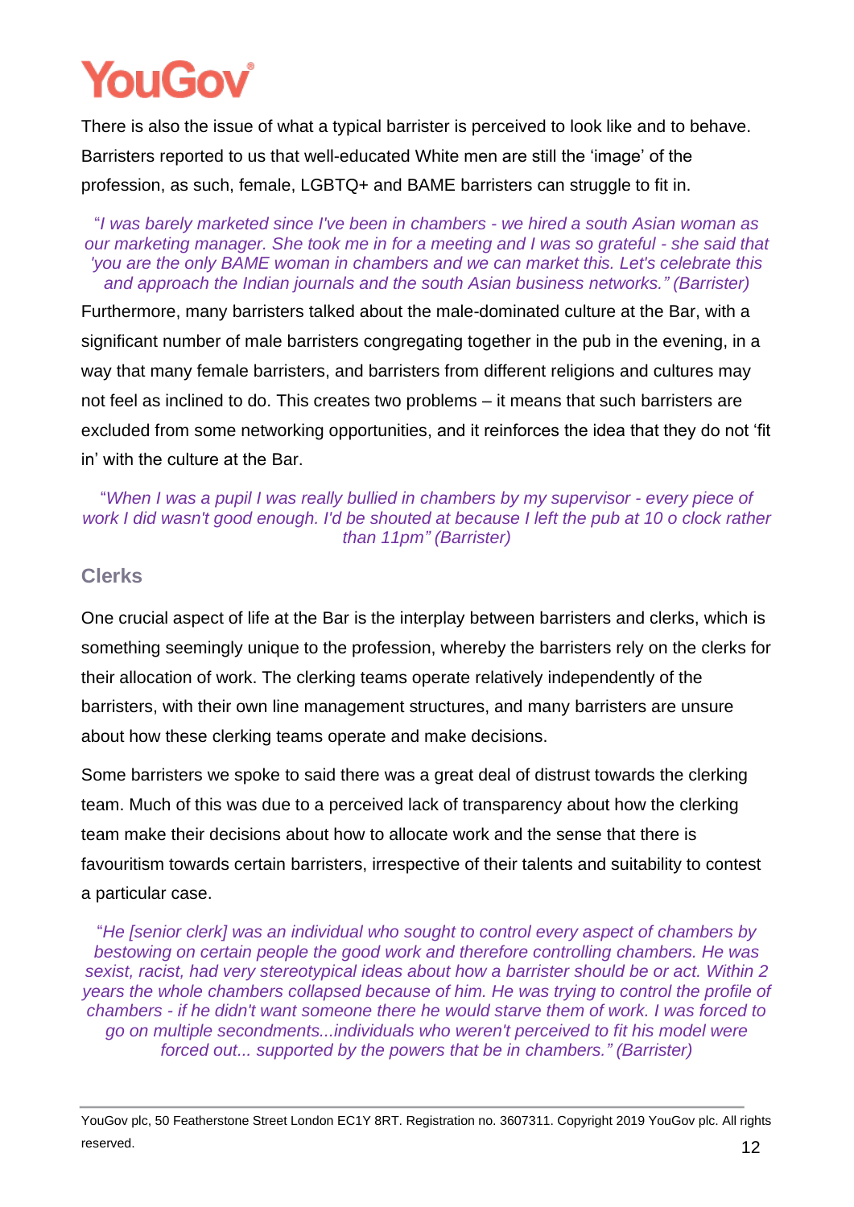There is also the issue of what a typical barrister is perceived to look like and to behave. Barristers reported to us that well-educated White men are still the 'image' of the profession, as such, female, LGBTQ+ and BAME barristers can struggle to fit in.

> *"I was barely marketed since I've been in chambers - we hired a south Asian woman as our marketing manager. She took me in for a meeting and I was so grateful - she said that 'you are the only BAME woman in chambers and we can market this. Let's celebrate this and approach the Indian journals and the south Asian business networks." (Barrister)*

Furthermore, many barristers talked about the male-dominated culture at the Bar, with a significant number of male barristers congregating together in the pub in the evening, in a way that many female barristers, and barristers from different religions and cultures may not feel as inclined to do. This creates two problems – it means that such barristers are excluded from some networking opportunities, and it reinforces the idea that they do not 'fit in' with the culture at the Bar.

> *"When I was a pupil I was really bullied in chambers by my supervisor - every piece of work I did wasn't good enough. I'd be shouted at because I left the pub at 10 o clock rather than 11pm" (Barrister)*

## Clerks

One crucial aspect of life at the Bar is the interplay between barristers and clerks, which is something seemingly unique to the profession, whereby the barristers rely on the clerks for their allocation of work. The clerking teams operate relatively independently of the barristers, with their own line management structures, and many barristers are unsure about how these clerking teams operate and make decisions.

Some barristers we spoke to said there was a great deal of distrust towards the clerking team. Much of this was due to a perceived lack of transparency about how the clerking team make their decisions about how to allocate work and the sense that there is favouritism towards certain barristers, irrespective of their talents and suitability to contest a particular case.

> *"He [senior clerk] was an individual who sought to control every aspect of chambers by bestowing on certain people the good work and therefore controlling chambers. He was sexist, racist, had very stereotypical ideas about how a barrister should be or act. Within 2 years the whole chambers collapsed because of him. He was trying to control the profile of chambers - if he didn't want someone there he would starve them of work. I was forced to go on multiple secondments...individuals who weren't perceived to fit his model were forced out... supported by the powers that be in chambers." (Barrister)*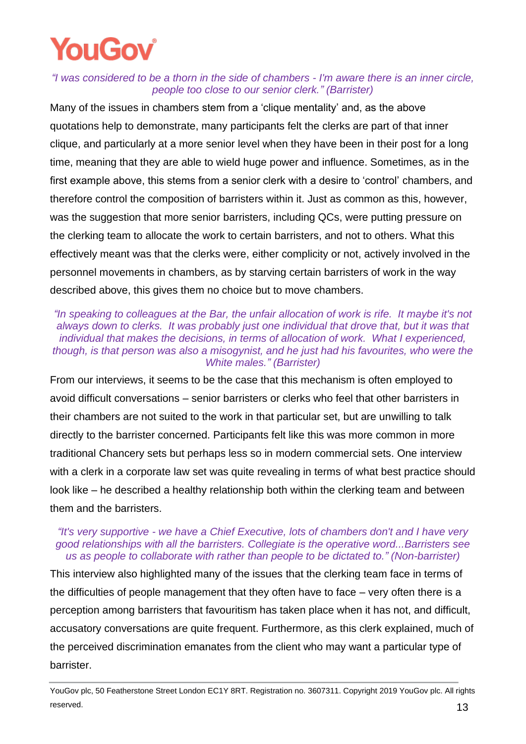*"I was considered to be a thorn in the side of chambers - I'm aware there is an inner circle, people too close to our senior clerk." (Barrister)*

Many of the issues in chambers stem from a 'clique mentality' and, as the above quotations help to demonstrate, many participants felt the clerks are part of that inner clique, and particularly at a more senior level when they have been in their post for a long time, meaning that they are able to wield huge power and influence. Sometimes, as in the first example above, this stems from a senior clerk with a desire to 'control' chambers, and therefore control the composition of barristers within it. Just as common as this, however, was the suggestion that more senior barristers, including QCs, were putting pressure on the clerking team to allocate the work to certain barristers, and not to others. What this effectively meant was that the clerks were, either complicity or not, actively involved in the personnel movements in chambers, as by starving certain barristers of work in the way described above, this gives them no choice but to move chambers.

*"In speaking to colleagues at the Bar, the unfair allocation of work is rife. It maybe it's not always down to clerks. It was probably just one individual that drove that, but it was that individual that makes the decisions, in terms of allocation of work. What I experienced, though, is that person was also a misogynist, and he just had his favourites, who were the White males." (Barrister)*

From our interviews, it seems to be the case that this mechanism is often employed to avoid difficult conversations – senior barristers or clerks who feel that other barristers in their chambers are not suited to the work in that particular set, but are unwilling to talk directly to the barrister concerned. Participants felt like this was more common in more traditional Chancery sets but perhaps less so in modern commercial sets. One interview with a clerk in a corporate law set was quite revealing in terms of what best practice should look like – he described a healthy relationship both within the clerking team and between them and the barristers.

*"It's very supportive - we have a Chief Executive, lots of chambers don't and I have very good relationships with all the barristers. Collegiate is the operative word...Barristers see us as people to collaborate with rather than people to be dictated to." (Non-barrister)*

This interview also highlighted many of the issues that the clerking team face in terms of the difficulties of people management that they often have to face – very often there is a perception among barristers that favouritism has taken place when it has not, and difficult, accusatory conversations are quite frequent. Furthermore, as this clerk explained, much of the perceived discrimination emanates from the client who may want a particular type of barrister.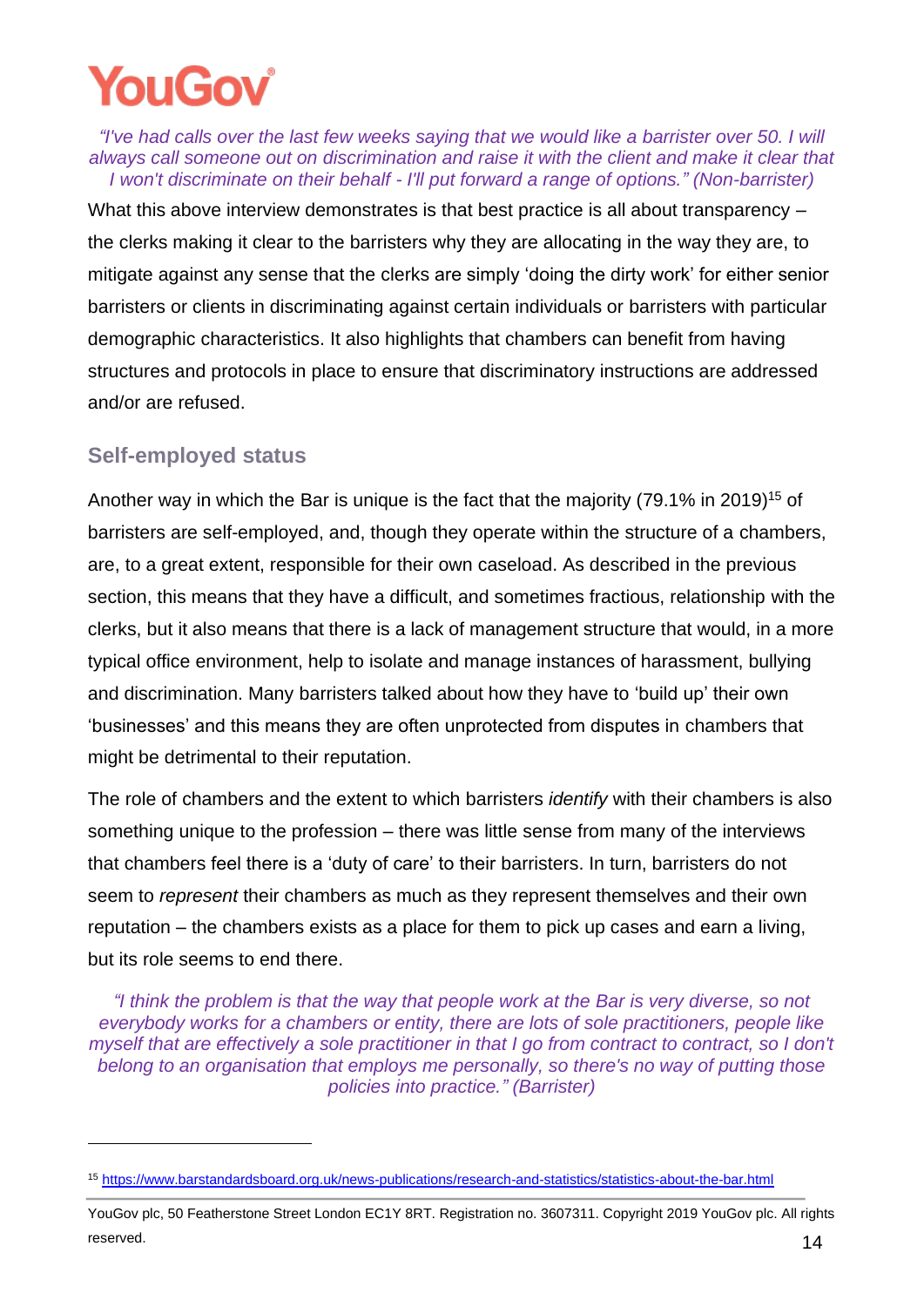*"I've had calls over the last few weeks saying that we would like a barrister over 50. I will always call someone out on discrimination and raise it with the client and make it clear that I won't discriminate on their behalf - I'll put forward a range of options." (Non-barrister)*

What this above interview demonstrates is that best practice is all about transparency – the clerks making it clear to the barristers why they are allocating in the way they are, to mitigate against any sense that the clerks are simply 'doing the dirty work' for either senior barristers or clients in discriminating against certain individuals or barristers with particular demographic characteristics. It also highlights that chambers can benefit from having structures and protocols in place to ensure that discriminatory instructions are addressed and/or are refused.

## Self-employed status

Another way in which the Bar is unique is the fact that the majority (79.1% in 2019)[15] of barristers are self-employed, and, though they operate within the structure of a chambers, are, to a great extent, responsible for their own caseload. As described in the previous section, this means that they have a difficult, and sometimes fractious, relationship with the clerks, but it also means that there is a lack of management structure that would, in a more typical office environment, help to isolate and manage instances of harassment, bullying and discrimination. Many barristers talked about how they have to 'build up' their own 'businesses' and this means they are often unprotected from disputes in chambers that might be detrimental to their reputation.

The role of chambers and the extent to which barristers *identify* with their chambers is also something unique to the profession – there was little sense from many of the interviews that chambers feel there is a 'duty of care' to their barristers. In turn, barristers do not seem to *represent* their chambers as much as they represent themselves and their own reputation – the chambers exists as a place for them to pick up cases and earn a living, but its role seems to end there.

*"I think the problem is that the way that people work at the Bar is very diverse, so not everybody works for a chambers or entity, there are lots of sole practitioners, people like myself that are effectively a sole practitioner in that I go from contract to contract, so I don't belong to an organisation that employs me personally, so there's no way of putting those policies into practice." (Barrister)*

---

[15] https://www.barstandardsboard.org.uk/news-publications/research-and-statistics/statistics-about-the-bar.html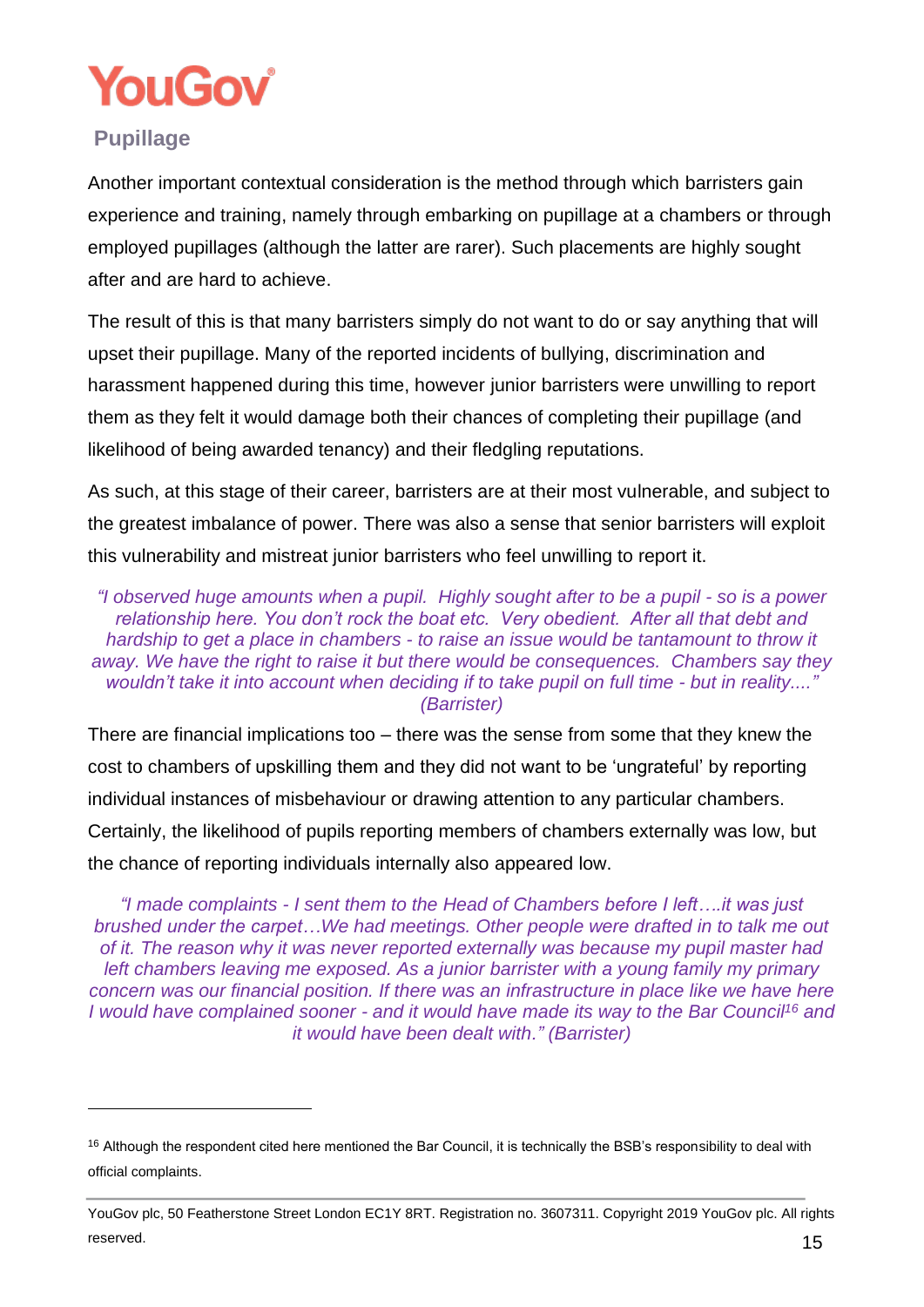## Pupillage

Another important contextual consideration is the method through which barristers gain experience and training, namely through embarking on pupillage at a chambers or through employed pupillages (although the latter are rarer). Such placements are highly sought after and are hard to achieve.

The result of this is that many barristers simply do not want to do or say anything that will upset their pupillage. Many of the reported incidents of bullying, discrimination and harassment happened during this time, however junior barristers were unwilling to report them as they felt it would damage both their chances of completing their pupillage (and likelihood of being awarded tenancy) and their fledgling reputations.

As such, at this stage of their career, barristers are at their most vulnerable, and subject to the greatest imbalance of power. There was also a sense that senior barristers will exploit this vulnerability and mistreat junior barristers who feel unwilling to report it.

*"I observed huge amounts when a pupil. Highly sought after to be a pupil - so is a power relationship here. You don't rock the boat etc. Very obedient. After all that debt and hardship to get a place in chambers - to raise an issue would be tantamount to throw it away. We have the right to raise it but there would be consequences. Chambers say they wouldn't take it into account when deciding if to take pupil on full time - but in reality...." (Barrister)*

There are financial implications too – there was the sense from some that they knew the cost to chambers of upskilling them and they did not want to be 'ungrateful' by reporting individual instances of misbehaviour or drawing attention to any particular chambers. Certainly, the likelihood of pupils reporting members of chambers externally was low, but the chance of reporting individuals internally also appeared low.

*"I made complaints - I sent them to the Head of Chambers before I left….it was just brushed under the carpet…We had meetings. Other people were drafted in to talk me out of it. The reason why it was never reported externally was because my pupil master had left chambers leaving me exposed. As a junior barrister with a young family my primary concern was our financial position. If there was an infrastructure in place like we have here I would have complained sooner - and it would have made its way to the Bar Council[16] and it would have been dealt with." (Barrister)*

[16] Although the respondent cited here mentioned the Bar Council, it is technically the BSB's responsibility to deal with official complaints.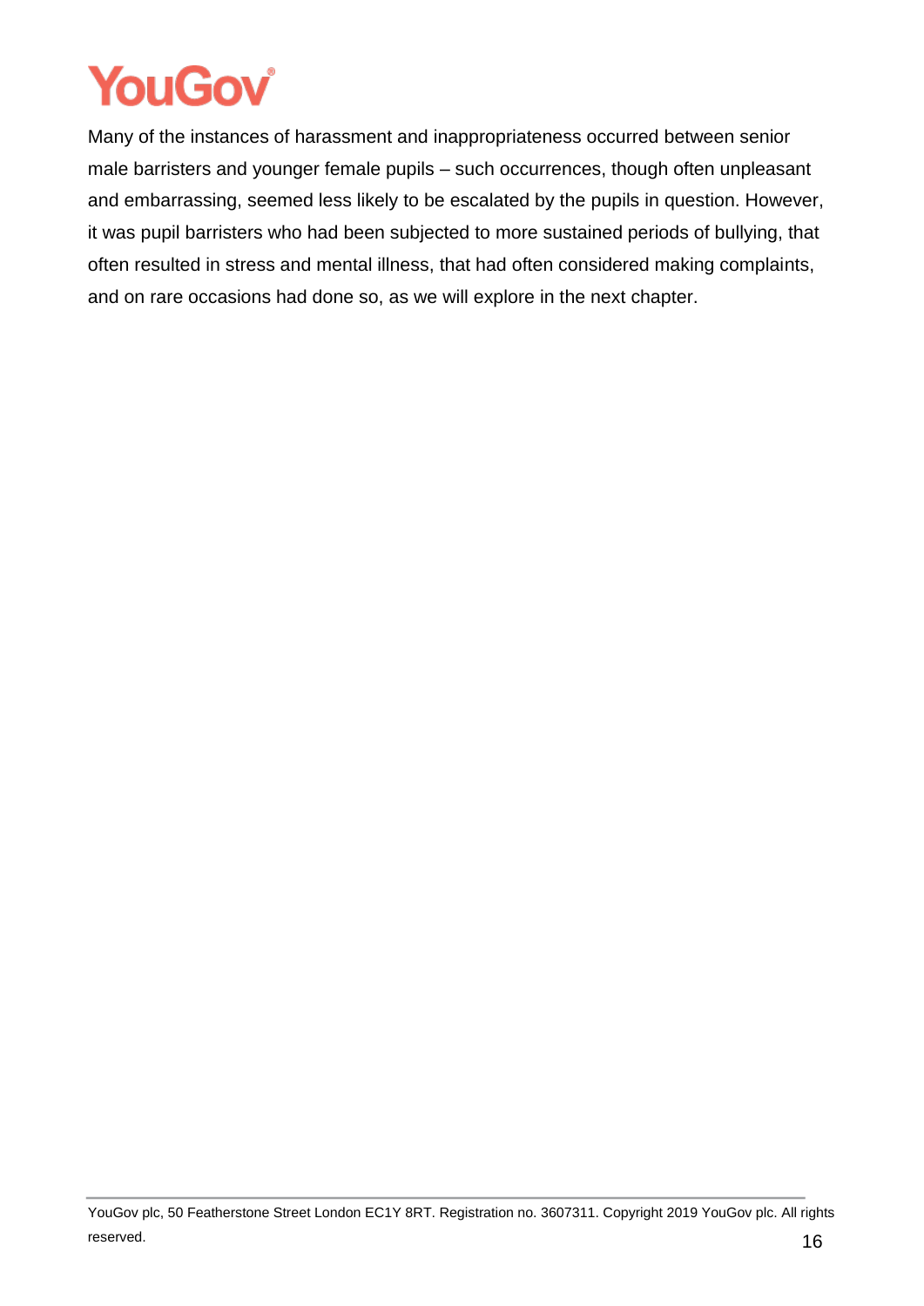Many of the instances of harassment and inappropriateness occurred between senior male barristers and younger female pupils – such occurrences, though often unpleasant and embarrassing, seemed less likely to be escalated by the pupils in question. However, it was pupil barristers who had been subjected to more sustained periods of bullying, that often resulted in stress and mental illness, that had often considered making complaints, and on rare occasions had done so, as we will explore in the next chapter.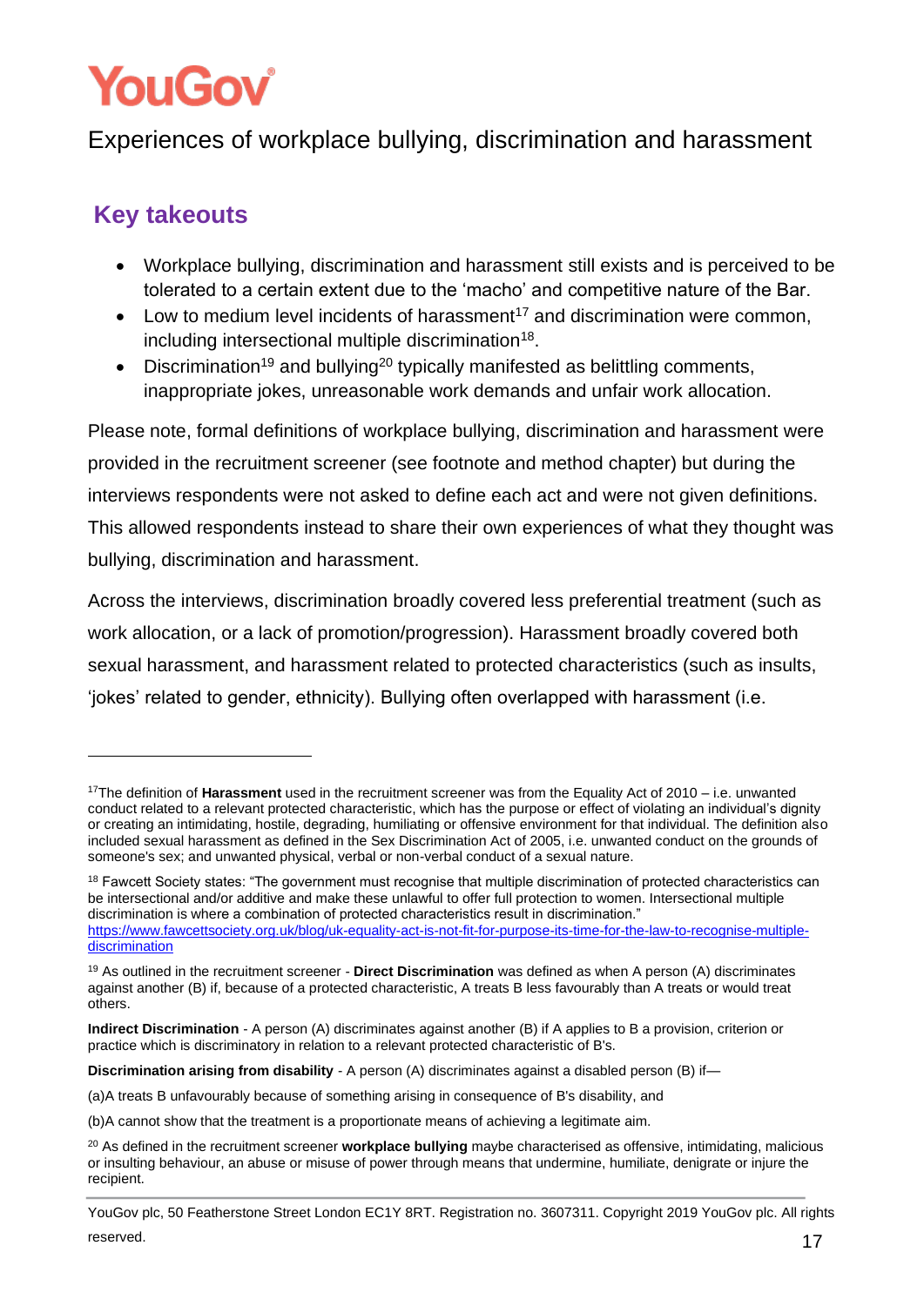## Key takeouts

- Workplace bullying, discrimination and harassment still exists and is perceived to be tolerated to a certain extent due to the 'macho' and competitive nature of the Bar.
- Low to medium level incidents of harassment[17] and discrimination were common, including intersectional multiple discrimination[18].
- Discrimination[19] and bullying[20] typically manifested as belittling comments, inappropriate jokes, unreasonable work demands and unfair work allocation.

Please note, formal definitions of workplace bullying, discrimination and harassment were provided in the recruitment screener (see footnote and method chapter) but during the interviews respondents were not asked to define each act and were not given definitions. This allowed respondents instead to share their own experiences of what they thought was bullying, discrimination and harassment.

Across the interviews, discrimination broadly covered less preferential treatment (such as work allocation, or a lack of promotion/progression). Harassment broadly covered both sexual harassment, and harassment related to protected characteristics (such as insults, 'jokes' related to gender, ethnicity). Bullying often overlapped with harassment (i.e.

---

[17] The definition of **Harassment** used in the recruitment screener was from the Equality Act of 2010 – i.e. unwanted conduct related to a relevant protected characteristic, which has the purpose or effect of violating an individual's dignity or creating an intimidating, hostile, degrading, humiliating or offensive environment for that individual. The definition also included sexual harassment as defined in the Sex Discrimination Act of 2005, i.e. unwanted conduct on the grounds of someone's sex; and unwanted physical, verbal or non-verbal conduct of a sexual nature.

[18] Fawcett Society states: "The government must recognise that multiple discrimination of protected characteristics can be intersectional and/or additive and make these unlawful to offer full protection to women. Intersectional multiple discrimination is where a combination of protected characteristics result in discrimination." https://www.fawcettsociety.org.uk/blog/uk-equality-act-is-not-fit-for-purpose-its-time-for-the-law-to-recognise-multiple-discrimination

[19] As outlined in the recruitment screener - **Direct Discrimination** was defined as when A person (A) discriminates against another (B) if, because of a protected characteristic, A treats B less favourably than A treats or would treat others.

**Indirect Discrimination** - A person (A) discriminates against another (B) if A applies to B a provision, criterion or practice which is discriminatory in relation to a relevant protected characteristic of B's.

**Discrimination arising from disability** - A person (A) discriminates against a disabled person (B) if—

(a)A treats B unfavourably because of something arising in consequence of B's disability, and

(b)A cannot show that the treatment is a proportionate means of achieving a legitimate aim.

[20] As defined in the recruitment screener **workplace bullying** maybe characterised as offensive, intimidating, malicious or insulting behaviour, an abuse or misuse of power through means that undermine, humiliate, denigrate or injure the recipient.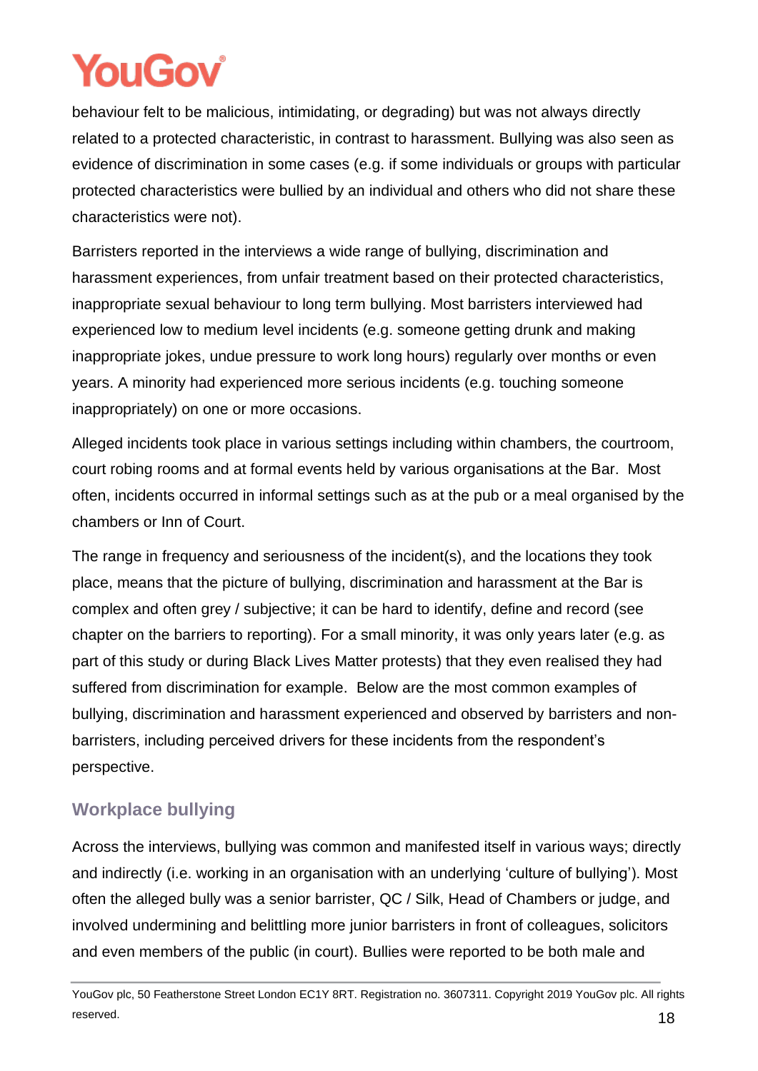behaviour felt to be malicious, intimidating, or degrading) but was not always directly related to a protected characteristic, in contrast to harassment. Bullying was also seen as evidence of discrimination in some cases (e.g. if some individuals or groups with particular protected characteristics were bullied by an individual and others who did not share these characteristics were not).

Barristers reported in the interviews a wide range of bullying, discrimination and harassment experiences, from unfair treatment based on their protected characteristics, inappropriate sexual behaviour to long term bullying. Most barristers interviewed had experienced low to medium level incidents (e.g. someone getting drunk and making inappropriate jokes, undue pressure to work long hours) regularly over months or even years. A minority had experienced more serious incidents (e.g. touching someone inappropriately) on one or more occasions.

Alleged incidents took place in various settings including within chambers, the courtroom, court robing rooms and at formal events held by various organisations at the Bar. Most often, incidents occurred in informal settings such as at the pub or a meal organised by the chambers or Inn of Court.

The range in frequency and seriousness of the incident(s), and the locations they took place, means that the picture of bullying, discrimination and harassment at the Bar is complex and often grey / subjective; it can be hard to identify, define and record (see chapter on the barriers to reporting). For a small minority, it was only years later (e.g. as part of this study or during Black Lives Matter protests) that they even realised they had suffered from discrimination for example. Below are the most common examples of bullying, discrimination and harassment experienced and observed by barristers and non-barristers, including perceived drivers for these incidents from the respondent's perspective.

### Workplace bullying

Across the interviews, bullying was common and manifested itself in various ways; directly and indirectly (i.e. working in an organisation with an underlying 'culture of bullying'). Most often the alleged bully was a senior barrister, QC / Silk, Head of Chambers or judge, and involved undermining and belittling more junior barristers in front of colleagues, solicitors and even members of the public (in court). Bullies were reported to be both male and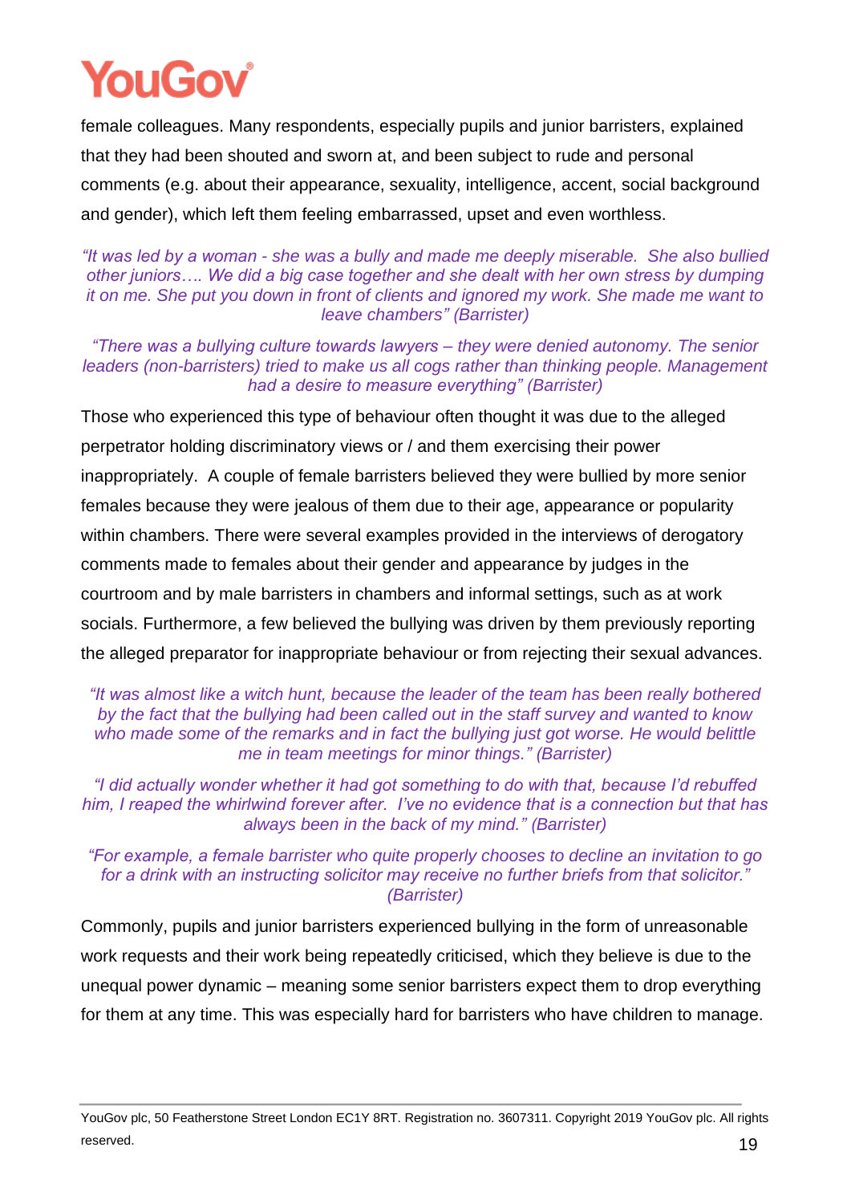female colleagues. Many respondents, especially pupils and junior barristers, explained that they had been shouted and sworn at, and been subject to rude and personal comments (e.g. about their appearance, sexuality, intelligence, accent, social background and gender), which left them feeling embarrassed, upset and even worthless.

*"It was led by a woman - she was a bully and made me deeply miserable. She also bullied other juniors…. We did a big case together and she dealt with her own stress by dumping it on me. She put you down in front of clients and ignored my work. She made me want to leave chambers" (Barrister)*

*"There was a bullying culture towards lawyers – they were denied autonomy. The senior leaders (non-barristers) tried to make us all cogs rather than thinking people. Management had a desire to measure everything" (Barrister)*

Those who experienced this type of behaviour often thought it was due to the alleged perpetrator holding discriminatory views or / and them exercising their power inappropriately. A couple of female barristers believed they were bullied by more senior females because they were jealous of them due to their age, appearance or popularity within chambers. There were several examples provided in the interviews of derogatory comments made to females about their gender and appearance by judges in the courtroom and by male barristers in chambers and informal settings, such as at work socials. Furthermore, a few believed the bullying was driven by them previously reporting the alleged preparator for inappropriate behaviour or from rejecting their sexual advances.

*"It was almost like a witch hunt, because the leader of the team has been really bothered by the fact that the bullying had been called out in the staff survey and wanted to know who made some of the remarks and in fact the bullying just got worse. He would belittle me in team meetings for minor things." (Barrister)*

*"I did actually wonder whether it had got something to do with that, because I'd rebuffed him, I reaped the whirlwind forever after. I've no evidence that is a connection but that has always been in the back of my mind." (Barrister)*

*"For example, a female barrister who quite properly chooses to decline an invitation to go for a drink with an instructing solicitor may receive no further briefs from that solicitor." (Barrister)*

Commonly, pupils and junior barristers experienced bullying in the form of unreasonable work requests and their work being repeatedly criticised, which they believe is due to the unequal power dynamic – meaning some senior barristers expect them to drop everything for them at any time. This was especially hard for barristers who have children to manage.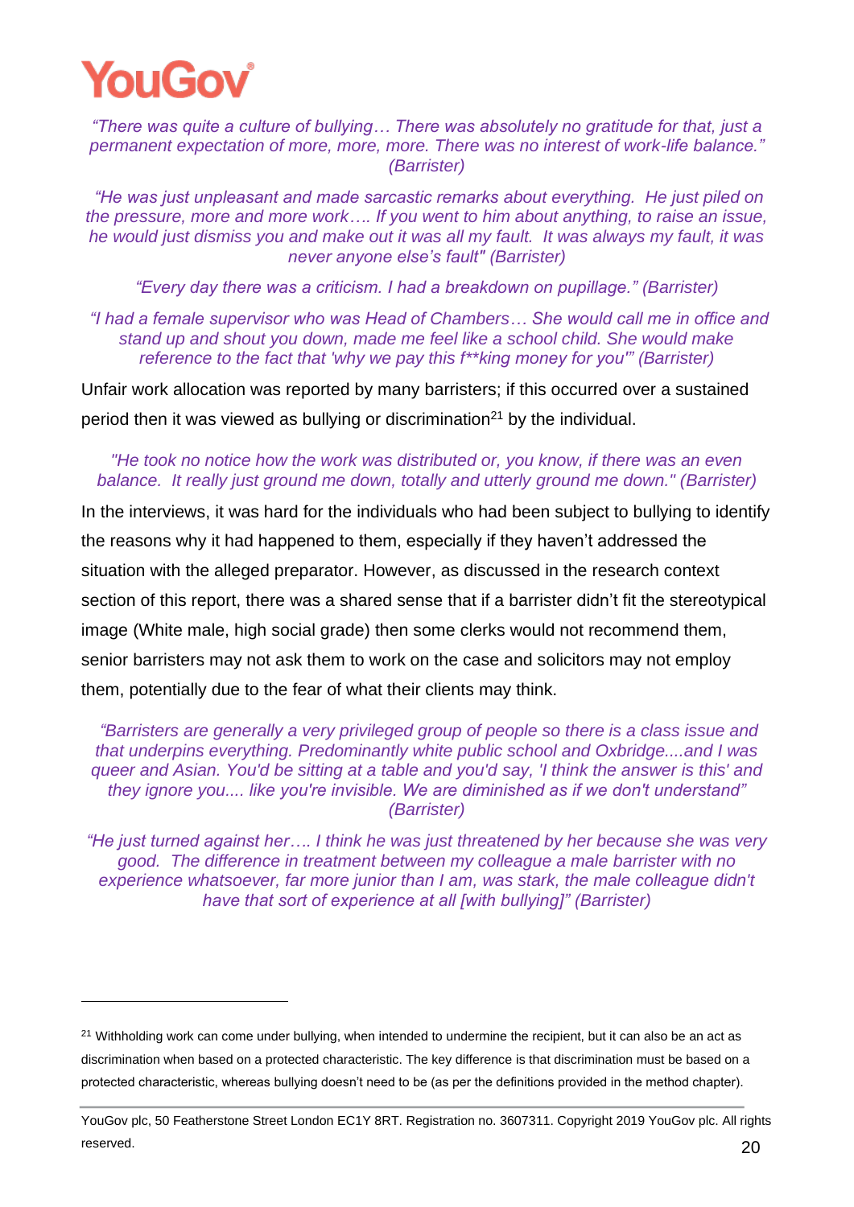*"There was quite a culture of bullying… There was absolutely no gratitude for that, just a permanent expectation of more, more, more. There was no interest of work-life balance." (Barrister)*

*"He was just unpleasant and made sarcastic remarks about everything. He just piled on the pressure, more and more work…. If you went to him about anything, to raise an issue, he would just dismiss you and make out it was all my fault. It was always my fault, it was never anyone else's fault" (Barrister)*

*"Every day there was a criticism. I had a breakdown on pupillage." (Barrister)*

*"I had a female supervisor who was Head of Chambers… She would call me in office and stand up and shout you down, made me feel like a school child. She would make reference to the fact that 'why we pay this f**king money for you'" (Barrister)*

Unfair work allocation was reported by many barristers; if this occurred over a sustained period then it was viewed as bullying or discrimination[21] by the individual.

*"He took no notice how the work was distributed or, you know, if there was an even balance. It really just ground me down, totally and utterly ground me down." (Barrister)*

In the interviews, it was hard for the individuals who had been subject to bullying to identify the reasons why it had happened to them, especially if they haven't addressed the situation with the alleged preparator. However, as discussed in the research context section of this report, there was a shared sense that if a barrister didn't fit the stereotypical image (White male, high social grade) then some clerks would not recommend them, senior barristers may not ask them to work on the case and solicitors may not employ them, potentially due to the fear of what their clients may think.

*"Barristers are generally a very privileged group of people so there is a class issue and that underpins everything. Predominantly white public school and Oxbridge....and I was queer and Asian. You'd be sitting at a table and you'd say, 'I think the answer is this' and they ignore you.... like you're invisible. We are diminished as if we don't understand" (Barrister)*

*"He just turned against her…. I think he was just threatened by her because she was very good. The difference in treatment between my colleague a male barrister with no experience whatsoever, far more junior than I am, was stark, the male colleague didn't have that sort of experience at all [with bullying]" (Barrister)*

---

[21] Withholding work can come under bullying, when intended to undermine the recipient, but it can also be an act as discrimination when based on a protected characteristic. The key difference is that discrimination must be based on a protected characteristic, whereas bullying doesn't need to be (as per the definitions provided in the method chapter).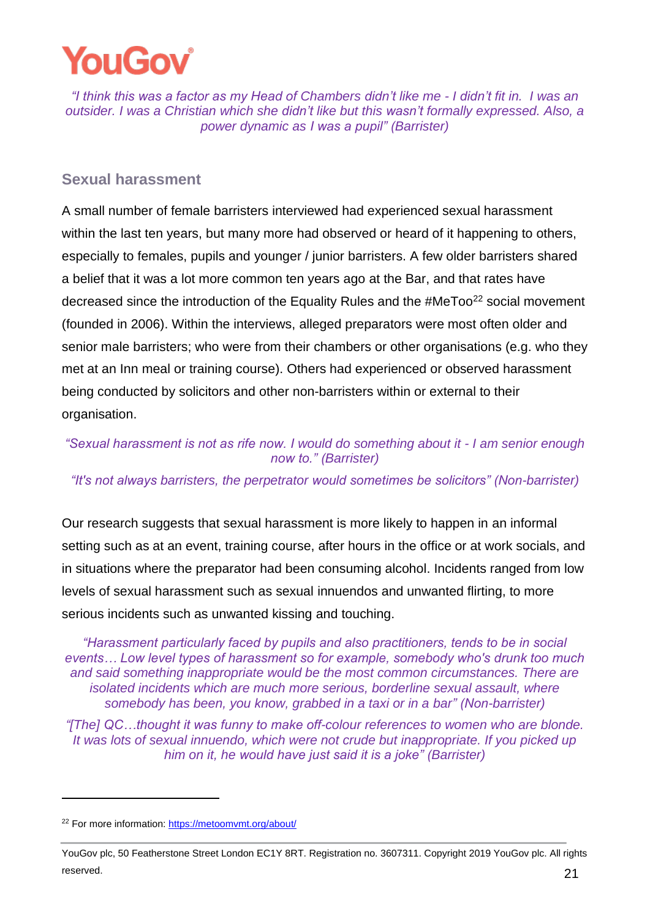*"I think this was a factor as my Head of Chambers didn't like me - I didn't fit in. I was an outsider. I was a Christian which she didn't like but this wasn't formally expressed. Also, a power dynamic as I was a pupil" (Barrister)*

### Sexual harassment

A small number of female barristers interviewed had experienced sexual harassment within the last ten years, but many more had observed or heard of it happening to others, especially to females, pupils and younger / junior barristers. A few older barristers shared a belief that it was a lot more common ten years ago at the Bar, and that rates have decreased since the introduction of the Equality Rules and the #MeToo[22] social movement (founded in 2006). Within the interviews, alleged preparators were most often older and senior male barristers; who were from their chambers or other organisations (e.g. who they met at an Inn meal or training course). Others had experienced or observed harassment being conducted by solicitors and other non-barristers within or external to their organisation.

*"Sexual harassment is not as rife now. I would do something about it - I am senior enough now to." (Barrister)*

*"It's not always barristers, the perpetrator would sometimes be solicitors" (Non-barrister)*

Our research suggests that sexual harassment is more likely to happen in an informal setting such as at an event, training course, after hours in the office or at work socials, and in situations where the preparator had been consuming alcohol. Incidents ranged from low levels of sexual harassment such as sexual innuendos and unwanted flirting, to more serious incidents such as unwanted kissing and touching.

*"Harassment particularly faced by pupils and also practitioners, tends to be in social events… Low level types of harassment so for example, somebody who's drunk too much and said something inappropriate would be the most common circumstances. There are isolated incidents which are much more serious, borderline sexual assault, where somebody has been, you know, grabbed in a taxi or in a bar" (Non-barrister)*

*"[The] QC…thought it was funny to make off-colour references to women who are blonde. It was lots of sexual innuendo, which were not crude but inappropriate. If you picked up him on it, he would have just said it is a joke" (Barrister)*

---

[22] For more information: https://metoomvmt.org/about/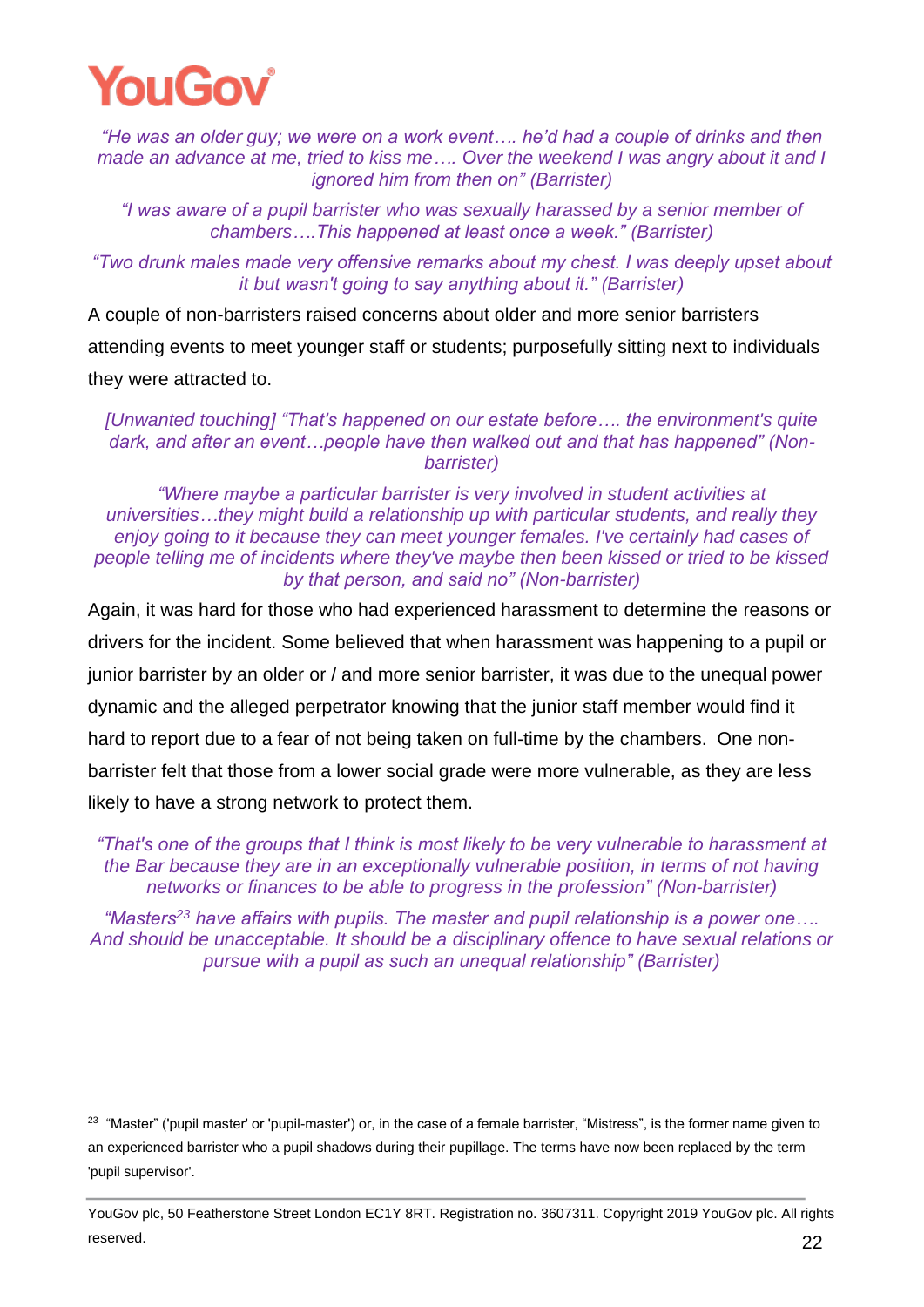*"He was an older guy; we were on a work event…. he'd had a couple of drinks and then made an advance at me, tried to kiss me…. Over the weekend I was angry about it and I ignored him from then on" (Barrister)*

*"I was aware of a pupil barrister who was sexually harassed by a senior member of chambers….This happened at least once a week." (Barrister)*

*"Two drunk males made very offensive remarks about my chest. I was deeply upset about it but wasn't going to say anything about it." (Barrister)*

A couple of non-barristers raised concerns about older and more senior barristers attending events to meet younger staff or students; purposefully sitting next to individuals they were attracted to.

*[Unwanted touching] "That's happened on our estate before…. the environment's quite dark, and after an event…people have then walked out and that has happened" (Non-barrister)*

*"Where maybe a particular barrister is very involved in student activities at universities…they might build a relationship up with particular students, and really they enjoy going to it because they can meet younger females. I've certainly had cases of people telling me of incidents where they've maybe then been kissed or tried to be kissed by that person, and said no" (Non-barrister)*

Again, it was hard for those who had experienced harassment to determine the reasons or drivers for the incident. Some believed that when harassment was happening to a pupil or junior barrister by an older or / and more senior barrister, it was due to the unequal power dynamic and the alleged perpetrator knowing that the junior staff member would find it hard to report due to a fear of not being taken on full-time by the chambers. One non-barrister felt that those from a lower social grade were more vulnerable, as they are less likely to have a strong network to protect them.

*"That's one of the groups that I think is most likely to be very vulnerable to harassment at the Bar because they are in an exceptionally vulnerable position, in terms of not having networks or finances to be able to progress in the profession" (Non-barrister)*

*"Masters[23] have affairs with pupils. The master and pupil relationship is a power one…. And should be unacceptable. It should be a disciplinary offence to have sexual relations or pursue with a pupil as such an unequal relationship" (Barrister)*

---

[23] "Master" ('pupil master' or 'pupil-master') or, in the case of a female barrister, "Mistress", is the former name given to an experienced barrister who a pupil shadows during their pupillage. The terms have now been replaced by the term 'pupil supervisor'.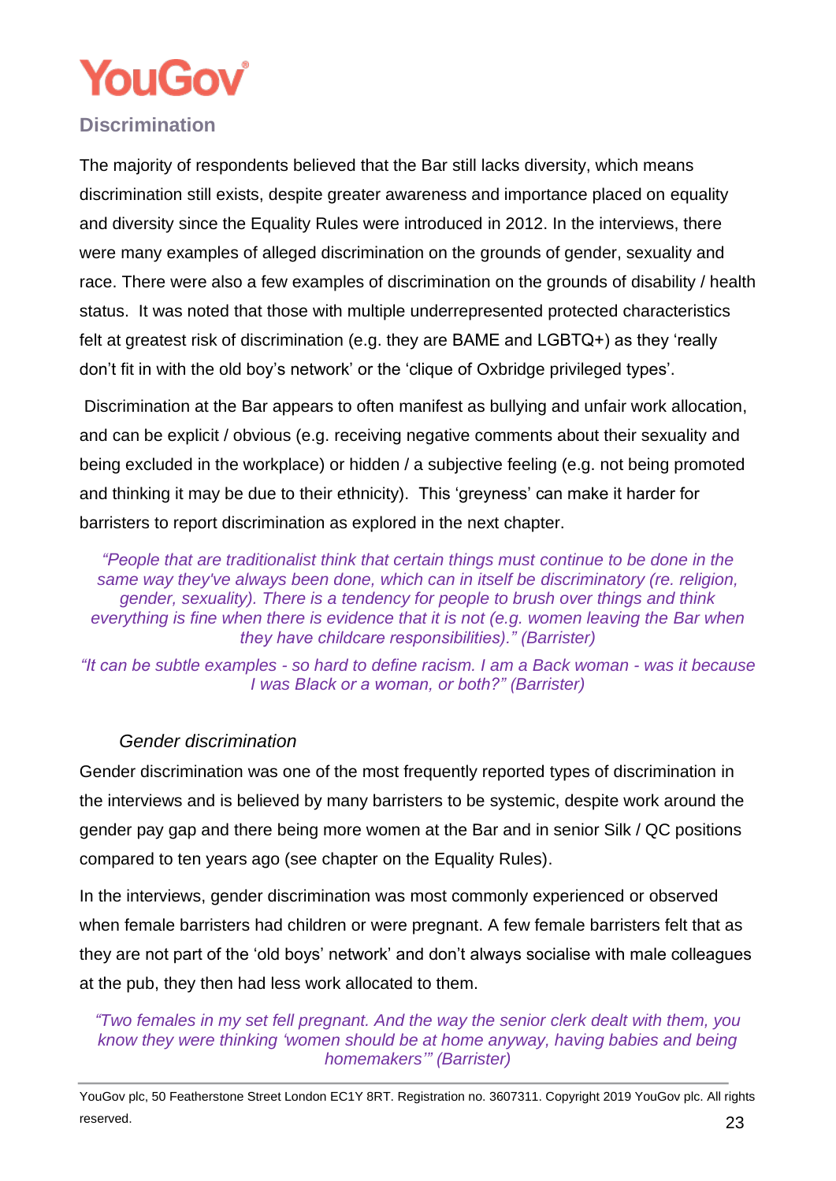## Discrimination

The majority of respondents believed that the Bar still lacks diversity, which means discrimination still exists, despite greater awareness and importance placed on equality and diversity since the Equality Rules were introduced in 2012. In the interviews, there were many examples of alleged discrimination on the grounds of gender, sexuality and race. There were also a few examples of discrimination on the grounds of disability / health status. It was noted that those with multiple underrepresented protected characteristics felt at greatest risk of discrimination (e.g. they are BAME and LGBTQ+) as they 'really don't fit in with the old boy's network' or the 'clique of Oxbridge privileged types'.

Discrimination at the Bar appears to often manifest as bullying and unfair work allocation, and can be explicit / obvious (e.g. receiving negative comments about their sexuality and being excluded in the workplace) or hidden / a subjective feeling (e.g. not being promoted and thinking it may be due to their ethnicity). This 'greyness' can make it harder for barristers to report discrimination as explored in the next chapter.

*"People that are traditionalist think that certain things must continue to be done in the same way they've always been done, which can in itself be discriminatory (re. religion, gender, sexuality). There is a tendency for people to brush over things and think everything is fine when there is evidence that it is not (e.g. women leaving the Bar when they have childcare responsibilities)." (Barrister)*

*"It can be subtle examples - so hard to define racism. I am a Back woman - was it because I was Black or a woman, or both?" (Barrister)*

### *Gender discrimination*

Gender discrimination was one of the most frequently reported types of discrimination in the interviews and is believed by many barristers to be systemic, despite work around the gender pay gap and there being more women at the Bar and in senior Silk / QC positions compared to ten years ago (see chapter on the Equality Rules).

In the interviews, gender discrimination was most commonly experienced or observed when female barristers had children or were pregnant. A few female barristers felt that as they are not part of the 'old boys' network' and don't always socialise with male colleagues at the pub, they then had less work allocated to them.

*"Two females in my set fell pregnant. And the way the senior clerk dealt with them, you know they were thinking 'women should be at home anyway, having babies and being homemakers'" (Barrister)*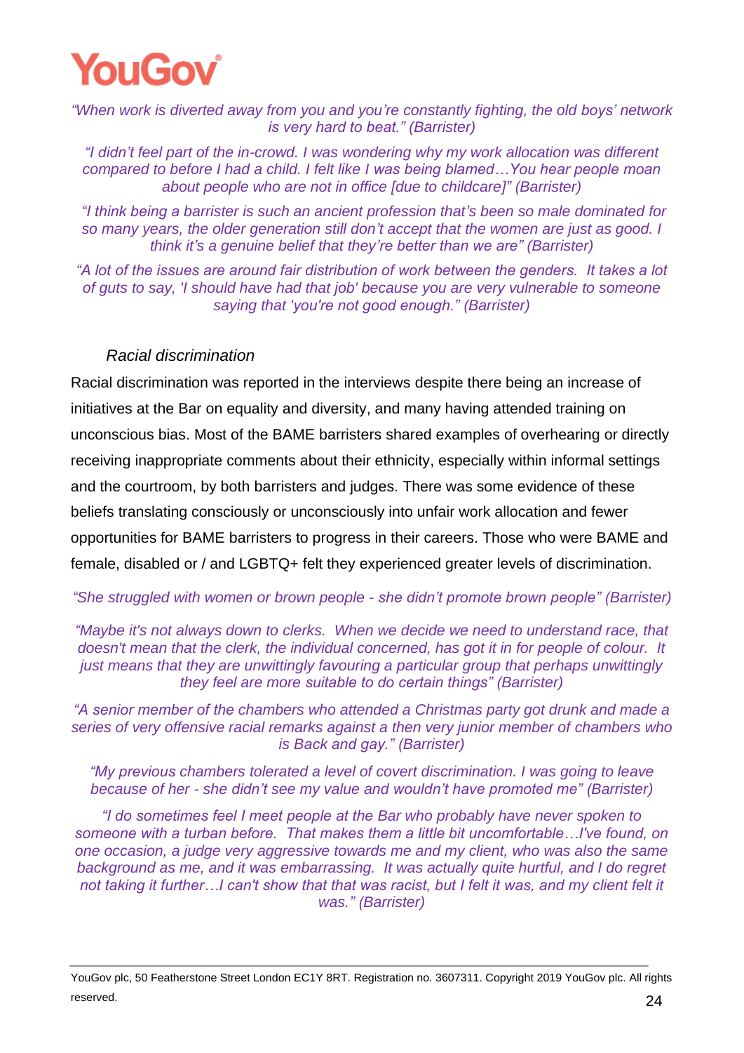*"When work is diverted away from you and you're constantly fighting, the old boys' network is very hard to beat." (Barrister)*

*"I didn't feel part of the in-crowd. I was wondering why my work allocation was different compared to before I had a child. I felt like I was being blamed…You hear people moan about people who are not in office [due to childcare]" (Barrister)*

*"I think being a barrister is such an ancient profession that's been so male dominated for so many years, the older generation still don't accept that the women are just as good. I think it's a genuine belief that they're better than we are" (Barrister)*

*"A lot of the issues are around fair distribution of work between the genders. It takes a lot of guts to say, 'I should have had that job' because you are very vulnerable to someone saying that 'you're not good enough." (Barrister)*

### *Racial discrimination*

Racial discrimination was reported in the interviews despite there being an increase of initiatives at the Bar on equality and diversity, and many having attended training on unconscious bias. Most of the BAME barristers shared examples of overhearing or directly receiving inappropriate comments about their ethnicity, especially within informal settings and the courtroom, by both barristers and judges. There was some evidence of these beliefs translating consciously or unconsciously into unfair work allocation and fewer opportunities for BAME barristers to progress in their careers. Those who were BAME and female, disabled or / and LGBTQ+ felt they experienced greater levels of discrimination.

*"She struggled with women or brown people - she didn't promote brown people" (Barrister)*

*"Maybe it's not always down to clerks. When we decide we need to understand race, that doesn't mean that the clerk, the individual concerned, has got it in for people of colour. It just means that they are unwittingly favouring a particular group that perhaps unwittingly they feel are more suitable to do certain things" (Barrister)*

*"A senior member of the chambers who attended a Christmas party got drunk and made a series of very offensive racial remarks against a then very junior member of chambers who is Back and gay." (Barrister)*

*"My previous chambers tolerated a level of covert discrimination. I was going to leave because of her - she didn't see my value and wouldn't have promoted me" (Barrister)*

*"I do sometimes feel I meet people at the Bar who probably have never spoken to someone with a turban before. That makes them a little bit uncomfortable…I've found, on one occasion, a judge very aggressive towards me and my client, who was also the same background as me, and it was embarrassing. It was actually quite hurtful, and I do regret not taking it further…I can't show that that was racist, but I felt it was, and my client felt it was." (Barrister)*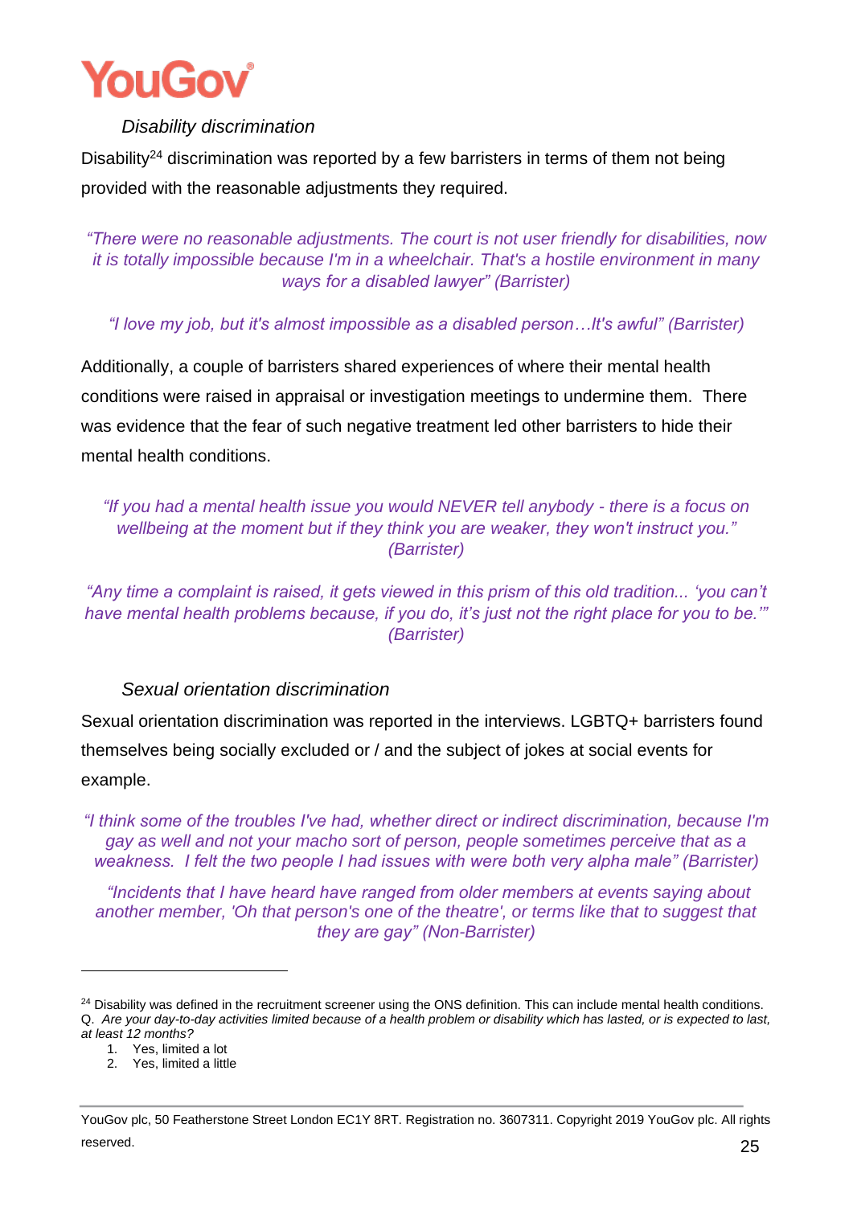### *Disability discrimination*

Disability[24] discrimination was reported by a few barristers in terms of them not being provided with the reasonable adjustments they required.

*"There were no reasonable adjustments. The court is not user friendly for disabilities, now it is totally impossible because I'm in a wheelchair. That's a hostile environment in many ways for a disabled lawyer" (Barrister)*

*"I love my job, but it's almost impossible as a disabled person…It's awful" (Barrister)*

Additionally, a couple of barristers shared experiences of where their mental health conditions were raised in appraisal or investigation meetings to undermine them. There was evidence that the fear of such negative treatment led other barristers to hide their mental health conditions.

*"If you had a mental health issue you would NEVER tell anybody - there is a focus on wellbeing at the moment but if they think you are weaker, they won't instruct you." (Barrister)*

*"Any time a complaint is raised, it gets viewed in this prism of this old tradition... 'you can't have mental health problems because, if you do, it's just not the right place for you to be.'" (Barrister)*

### *Sexual orientation discrimination*

Sexual orientation discrimination was reported in the interviews. LGBTQ+ barristers found themselves being socially excluded or / and the subject of jokes at social events for example.

*"I think some of the troubles I've had, whether direct or indirect discrimination, because I'm gay as well and not your macho sort of person, people sometimes perceive that as a weakness. I felt the two people I had issues with were both very alpha male" (Barrister)*

*"Incidents that I have heard have ranged from older members at events saying about another member, 'Oh that person's one of the theatre', or terms like that to suggest that they are gay" (Non-Barrister)*

---

[24] Disability was defined in the recruitment screener using the ONS definition. This can include mental health conditions. Q. *Are your day-to-day activities limited because of a health problem or disability which has lasted, or is expected to last, at least 12 months?*

1. Yes, limited a lot
2. Yes, limited a little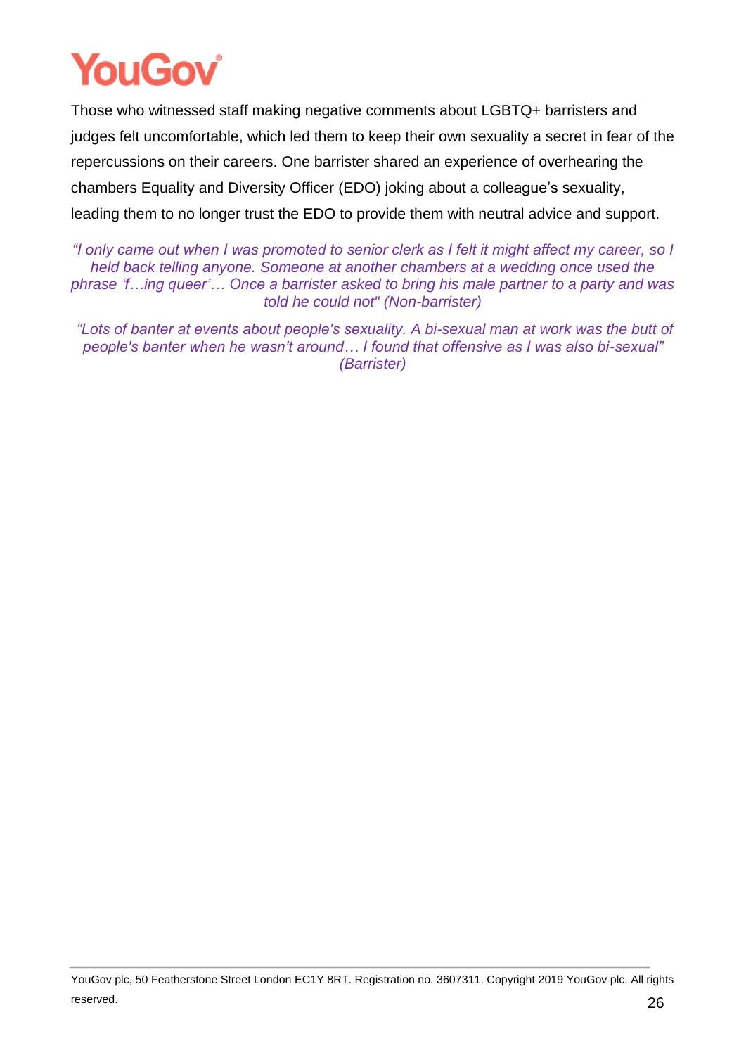Those who witnessed staff making negative comments about LGBTQ+ barristers and judges felt uncomfortable, which led them to keep their own sexuality a secret in fear of the repercussions on their careers. One barrister shared an experience of overhearing the chambers Equality and Diversity Officer (EDO) joking about a colleague's sexuality, leading them to no longer trust the EDO to provide them with neutral advice and support.

*"I only came out when I was promoted to senior clerk as I felt it might affect my career, so I held back telling anyone. Someone at another chambers at a wedding once used the phrase 'f…ing queer'… Once a barrister asked to bring his male partner to a party and was told he could not" (Non-barrister)*

*"Lots of banter at events about people's sexuality. A bi-sexual man at work was the butt of people's banter when he wasn't around… I found that offensive as I was also bi-sexual" (Barrister)*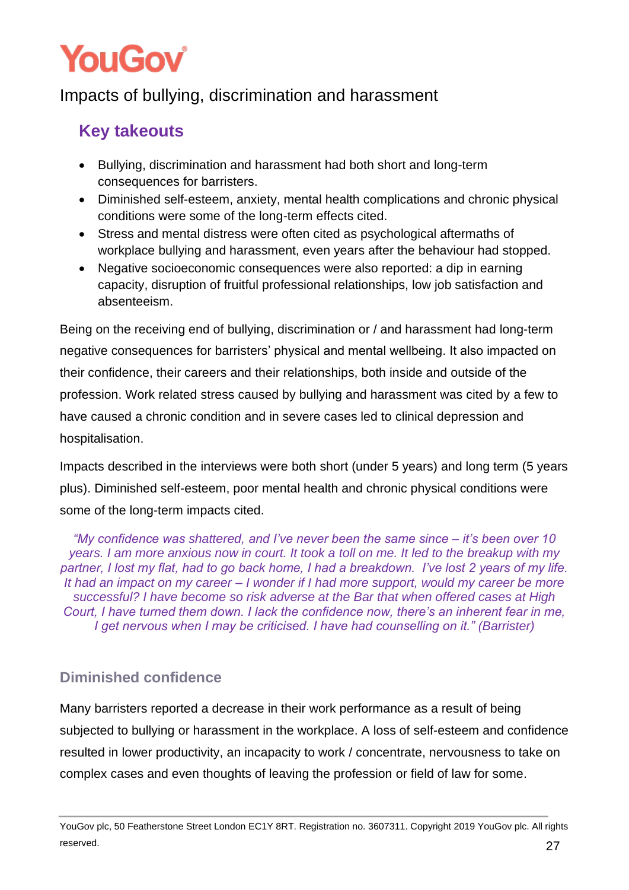## Impacts of bullying, discrimination and harassment

### Key takeouts

- Bullying, discrimination and harassment had both short and long-term consequences for barristers.
- Diminished self-esteem, anxiety, mental health complications and chronic physical conditions were some of the long-term effects cited.
- Stress and mental distress were often cited as psychological aftermaths of workplace bullying and harassment, even years after the behaviour had stopped.
- Negative socioeconomic consequences were also reported: a dip in earning capacity, disruption of fruitful professional relationships, low job satisfaction and absenteeism.

Being on the receiving end of bullying, discrimination or / and harassment had long-term negative consequences for barristers' physical and mental wellbeing. It also impacted on their confidence, their careers and their relationships, both inside and outside of the profession. Work related stress caused by bullying and harassment was cited by a few to have caused a chronic condition and in severe cases led to clinical depression and hospitalisation.

Impacts described in the interviews were both short (under 5 years) and long term (5 years plus). Diminished self-esteem, poor mental health and chronic physical conditions were some of the long-term impacts cited.

> *"My confidence was shattered, and I've never been the same since – it's been over 10 years. I am more anxious now in court. It took a toll on me. It led to the breakup with my partner, I lost my flat, had to go back home, I had a breakdown. I've lost 2 years of my life. It had an impact on my career – I wonder if I had more support, would my career be more successful? I have become so risk adverse at the Bar that when offered cases at High Court, I have turned them down. I lack the confidence now, there's an inherent fear in me, I get nervous when I may be criticised. I have had counselling on it." (Barrister)*

#### Diminished confidence

Many barristers reported a decrease in their work performance as a result of being subjected to bullying or harassment in the workplace. A loss of self-esteem and confidence resulted in lower productivity, an incapacity to work / concentrate, nervousness to take on complex cases and even thoughts of leaving the profession or field of law for some.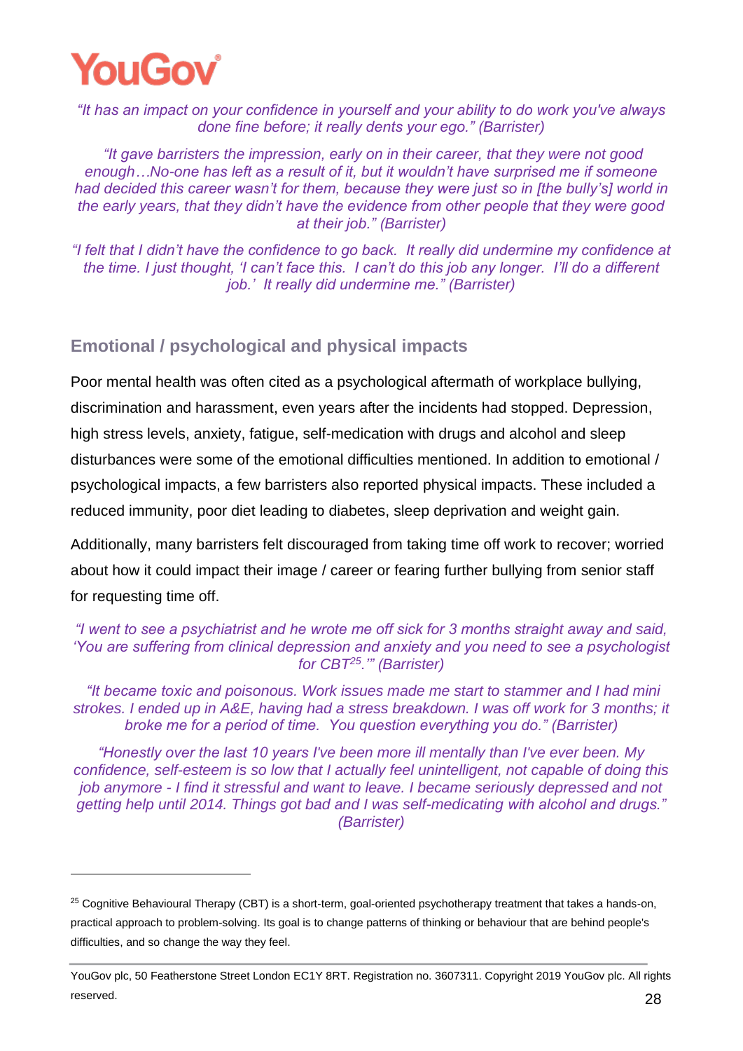*"It has an impact on your confidence in yourself and your ability to do work you've always done fine before; it really dents your ego." (Barrister)*

*"It gave barristers the impression, early on in their career, that they were not good enough…No-one has left as a result of it, but it wouldn't have surprised me if someone had decided this career wasn't for them, because they were just so in [the bully's] world in the early years, that they didn't have the evidence from other people that they were good at their job." (Barrister)*

*"I felt that I didn't have the confidence to go back. It really did undermine my confidence at the time. I just thought, 'I can't face this. I can't do this job any longer. I'll do a different job.' It really did undermine me." (Barrister)*

## Emotional / psychological and physical impacts

Poor mental health was often cited as a psychological aftermath of workplace bullying, discrimination and harassment, even years after the incidents had stopped. Depression, high stress levels, anxiety, fatigue, self-medication with drugs and alcohol and sleep disturbances were some of the emotional difficulties mentioned. In addition to emotional / psychological impacts, a few barristers also reported physical impacts. These included a reduced immunity, poor diet leading to diabetes, sleep deprivation and weight gain.

Additionally, many barristers felt discouraged from taking time off work to recover; worried about how it could impact their image / career or fearing further bullying from senior staff for requesting time off.

*"I went to see a psychiatrist and he wrote me off sick for 3 months straight away and said, 'You are suffering from clinical depression and anxiety and you need to see a psychologist for CBT[25].'" (Barrister)*

*"It became toxic and poisonous. Work issues made me start to stammer and I had mini strokes. I ended up in A&E, having had a stress breakdown. I was off work for 3 months; it broke me for a period of time. You question everything you do." (Barrister)*

*"Honestly over the last 10 years I've been more ill mentally than I've ever been. My confidence, self-esteem is so low that I actually feel unintelligent, not capable of doing this job anymore - I find it stressful and want to leave. I became seriously depressed and not getting help until 2014. Things got bad and I was self-medicating with alcohol and drugs." (Barrister)*

---

[25] Cognitive Behavioural Therapy (CBT) is a short-term, goal-oriented psychotherapy treatment that takes a hands-on, practical approach to problem-solving. Its goal is to change patterns of thinking or behaviour that are behind people's difficulties, and so change the way they feel.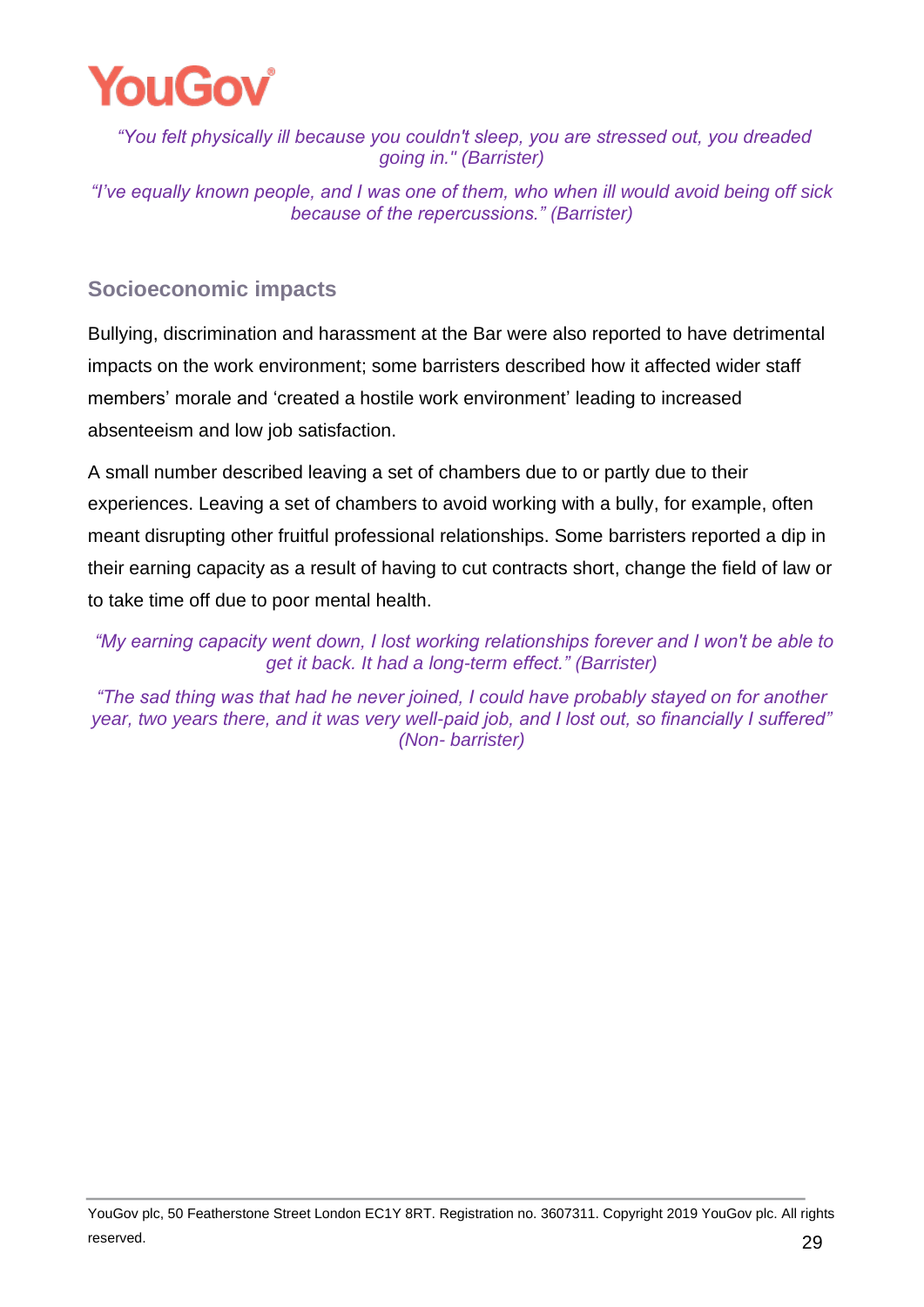*"You felt physically ill because you couldn't sleep, you are stressed out, you dreaded going in." (Barrister)*

*"I've equally known people, and I was one of them, who when ill would avoid being off sick because of the repercussions." (Barrister)*

### Socioeconomic impacts

Bullying, discrimination and harassment at the Bar were also reported to have detrimental impacts on the work environment; some barristers described how it affected wider staff members' morale and 'created a hostile work environment' leading to increased absenteeism and low job satisfaction.

A small number described leaving a set of chambers due to or partly due to their experiences. Leaving a set of chambers to avoid working with a bully, for example, often meant disrupting other fruitful professional relationships. Some barristers reported a dip in their earning capacity as a result of having to cut contracts short, change the field of law or to take time off due to poor mental health.

*"My earning capacity went down, I lost working relationships forever and I won't be able to get it back. It had a long-term effect." (Barrister)*

*"The sad thing was that had he never joined, I could have probably stayed on for another year, two years there, and it was very well-paid job, and I lost out, so financially I suffered" (Non- barrister)*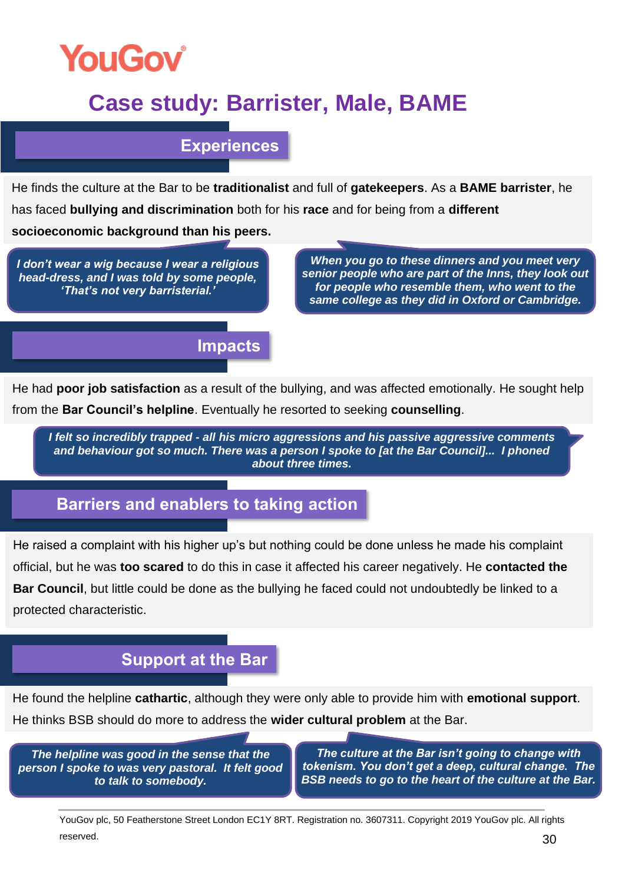# Case study: Barrister, Male, BAME

## Experiences

He finds the culture at the Bar to be **traditionalist** and full of **gatekeepers**. As a **BAME barrister**, he has faced **bullying and discrimination** both for his **race** and for being from a **different socioeconomic background than his peers.**

> *I don't wear a wig because I wear a religious head-dress, and I was told by some people, 'That's not very barristerial.'*

> *When you go to these dinners and you meet very senior people who are part of the Inns, they look out for people who resemble them, who went to the same college as they did in Oxford or Cambridge.*

## Impacts

He had **poor job satisfaction** as a result of the bullying, and was affected emotionally. He sought help from the **Bar Council's helpline**. Eventually he resorted to seeking **counselling**.

> *I felt so incredibly trapped - all his micro aggressions and his passive aggressive comments and behaviour got so much. There was a person I spoke to [at the Bar Council]... I phoned about three times.*

## Barriers and enablers to taking action

He raised a complaint with his higher up's but nothing could be done unless he made his complaint official, but he was **too scared** to do this in case it affected his career negatively. He **contacted the Bar Council**, but little could be done as the bullying he faced could not undoubtedly be linked to a protected characteristic.

## Support at the Bar

He found the helpline **cathartic**, although they were only able to provide him with **emotional support**. He thinks BSB should do more to address the **wider cultural problem** at the Bar.

> *The helpline was good in the sense that the person I spoke to was very pastoral. It felt good to talk to somebody.*

> *The culture at the Bar isn't going to change with tokenism. You don't get a deep, cultural change. The BSB needs to go to the heart of the culture at the Bar.*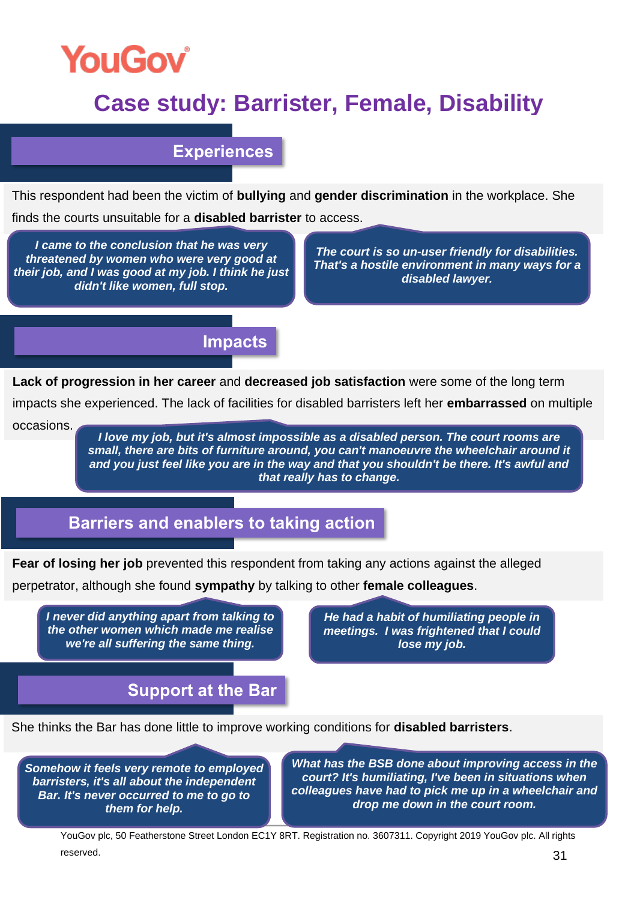# Case study: Barrister, Female, Disability

## Experiences

This respondent had been the victim of **bullying** and **gender discrimination** in the workplace. She finds the courts unsuitable for a **disabled barrister** to access.

> ***I came to the conclusion that he was very threatened by women who were very good at their job, and I was good at my job. I think he just didn't like women, full stop.***

> ***The court is so un-user friendly for disabilities. That's a hostile environment in many ways for a disabled lawyer.***

## Impacts

**Lack of progression in her career** and **decreased job satisfaction** were some of the long term impacts she experienced. The lack of facilities for disabled barristers left her **embarrassed** on multiple occasions.

> ***I love my job, but it's almost impossible as a disabled person. The court rooms are small, there are bits of furniture around, you can't manoeuvre the wheelchair around it and you just feel like you are in the way and that you shouldn't be there. It's awful and that really has to change.***

## Barriers and enablers to taking action

**Fear of losing her job** prevented this respondent from taking any actions against the alleged perpetrator, although she found **sympathy** by talking to other **female colleagues**.

> ***I never did anything apart from talking to the other women which made me realise we're all suffering the same thing.***

> ***He had a habit of humiliating people in meetings. I was frightened that I could lose my job.***

## Support at the Bar

She thinks the Bar has done little to improve working conditions for **disabled barristers**.

> ***Somehow it feels very remote to employed barristers, it's all about the independent Bar. It's never occurred to me to go to them for help.***

> ***What has the BSB done about improving access in the court? It's humiliating, I've been in situations when colleagues have had to pick me up in a wheelchair and drop me down in the court room.***

YouGov plc, 50 Featherstone Street London EC1Y 8RT. Registration no. 3607311. Copyright 2019 YouGov plc. All rights reserved.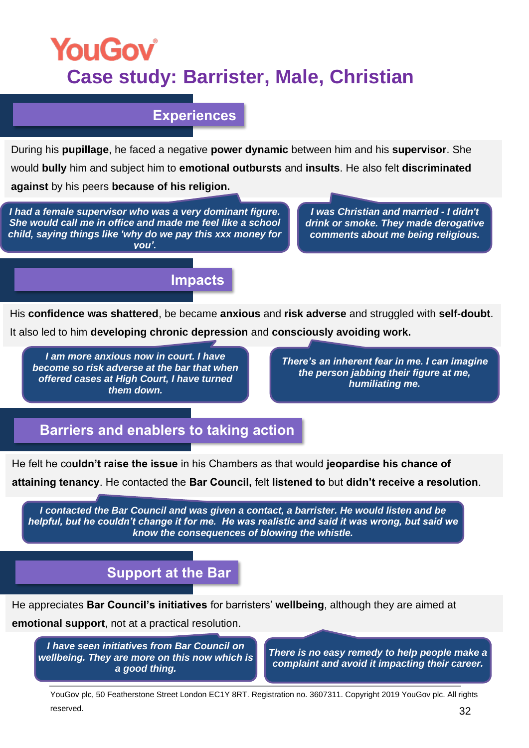# Case study: Barrister, Male, Christian

## Experiences

During his **pupillage**, he faced a negative **power dynamic** between him and his **supervisor**. She would **bully** him and subject him to **emotional outbursts** and **insults**. He also felt **discriminated against** by his peers **because of his religion.**

*I had a female supervisor who was a very dominant figure. She would call me in office and made me feel like a school child, saying things like 'why do we pay this xxx money for you'.*

*I was Christian and married - I didn't drink or smoke. They made derogative comments about me being religious.*

## Impacts

His **confidence was shattered**, be became **anxious** and **risk adverse** and struggled with **self-doubt**. It also led to him **developing chronic depression** and **consciously avoiding work.**

*I am more anxious now in court. I have become so risk adverse at the bar that when offered cases at High Court, I have turned them down.*

*There's an inherent fear in me. I can imagine the person jabbing their figure at me, humiliating me.*

## Barriers and enablers to taking action

He felt he co**uldn't raise the issue** in his Chambers as that would **jeopardise his chance of attaining tenancy**. He contacted the **Bar Council,** felt **listened to** but **didn't receive a resolution**.

*I contacted the Bar Council and was given a contact, a barrister. He would listen and be helpful, but he couldn't change it for me. He was realistic and said it was wrong, but said we know the consequences of blowing the whistle.*

## Support at the Bar

He appreciates **Bar Council's initiatives** for barristers' **wellbeing**, although they are aimed at **emotional support**, not at a practical resolution.

*I have seen initiatives from Bar Council on wellbeing. They are more on this now which is a good thing.*

*There is no easy remedy to help people make a complaint and avoid it impacting their career.*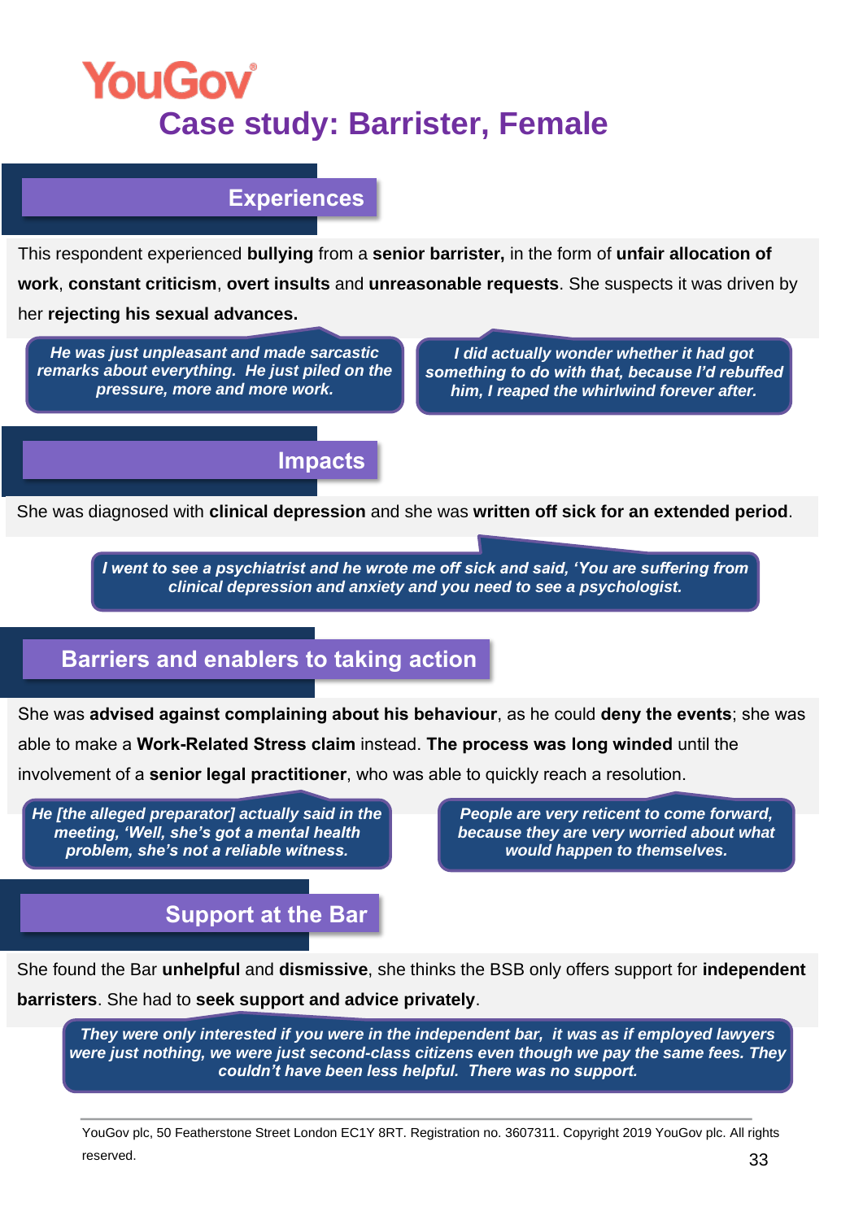# Case study: Barrister, Female

## Experiences

This respondent experienced **bullying** from a **senior barrister,** in the form of **unfair allocation of work**, **constant criticism**, **overt insults** and **unreasonable requests**. She suspects it was driven by her **rejecting his sexual advances.**

> ***He was just unpleasant and made sarcastic remarks about everything. He just piled on the pressure, more and more work.***

> ***I did actually wonder whether it had got something to do with that, because I'd rebuffed him, I reaped the whirlwind forever after.***

## Impacts

She was diagnosed with **clinical depression** and she was **written off sick for an extended period**.

> ***I went to see a psychiatrist and he wrote me off sick and said, 'You are suffering from clinical depression and anxiety and you need to see a psychologist.***

## Barriers and enablers to taking action

She was **advised against complaining about his behaviour**, as he could **deny the events**; she was able to make a **Work-Related Stress claim** instead. **The process was long winded** until the involvement of a **senior legal practitioner**, who was able to quickly reach a resolution.

> ***He [the alleged preparator] actually said in the meeting, 'Well, she's got a mental health problem, she's not a reliable witness.***

> ***People are very reticent to come forward, because they are very worried about what would happen to themselves.***

## Support at the Bar

She found the Bar **unhelpful** and **dismissive**, she thinks the BSB only offers support for **independent barristers**. She had to **seek support and advice privately**.

> ***They were only interested if you were in the independent bar, it was as if employed lawyers were just nothing, we were just second-class citizens even though we pay the same fees. They couldn't have been less helpful. There was no support.***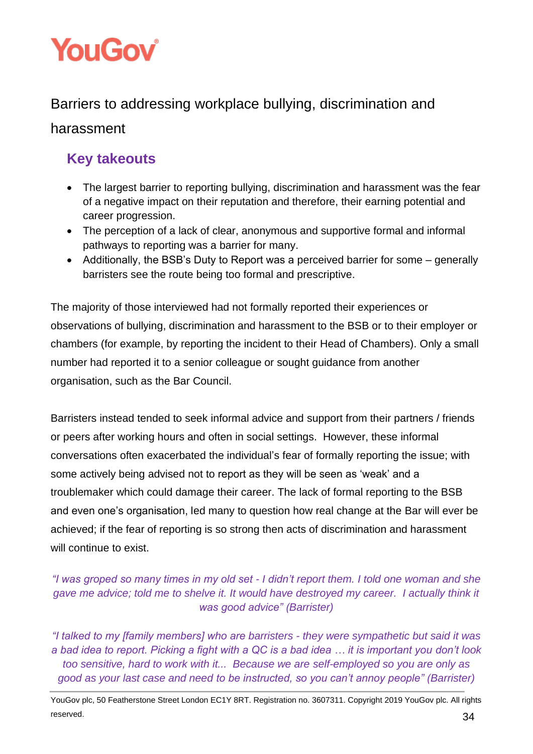## Barriers to addressing workplace bullying, discrimination and harassment

### Key takeouts

- The largest barrier to reporting bullying, discrimination and harassment was the fear of a negative impact on their reputation and therefore, their earning potential and career progression.
- The perception of a lack of clear, anonymous and supportive formal and informal pathways to reporting was a barrier for many.
- Additionally, the BSB's Duty to Report was a perceived barrier for some – generally barristers see the route being too formal and prescriptive.

The majority of those interviewed had not formally reported their experiences or observations of bullying, discrimination and harassment to the BSB or to their employer or chambers (for example, by reporting the incident to their Head of Chambers). Only a small number had reported it to a senior colleague or sought guidance from another organisation, such as the Bar Council.

Barristers instead tended to seek informal advice and support from their partners / friends or peers after working hours and often in social settings. However, these informal conversations often exacerbated the individual's fear of formally reporting the issue; with some actively being advised not to report as they will be seen as 'weak' and a troublemaker which could damage their career. The lack of formal reporting to the BSB and even one's organisation, led many to question how real change at the Bar will ever be achieved; if the fear of reporting is so strong then acts of discrimination and harassment will continue to exist.

*"I was groped so many times in my old set - I didn't report them. I told one woman and she gave me advice; told me to shelve it. It would have destroyed my career. I actually think it was good advice" (Barrister)*

*"I talked to my [family members] who are barristers - they were sympathetic but said it was a bad idea to report. Picking a fight with a QC is a bad idea … it is important you don't look too sensitive, hard to work with it... Because we are self-employed so you are only as good as your last case and need to be instructed, so you can't annoy people" (Barrister)*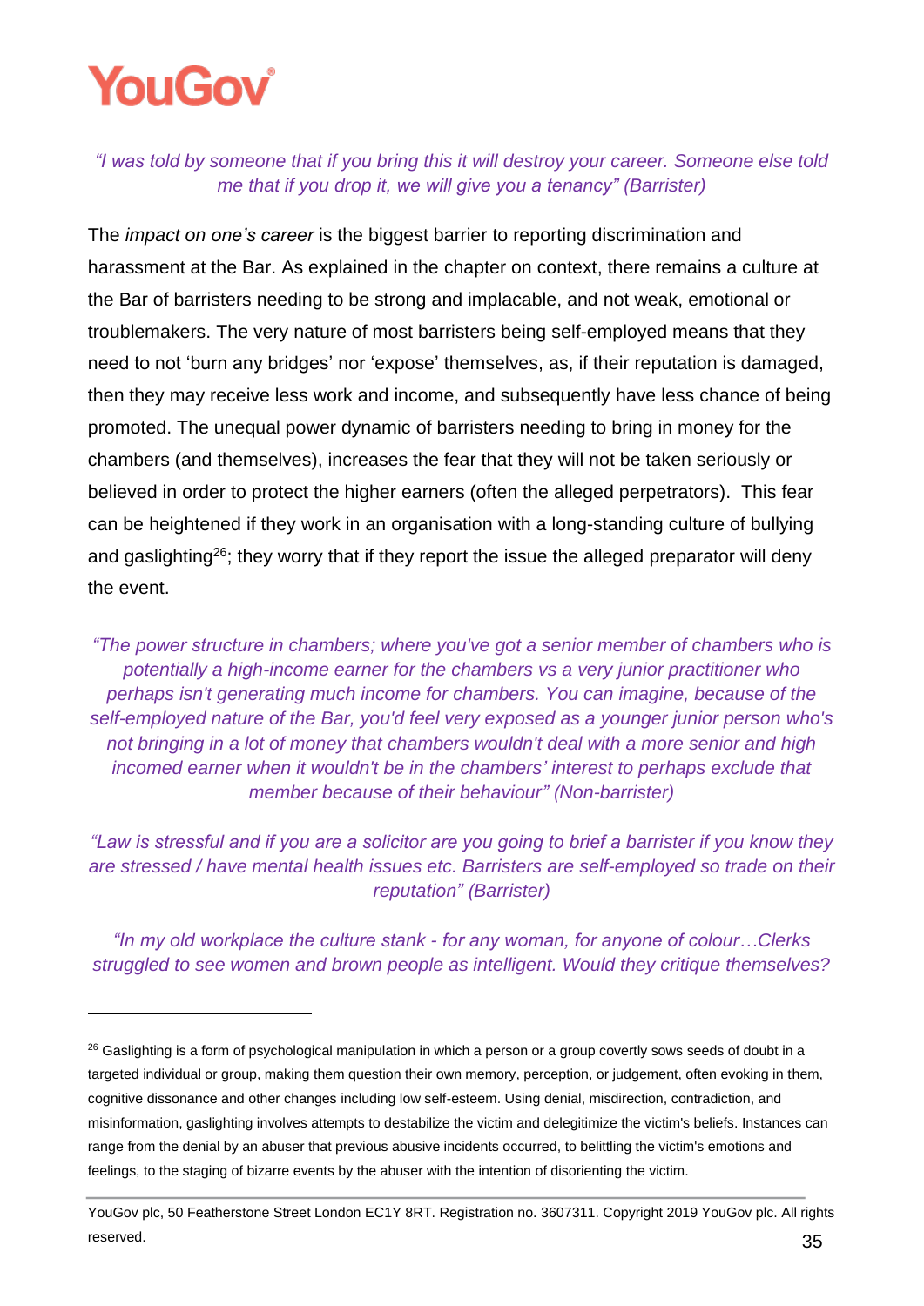*"I was told by someone that if you bring this it will destroy your career. Someone else told me that if you drop it, we will give you a tenancy" (Barrister)*

The *impact on one's career* is the biggest barrier to reporting discrimination and harassment at the Bar. As explained in the chapter on context, there remains a culture at the Bar of barristers needing to be strong and implacable, and not weak, emotional or troublemakers. The very nature of most barristers being self-employed means that they need to not 'burn any bridges' nor 'expose' themselves, as, if their reputation is damaged, then they may receive less work and income, and subsequently have less chance of being promoted. The unequal power dynamic of barristers needing to bring in money for the chambers (and themselves), increases the fear that they will not be taken seriously or believed in order to protect the higher earners (often the alleged perpetrators). This fear can be heightened if they work in an organisation with a long-standing culture of bullying and gaslighting[26]; they worry that if they report the issue the alleged preparator will deny the event.

*"The power structure in chambers; where you've got a senior member of chambers who is potentially a high-income earner for the chambers vs a very junior practitioner who perhaps isn't generating much income for chambers. You can imagine, because of the self-employed nature of the Bar, you'd feel very exposed as a younger junior person who's not bringing in a lot of money that chambers wouldn't deal with a more senior and high incomed earner when it wouldn't be in the chambers' interest to perhaps exclude that member because of their behaviour" (Non-barrister)*

*"Law is stressful and if you are a solicitor are you going to brief a barrister if you know they are stressed / have mental health issues etc. Barristers are self-employed so trade on their reputation" (Barrister)*

*"In my old workplace the culture stank - for any woman, for anyone of colour…Clerks struggled to see women and brown people as intelligent. Would they critique themselves?*

---

[26] Gaslighting is a form of psychological manipulation in which a person or a group covertly sows seeds of doubt in a targeted individual or group, making them question their own memory, perception, or judgement, often evoking in them, cognitive dissonance and other changes including low self-esteem. Using denial, misdirection, contradiction, and misinformation, gaslighting involves attempts to destabilize the victim and delegitimize the victim's beliefs. Instances can range from the denial by an abuser that previous abusive incidents occurred, to belittling the victim's emotions and feelings, to the staging of bizarre events by the abuser with the intention of disorienting the victim.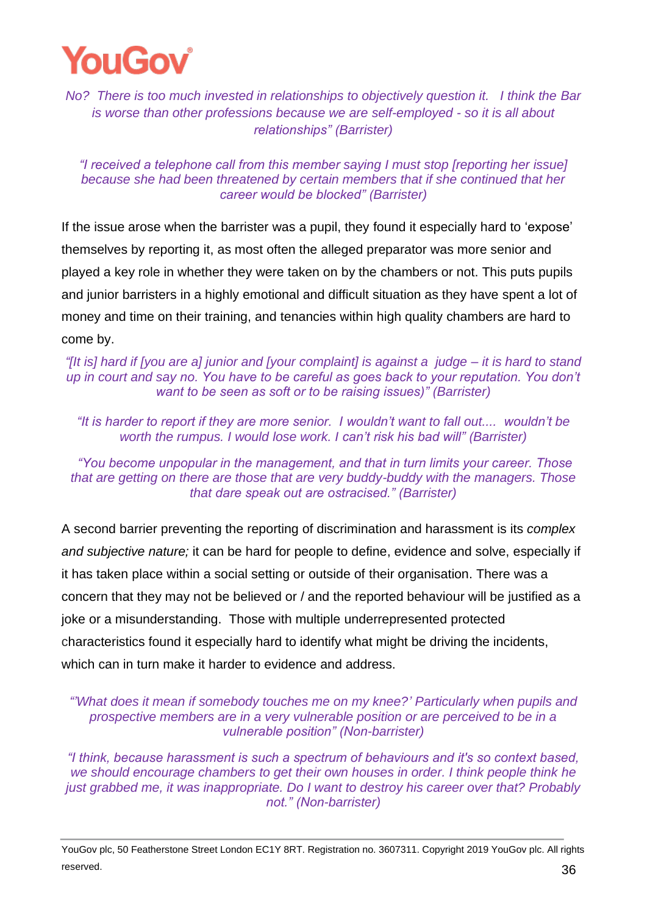*No? There is too much invested in relationships to objectively question it. I think the Bar is worse than other professions because we are self-employed - so it is all about relationships" (Barrister)*

*"I received a telephone call from this member saying I must stop [reporting her issue] because she had been threatened by certain members that if she continued that her career would be blocked" (Barrister)*

If the issue arose when the barrister was a pupil, they found it especially hard to 'expose' themselves by reporting it, as most often the alleged preparator was more senior and played a key role in whether they were taken on by the chambers or not. This puts pupils and junior barristers in a highly emotional and difficult situation as they have spent a lot of money and time on their training, and tenancies within high quality chambers are hard to come by.

*"[It is] hard if [you are a] junior and [your complaint] is against a judge – it is hard to stand up in court and say no. You have to be careful as goes back to your reputation. You don't want to be seen as soft or to be raising issues)" (Barrister)*

*"It is harder to report if they are more senior. I wouldn't want to fall out.... wouldn't be worth the rumpus. I would lose work. I can't risk his bad will" (Barrister)*

*"You become unpopular in the management, and that in turn limits your career. Those that are getting on there are those that are very buddy-buddy with the managers. Those that dare speak out are ostracised." (Barrister)*

A second barrier preventing the reporting of discrimination and harassment is its *complex and subjective nature;* it can be hard for people to define, evidence and solve, especially if it has taken place within a social setting or outside of their organisation. There was a concern that they may not be believed or / and the reported behaviour will be justified as a joke or a misunderstanding. Those with multiple underrepresented protected characteristics found it especially hard to identify what might be driving the incidents, which can in turn make it harder to evidence and address.

*"'What does it mean if somebody touches me on my knee?' Particularly when pupils and prospective members are in a very vulnerable position or are perceived to be in a vulnerable position" (Non-barrister)*

*"I think, because harassment is such a spectrum of behaviours and it's so context based, we should encourage chambers to get their own houses in order. I think people think he just grabbed me, it was inappropriate. Do I want to destroy his career over that? Probably not." (Non-barrister)*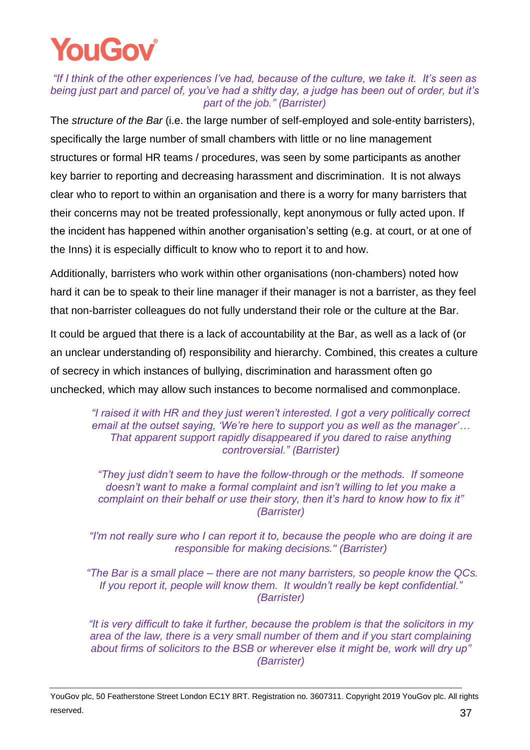*"If I think of the other experiences I've had, because of the culture, we take it. It's seen as being just part and parcel of, you've had a shitty day, a judge has been out of order, but it's part of the job." (Barrister)*

The *structure of the Bar* (i.e. the large number of self-employed and sole-entity barristers), specifically the large number of small chambers with little or no line management structures or formal HR teams / procedures, was seen by some participants as another key barrier to reporting and decreasing harassment and discrimination. It is not always clear who to report to within an organisation and there is a worry for many barristers that their concerns may not be treated professionally, kept anonymous or fully acted upon. If the incident has happened within another organisation's setting (e.g. at court, or at one of the Inns) it is especially difficult to know who to report it to and how.

Additionally, barristers who work within other organisations (non-chambers) noted how hard it can be to speak to their line manager if their manager is not a barrister, as they feel that non-barrister colleagues do not fully understand their role or the culture at the Bar.

It could be argued that there is a lack of accountability at the Bar, as well as a lack of (or an unclear understanding of) responsibility and hierarchy. Combined, this creates a culture of secrecy in which instances of bullying, discrimination and harassment often go unchecked, which may allow such instances to become normalised and commonplace.

> *"I raised it with HR and they just weren't interested. I got a very politically correct email at the outset saying, 'We're here to support you as well as the manager'… That apparent support rapidly disappeared if you dared to raise anything controversial." (Barrister)*

> *"They just didn't seem to have the follow-through or the methods. If someone doesn't want to make a formal complaint and isn't willing to let you make a complaint on their behalf or use their story, then it's hard to know how to fix it" (Barrister)*

> *"I'm not really sure who I can report it to, because the people who are doing it are responsible for making decisions." (Barrister)*

> *"The Bar is a small place – there are not many barristers, so people know the QCs. If you report it, people will know them. It wouldn't really be kept confidential." (Barrister)*

> *"It is very difficult to take it further, because the problem is that the solicitors in my area of the law, there is a very small number of them and if you start complaining about firms of solicitors to the BSB or wherever else it might be, work will dry up" (Barrister)*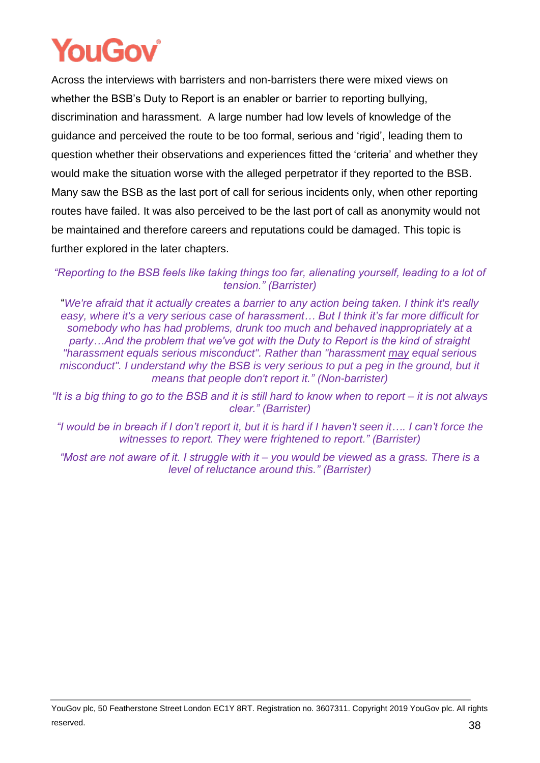Across the interviews with barristers and non-barristers there were mixed views on whether the BSB's Duty to Report is an enabler or barrier to reporting bullying, discrimination and harassment. A large number had low levels of knowledge of the guidance and perceived the route to be too formal, serious and 'rigid', leading them to question whether their observations and experiences fitted the 'criteria' and whether they would make the situation worse with the alleged perpetrator if they reported to the BSB. Many saw the BSB as the last port of call for serious incidents only, when other reporting routes have failed. It was also perceived to be the last port of call as anonymity would not be maintained and therefore careers and reputations could be damaged. This topic is further explored in the later chapters.

*"Reporting to the BSB feels like taking things too far, alienating yourself, leading to a lot of tension." (Barrister)*

"*We're afraid that it actually creates a barrier to any action being taken. I think it's really easy, where it's a very serious case of harassment… But I think it's far more difficult for somebody who has had problems, drunk too much and behaved inappropriately at a party…And the problem that we've got with the Duty to Report is the kind of straight "harassment equals serious misconduct". Rather than "harassment may equal serious misconduct". I understand why the BSB is very serious to put a peg in the ground, but it means that people don't report it." (Non-barrister)*

*"It is a big thing to go to the BSB and it is still hard to know when to report – it is not always clear." (Barrister)*

*"I would be in breach if I don't report it, but it is hard if I haven't seen it…. I can't force the witnesses to report. They were frightened to report." (Barrister)*

*"Most are not aware of it. I struggle with it – you would be viewed as a grass. There is a level of reluctance around this." (Barrister)*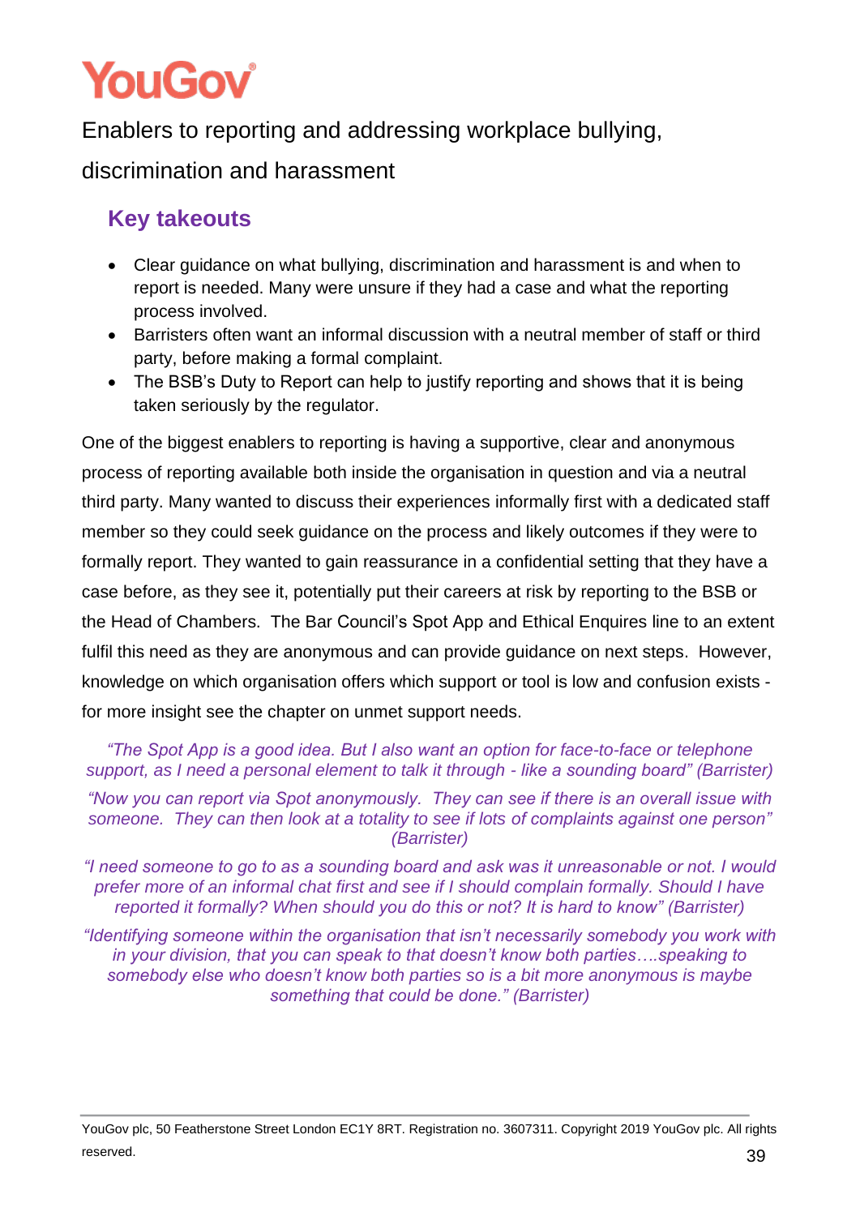## Enablers to reporting and addressing workplace bullying, discrimination and harassment

### Key takeouts

- Clear guidance on what bullying, discrimination and harassment is and when to report is needed. Many were unsure if they had a case and what the reporting process involved.
- Barristers often want an informal discussion with a neutral member of staff or third party, before making a formal complaint.
- The BSB's Duty to Report can help to justify reporting and shows that it is being taken seriously by the regulator.

One of the biggest enablers to reporting is having a supportive, clear and anonymous process of reporting available both inside the organisation in question and via a neutral third party. Many wanted to discuss their experiences informally first with a dedicated staff member so they could seek guidance on the process and likely outcomes if they were to formally report. They wanted to gain reassurance in a confidential setting that they have a case before, as they see it, potentially put their careers at risk by reporting to the BSB or the Head of Chambers. The Bar Council's Spot App and Ethical Enquires line to an extent fulfil this need as they are anonymous and can provide guidance on next steps. However, knowledge on which organisation offers which support or tool is low and confusion exists - for more insight see the chapter on unmet support needs.

*"The Spot App is a good idea. But I also want an option for face-to-face or telephone support, as I need a personal element to talk it through - like a sounding board" (Barrister)*

*"Now you can report via Spot anonymously. They can see if there is an overall issue with someone. They can then look at a totality to see if lots of complaints against one person" (Barrister)*

*"I need someone to go to as a sounding board and ask was it unreasonable or not. I would prefer more of an informal chat first and see if I should complain formally. Should I have reported it formally? When should you do this or not? It is hard to know" (Barrister)*

*"Identifying someone within the organisation that isn't necessarily somebody you work with in your division, that you can speak to that doesn't know both parties….speaking to somebody else who doesn't know both parties so is a bit more anonymous is maybe something that could be done." (Barrister)*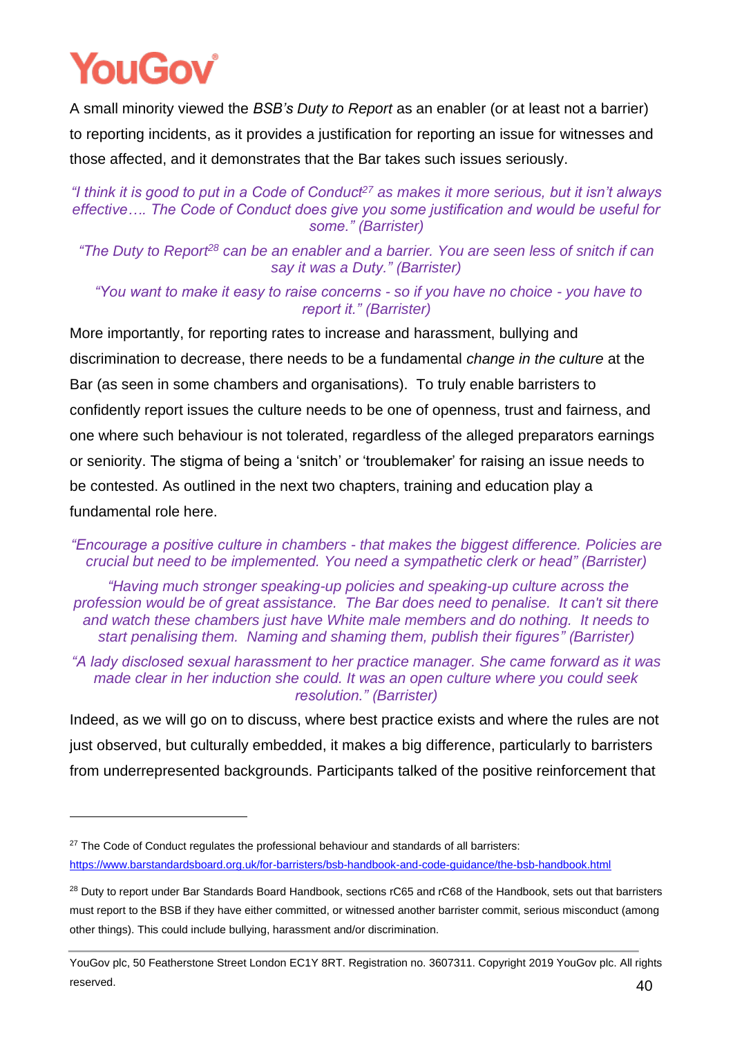A small minority viewed the *BSB's Duty to Report* as an enabler (or at least not a barrier) to reporting incidents, as it provides a justification for reporting an issue for witnesses and those affected, and it demonstrates that the Bar takes such issues seriously.

*"I think it is good to put in a Code of Conduct[27] as makes it more serious, but it isn't always effective…. The Code of Conduct does give you some justification and would be useful for some." (Barrister)*

*"The Duty to Report[28] can be an enabler and a barrier. You are seen less of snitch if can say it was a Duty." (Barrister)*

*"You want to make it easy to raise concerns - so if you have no choice - you have to report it." (Barrister)*

More importantly, for reporting rates to increase and harassment, bullying and discrimination to decrease, there needs to be a fundamental *change in the culture* at the Bar (as seen in some chambers and organisations). To truly enable barristers to confidently report issues the culture needs to be one of openness, trust and fairness, and one where such behaviour is not tolerated, regardless of the alleged preparators earnings or seniority. The stigma of being a 'snitch' or 'troublemaker' for raising an issue needs to be contested. As outlined in the next two chapters, training and education play a fundamental role here.

*"Encourage a positive culture in chambers - that makes the biggest difference. Policies are crucial but need to be implemented. You need a sympathetic clerk or head" (Barrister)*

*"Having much stronger speaking-up policies and speaking-up culture across the profession would be of great assistance. The Bar does need to penalise. It can't sit there and watch these chambers just have White male members and do nothing. It needs to start penalising them. Naming and shaming them, publish their figures" (Barrister)*

*"A lady disclosed sexual harassment to her practice manager. She came forward as it was made clear in her induction she could. It was an open culture where you could seek resolution." (Barrister)*

Indeed, as we will go on to discuss, where best practice exists and where the rules are not just observed, but culturally embedded, it makes a big difference, particularly to barristers from underrepresented backgrounds. Participants talked of the positive reinforcement that

---

[27] The Code of Conduct regulates the professional behaviour and standards of all barristers: https://www.barstandardsboard.org.uk/for-barristers/bsb-handbook-and-code-guidance/the-bsb-handbook.html

[28] Duty to report under Bar Standards Board Handbook, sections rC65 and rC68 of the Handbook, sets out that barristers must report to the BSB if they have either committed, or witnessed another barrister commit, serious misconduct (among other things). This could include bullying, harassment and/or discrimination.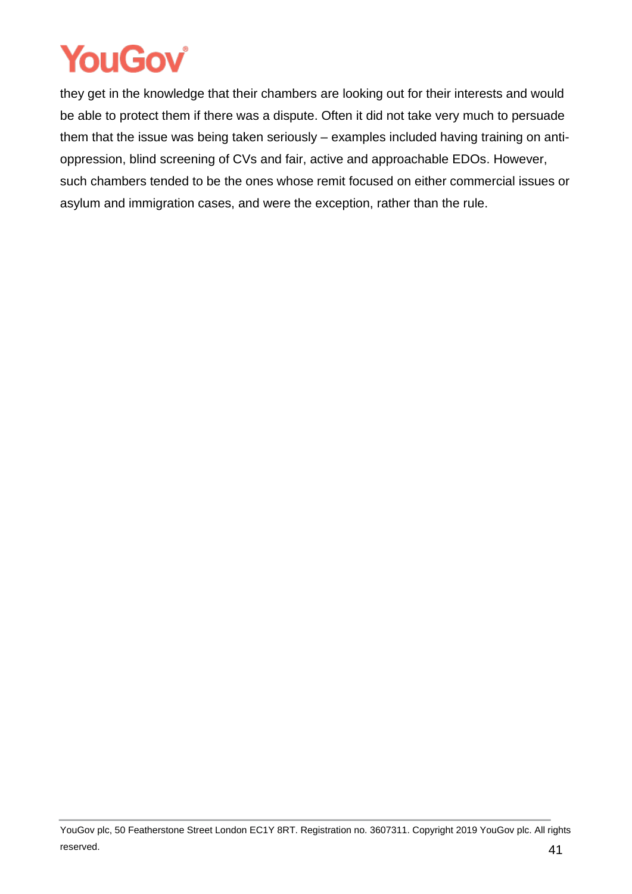they get in the knowledge that their chambers are looking out for their interests and would be able to protect them if there was a dispute. Often it did not take very much to persuade them that the issue was being taken seriously – examples included having training on anti-oppression, blind screening of CVs and fair, active and approachable EDOs. However, such chambers tended to be the ones whose remit focused on either commercial issues or asylum and immigration cases, and were the exception, rather than the rule.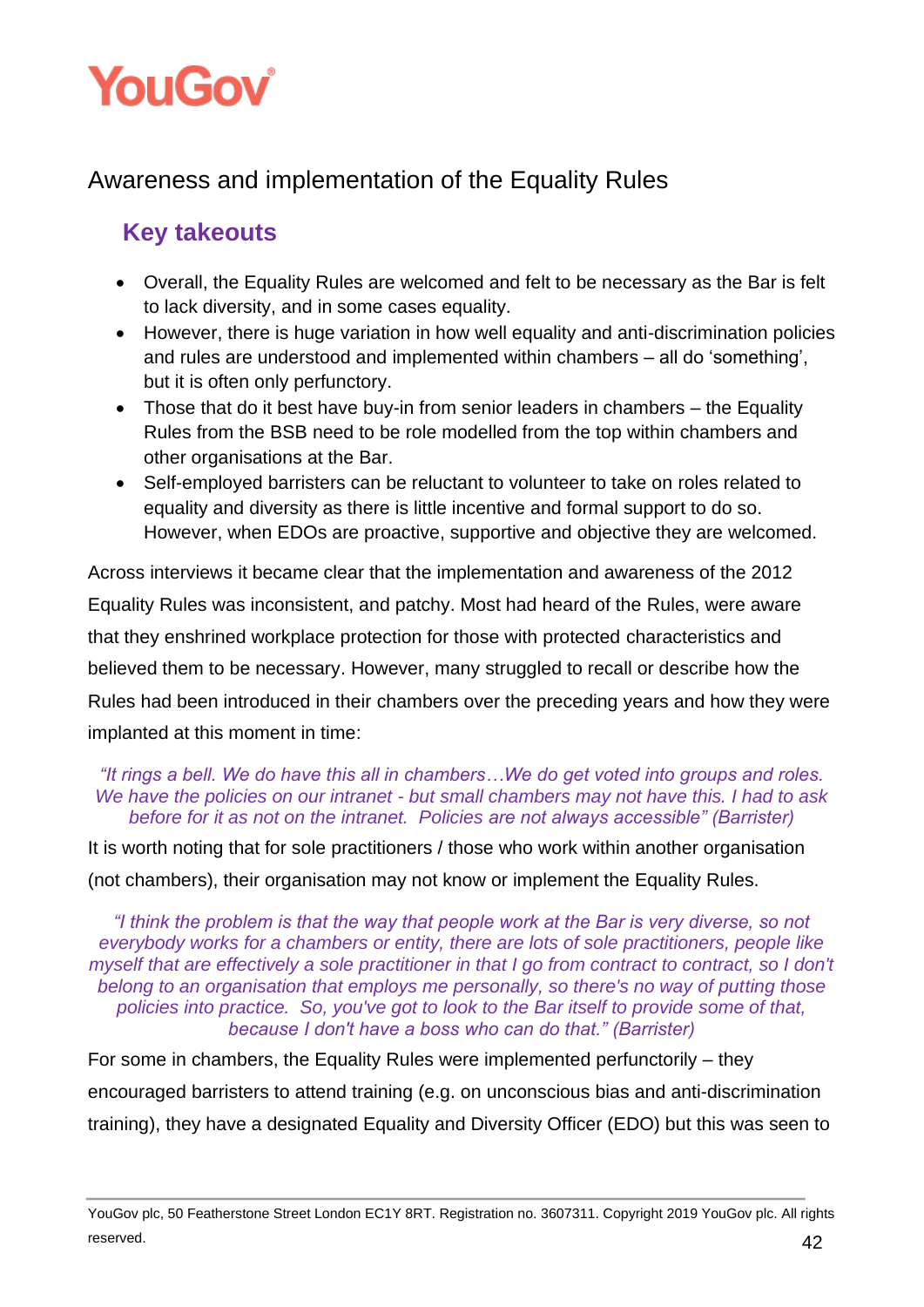## Awareness and implementation of the Equality Rules

### Key takeouts

- Overall, the Equality Rules are welcomed and felt to be necessary as the Bar is felt to lack diversity, and in some cases equality.
- However, there is huge variation in how well equality and anti-discrimination policies and rules are understood and implemented within chambers – all do 'something', but it is often only perfunctory.
- Those that do it best have buy-in from senior leaders in chambers – the Equality Rules from the BSB need to be role modelled from the top within chambers and other organisations at the Bar.
- Self-employed barristers can be reluctant to volunteer to take on roles related to equality and diversity as there is little incentive and formal support to do so. However, when EDOs are proactive, supportive and objective they are welcomed.

Across interviews it became clear that the implementation and awareness of the 2012 Equality Rules was inconsistent, and patchy. Most had heard of the Rules, were aware that they enshrined workplace protection for those with protected characteristics and believed them to be necessary. However, many struggled to recall or describe how the Rules had been introduced in their chambers over the preceding years and how they were implanted at this moment in time:

> *"It rings a bell. We do have this all in chambers…We do get voted into groups and roles. We have the policies on our intranet - but small chambers may not have this. I had to ask before for it as not on the intranet. Policies are not always accessible" (Barrister)*

It is worth noting that for sole practitioners / those who work within another organisation (not chambers), their organisation may not know or implement the Equality Rules.

> *"I think the problem is that the way that people work at the Bar is very diverse, so not everybody works for a chambers or entity, there are lots of sole practitioners, people like myself that are effectively a sole practitioner in that I go from contract to contract, so I don't belong to an organisation that employs me personally, so there's no way of putting those policies into practice. So, you've got to look to the Bar itself to provide some of that, because I don't have a boss who can do that." (Barrister)*

For some in chambers, the Equality Rules were implemented perfunctorily – they encouraged barristers to attend training (e.g. on unconscious bias and anti-discrimination training), they have a designated Equality and Diversity Officer (EDO) but this was seen to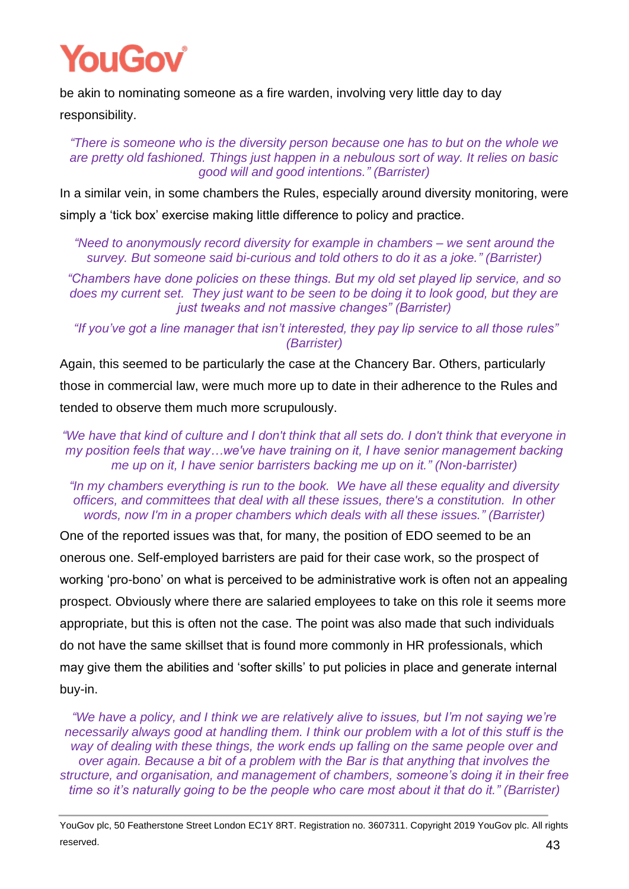be akin to nominating someone as a fire warden, involving very little day to day responsibility.

> *"There is someone who is the diversity person because one has to but on the whole we are pretty old fashioned. Things just happen in a nebulous sort of way. It relies on basic good will and good intentions." (Barrister)*

In a similar vein, in some chambers the Rules, especially around diversity monitoring, were simply a 'tick box' exercise making little difference to policy and practice.

> *"Need to anonymously record diversity for example in chambers – we sent around the survey. But someone said bi-curious and told others to do it as a joke." (Barrister)*

> *"Chambers have done policies on these things. But my old set played lip service, and so does my current set. They just want to be seen to be doing it to look good, but they are just tweaks and not massive changes" (Barrister)*

> *"If you've got a line manager that isn't interested, they pay lip service to all those rules" (Barrister)*

Again, this seemed to be particularly the case at the Chancery Bar. Others, particularly those in commercial law, were much more up to date in their adherence to the Rules and tended to observe them much more scrupulously.

> *"We have that kind of culture and I don't think that all sets do. I don't think that everyone in my position feels that way…we've have training on it, I have senior management backing me up on it, I have senior barristers backing me up on it." (Non-barrister)*

> *"In my chambers everything is run to the book. We have all these equality and diversity officers, and committees that deal with all these issues, there's a constitution. In other words, now I'm in a proper chambers which deals with all these issues." (Barrister)*

One of the reported issues was that, for many, the position of EDO seemed to be an onerous one. Self-employed barristers are paid for their case work, so the prospect of working 'pro-bono' on what is perceived to be administrative work is often not an appealing prospect. Obviously where there are salaried employees to take on this role it seems more appropriate, but this is often not the case. The point was also made that such individuals do not have the same skillset that is found more commonly in HR professionals, which may give them the abilities and 'softer skills' to put policies in place and generate internal buy-in.

> *"We have a policy, and I think we are relatively alive to issues, but I'm not saying we're necessarily always good at handling them. I think our problem with a lot of this stuff is the way of dealing with these things, the work ends up falling on the same people over and over again. Because a bit of a problem with the Bar is that anything that involves the structure, and organisation, and management of chambers, someone's doing it in their free time so it's naturally going to be the people who care most about it that do it." (Barrister)*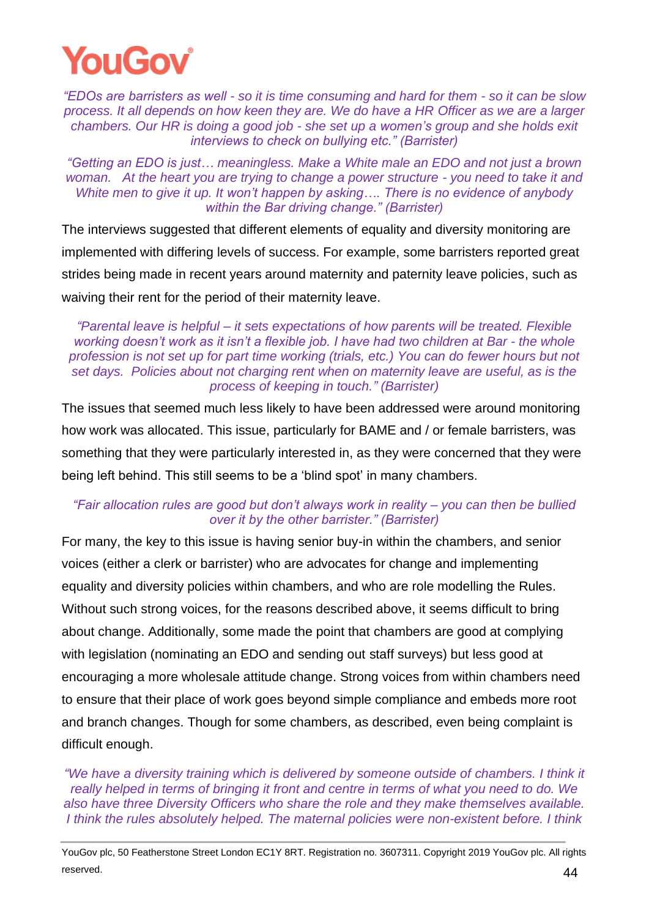*"EDOs are barristers as well - so it is time consuming and hard for them - so it can be slow process. It all depends on how keen they are. We do have a HR Officer as we are a larger chambers. Our HR is doing a good job - she set up a women's group and she holds exit interviews to check on bullying etc." (Barrister)*

*"Getting an EDO is just… meaningless. Make a White male an EDO and not just a brown woman. At the heart you are trying to change a power structure - you need to take it and White men to give it up. It won't happen by asking…. There is no evidence of anybody within the Bar driving change." (Barrister)*

The interviews suggested that different elements of equality and diversity monitoring are implemented with differing levels of success. For example, some barristers reported great strides being made in recent years around maternity and paternity leave policies, such as waiving their rent for the period of their maternity leave.

*"Parental leave is helpful – it sets expectations of how parents will be treated. Flexible working doesn't work as it isn't a flexible job. I have had two children at Bar - the whole profession is not set up for part time working (trials, etc.) You can do fewer hours but not set days. Policies about not charging rent when on maternity leave are useful, as is the process of keeping in touch." (Barrister)*

The issues that seemed much less likely to have been addressed were around monitoring how work was allocated. This issue, particularly for BAME and / or female barristers, was something that they were particularly interested in, as they were concerned that they were being left behind. This still seems to be a 'blind spot' in many chambers.

*"Fair allocation rules are good but don't always work in reality – you can then be bullied over it by the other barrister." (Barrister)*

For many, the key to this issue is having senior buy-in within the chambers, and senior voices (either a clerk or barrister) who are advocates for change and implementing equality and diversity policies within chambers, and who are role modelling the Rules. Without such strong voices, for the reasons described above, it seems difficult to bring about change. Additionally, some made the point that chambers are good at complying with legislation (nominating an EDO and sending out staff surveys) but less good at encouraging a more wholesale attitude change. Strong voices from within chambers need to ensure that their place of work goes beyond simple compliance and embeds more root and branch changes. Though for some chambers, as described, even being complaint is difficult enough.

*"We have a diversity training which is delivered by someone outside of chambers. I think it really helped in terms of bringing it front and centre in terms of what you need to do. We also have three Diversity Officers who share the role and they make themselves available. I think the rules absolutely helped. The maternal policies were non-existent before. I think*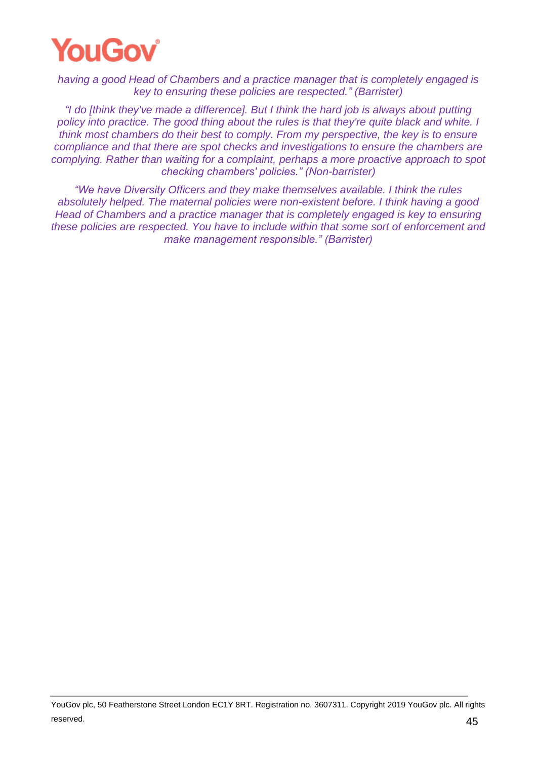*having a good Head of Chambers and a practice manager that is completely engaged is key to ensuring these policies are respected." (Barrister)*

*"I do [think they've made a difference]. But I think the hard job is always about putting policy into practice. The good thing about the rules is that they're quite black and white. I think most chambers do their best to comply. From my perspective, the key is to ensure compliance and that there are spot checks and investigations to ensure the chambers are complying. Rather than waiting for a complaint, perhaps a more proactive approach to spot checking chambers' policies." (Non-barrister)*

*"We have Diversity Officers and they make themselves available. I think the rules absolutely helped. The maternal policies were non-existent before. I think having a good Head of Chambers and a practice manager that is completely engaged is key to ensuring these policies are respected. You have to include within that some sort of enforcement and make management responsible." (Barrister)*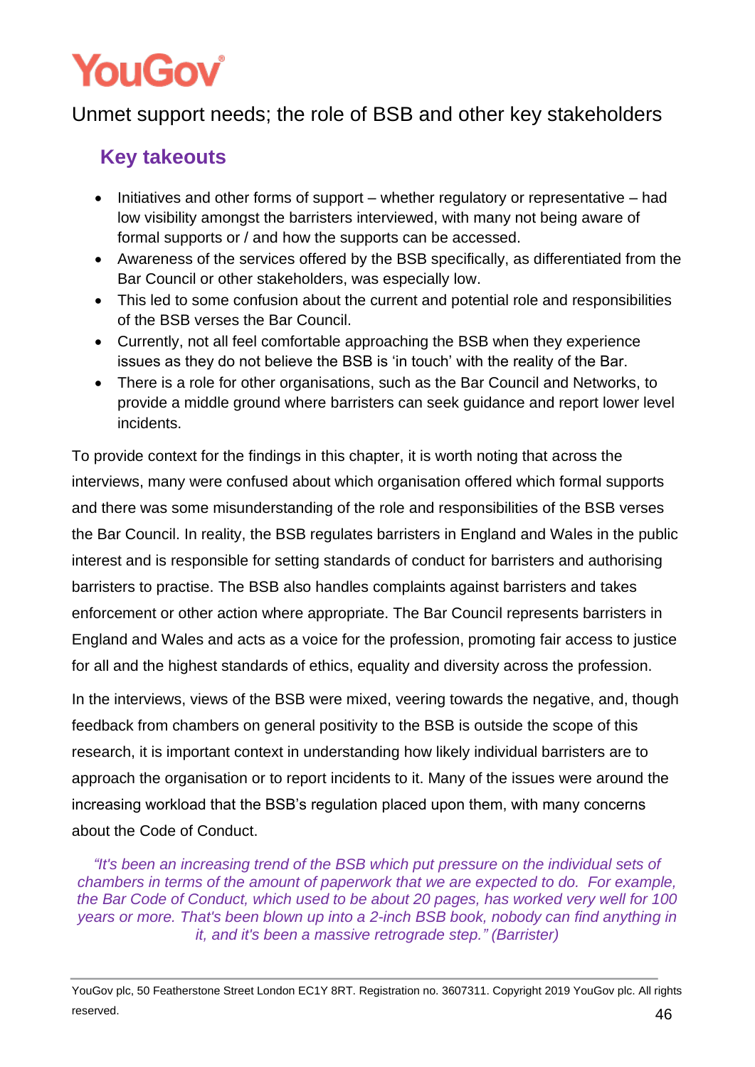# Unmet support needs; the role of BSB and other key stakeholders

## Key takeouts

- Initiatives and other forms of support – whether regulatory or representative – had low visibility amongst the barristers interviewed, with many not being aware of formal supports or / and how the supports can be accessed.
- Awareness of the services offered by the BSB specifically, as differentiated from the Bar Council or other stakeholders, was especially low.
- This led to some confusion about the current and potential role and responsibilities of the BSB verses the Bar Council.
- Currently, not all feel comfortable approaching the BSB when they experience issues as they do not believe the BSB is 'in touch' with the reality of the Bar.
- There is a role for other organisations, such as the Bar Council and Networks, to provide a middle ground where barristers can seek guidance and report lower level incidents.

To provide context for the findings in this chapter, it is worth noting that across the interviews, many were confused about which organisation offered which formal supports and there was some misunderstanding of the role and responsibilities of the BSB verses the Bar Council. In reality, the BSB regulates barristers in England and Wales in the public interest and is responsible for setting standards of conduct for barristers and authorising barristers to practise. The BSB also handles complaints against barristers and takes enforcement or other action where appropriate. The Bar Council represents barristers in England and Wales and acts as a voice for the profession, promoting fair access to justice for all and the highest standards of ethics, equality and diversity across the profession.

In the interviews, views of the BSB were mixed, veering towards the negative, and, though feedback from chambers on general positivity to the BSB is outside the scope of this research, it is important context in understanding how likely individual barristers are to approach the organisation or to report incidents to it. Many of the issues were around the increasing workload that the BSB's regulation placed upon them, with many concerns about the Code of Conduct.

*"It's been an increasing trend of the BSB which put pressure on the individual sets of chambers in terms of the amount of paperwork that we are expected to do. For example, the Bar Code of Conduct, which used to be about 20 pages, has worked very well for 100 years or more. That's been blown up into a 2-inch BSB book, nobody can find anything in it, and it's been a massive retrograde step." (Barrister)*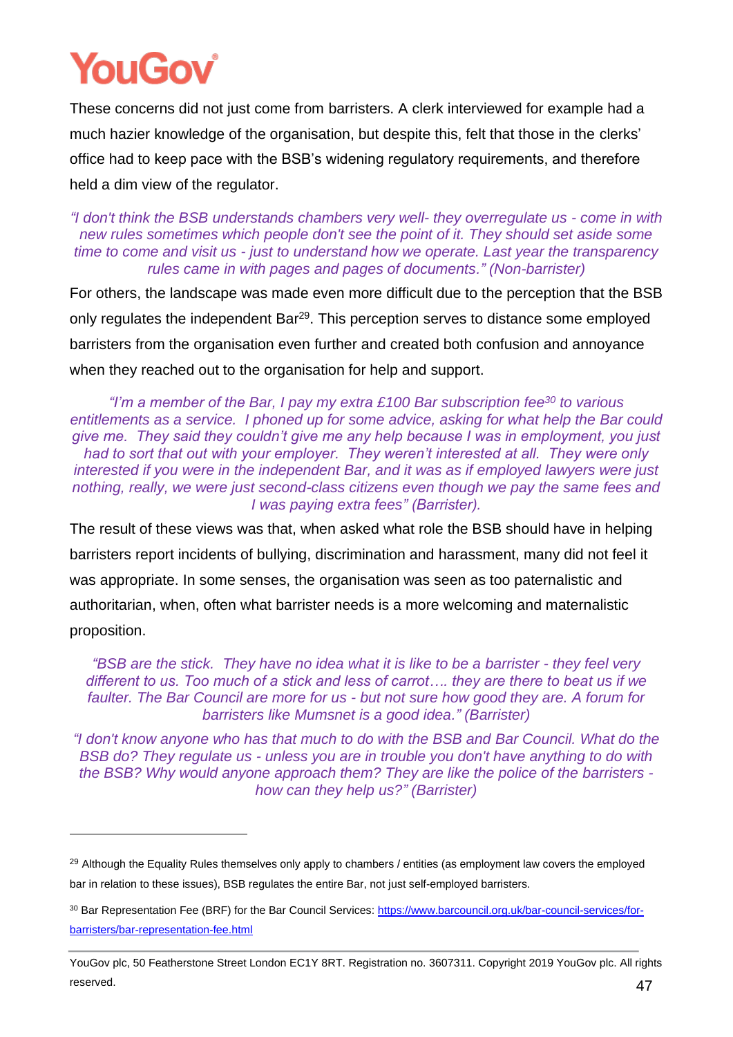These concerns did not just come from barristers. A clerk interviewed for example had a much hazier knowledge of the organisation, but despite this, felt that those in the clerks' office had to keep pace with the BSB's widening regulatory requirements, and therefore held a dim view of the regulator.

> *"I don't think the BSB understands chambers very well- they overregulate us - come in with new rules sometimes which people don't see the point of it. They should set aside some time to come and visit us - just to understand how we operate. Last year the transparency rules came in with pages and pages of documents." (Non-barrister)*

For others, the landscape was made even more difficult due to the perception that the BSB only regulates the independent Bar[29]. This perception serves to distance some employed barristers from the organisation even further and created both confusion and annoyance when they reached out to the organisation for help and support.

> *"I'm a member of the Bar, I pay my extra £100 Bar subscription fee[30] to various entitlements as a service. I phoned up for some advice, asking for what help the Bar could give me. They said they couldn't give me any help because I was in employment, you just had to sort that out with your employer. They weren't interested at all. They were only interested if you were in the independent Bar, and it was as if employed lawyers were just nothing, really, we were just second-class citizens even though we pay the same fees and I was paying extra fees" (Barrister).*

The result of these views was that, when asked what role the BSB should have in helping barristers report incidents of bullying, discrimination and harassment, many did not feel it was appropriate. In some senses, the organisation was seen as too paternalistic and authoritarian, when, often what barrister needs is a more welcoming and maternalistic proposition.

> *"BSB are the stick. They have no idea what it is like to be a barrister - they feel very different to us. Too much of a stick and less of carrot…. they are there to beat us if we faulter. The Bar Council are more for us - but not sure how good they are. A forum for barristers like Mumsnet is a good idea." (Barrister)*

> *"I don't know anyone who has that much to do with the BSB and Bar Council. What do the BSB do? They regulate us - unless you are in trouble you don't have anything to do with the BSB? Why would anyone approach them? They are like the police of the barristers - how can they help us?" (Barrister)*

---

[29] Although the Equality Rules themselves only apply to chambers / entities (as employment law covers the employed bar in relation to these issues), BSB regulates the entire Bar, not just self-employed barristers.

[30] Bar Representation Fee (BRF) for the Bar Council Services: https://www.barcouncil.org.uk/bar-council-services/for-barristers/bar-representation-fee.html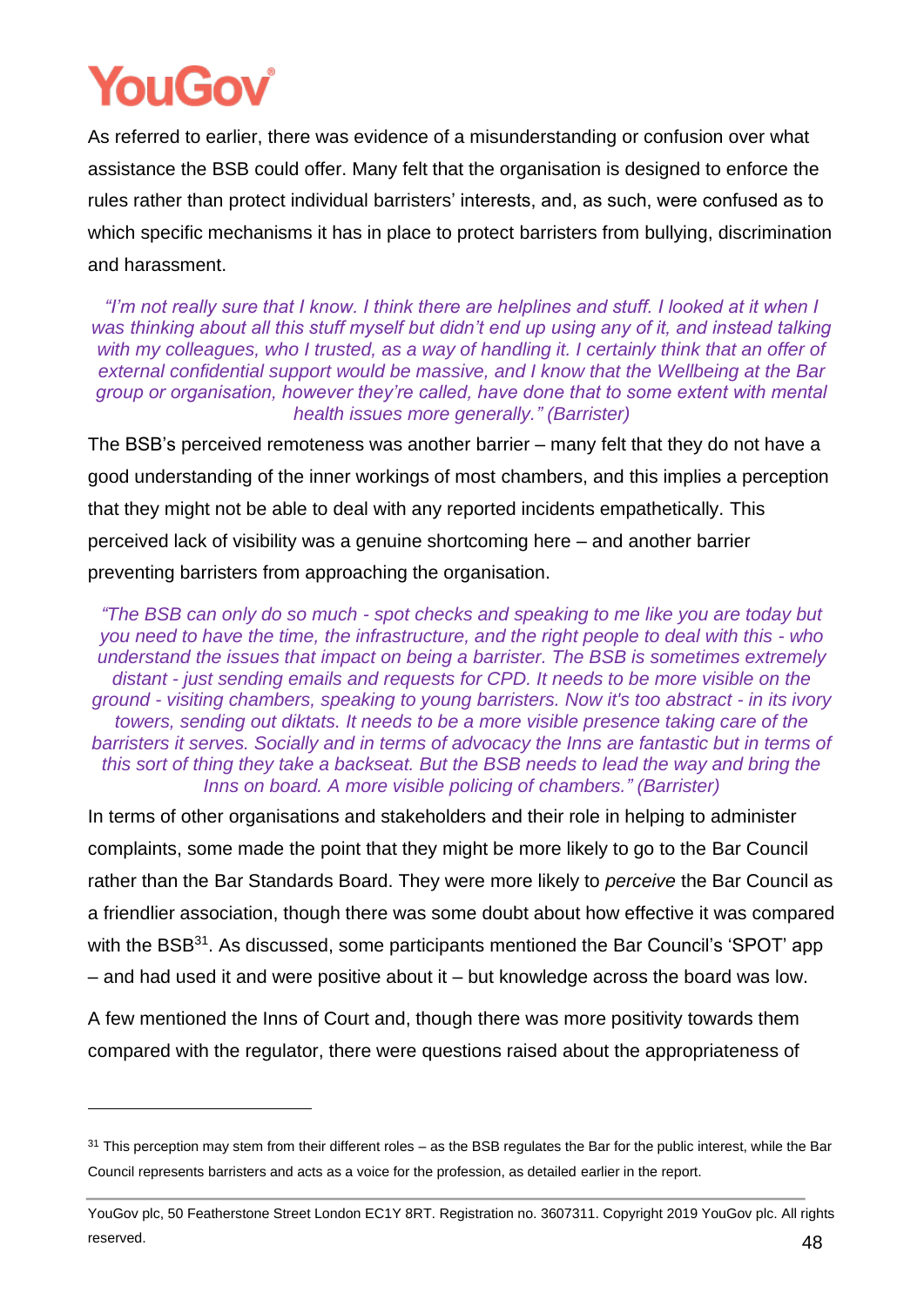As referred to earlier, there was evidence of a misunderstanding or confusion over what assistance the BSB could offer. Many felt that the organisation is designed to enforce the rules rather than protect individual barristers' interests, and, as such, were confused as to which specific mechanisms it has in place to protect barristers from bullying, discrimination and harassment.

> *"I'm not really sure that I know. I think there are helplines and stuff. I looked at it when I was thinking about all this stuff myself but didn't end up using any of it, and instead talking with my colleagues, who I trusted, as a way of handling it. I certainly think that an offer of external confidential support would be massive, and I know that the Wellbeing at the Bar group or organisation, however they're called, have done that to some extent with mental health issues more generally." (Barrister)*

The BSB's perceived remoteness was another barrier – many felt that they do not have a good understanding of the inner workings of most chambers, and this implies a perception that they might not be able to deal with any reported incidents empathetically. This perceived lack of visibility was a genuine shortcoming here – and another barrier preventing barristers from approaching the organisation.

> *"The BSB can only do so much - spot checks and speaking to me like you are today but you need to have the time, the infrastructure, and the right people to deal with this - who understand the issues that impact on being a barrister. The BSB is sometimes extremely distant - just sending emails and requests for CPD. It needs to be more visible on the ground - visiting chambers, speaking to young barristers. Now it's too abstract - in its ivory towers, sending out diktats. It needs to be a more visible presence taking care of the barristers it serves. Socially and in terms of advocacy the Inns are fantastic but in terms of this sort of thing they take a backseat. But the BSB needs to lead the way and bring the Inns on board. A more visible policing of chambers." (Barrister)*

In terms of other organisations and stakeholders and their role in helping to administer complaints, some made the point that they might be more likely to go to the Bar Council rather than the Bar Standards Board. They were more likely to *perceive* the Bar Council as a friendlier association, though there was some doubt about how effective it was compared with the BSB[31]. As discussed, some participants mentioned the Bar Council's 'SPOT' app – and had used it and were positive about it – but knowledge across the board was low.

A few mentioned the Inns of Court and, though there was more positivity towards them compared with the regulator, there were questions raised about the appropriateness of

[31] This perception may stem from their different roles – as the BSB regulates the Bar for the public interest, while the Bar Council represents barristers and acts as a voice for the profession, as detailed earlier in the report.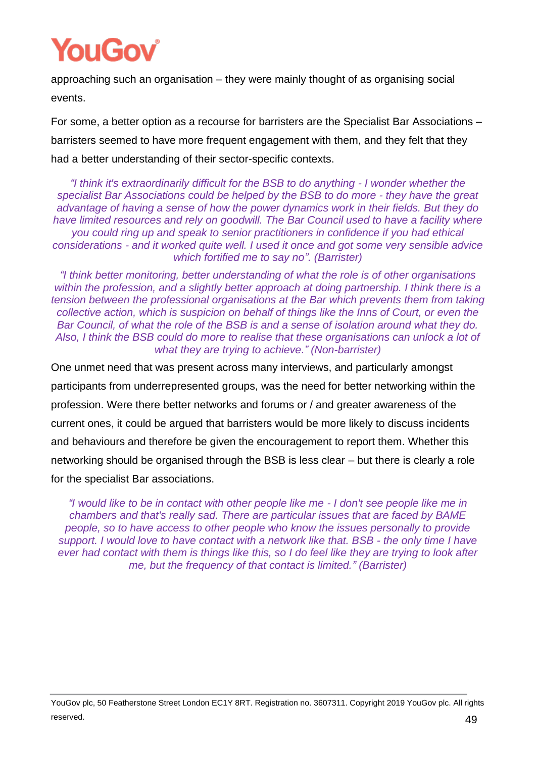approaching such an organisation – they were mainly thought of as organising social events.

For some, a better option as a recourse for barristers are the Specialist Bar Associations – barristers seemed to have more frequent engagement with them, and they felt that they had a better understanding of their sector-specific contexts.

> *"I think it's extraordinarily difficult for the BSB to do anything - I wonder whether the specialist Bar Associations could be helped by the BSB to do more - they have the great advantage of having a sense of how the power dynamics work in their fields. But they do have limited resources and rely on goodwill. The Bar Council used to have a facility where you could ring up and speak to senior practitioners in confidence if you had ethical considerations - and it worked quite well. I used it once and got some very sensible advice which fortified me to say no". (Barrister)*

> *"I think better monitoring, better understanding of what the role is of other organisations within the profession, and a slightly better approach at doing partnership. I think there is a tension between the professional organisations at the Bar which prevents them from taking collective action, which is suspicion on behalf of things like the Inns of Court, or even the Bar Council, of what the role of the BSB is and a sense of isolation around what they do. Also, I think the BSB could do more to realise that these organisations can unlock a lot of what they are trying to achieve." (Non-barrister)*

One unmet need that was present across many interviews, and particularly amongst participants from underrepresented groups, was the need for better networking within the profession. Were there better networks and forums or / and greater awareness of the current ones, it could be argued that barristers would be more likely to discuss incidents and behaviours and therefore be given the encouragement to report them. Whether this networking should be organised through the BSB is less clear – but there is clearly a role for the specialist Bar associations.

> *"I would like to be in contact with other people like me - I don't see people like me in chambers and that's really sad. There are particular issues that are faced by BAME people, so to have access to other people who know the issues personally to provide support. I would love to have contact with a network like that. BSB - the only time I have ever had contact with them is things like this, so I do feel like they are trying to look after me, but the frequency of that contact is limited." (Barrister)*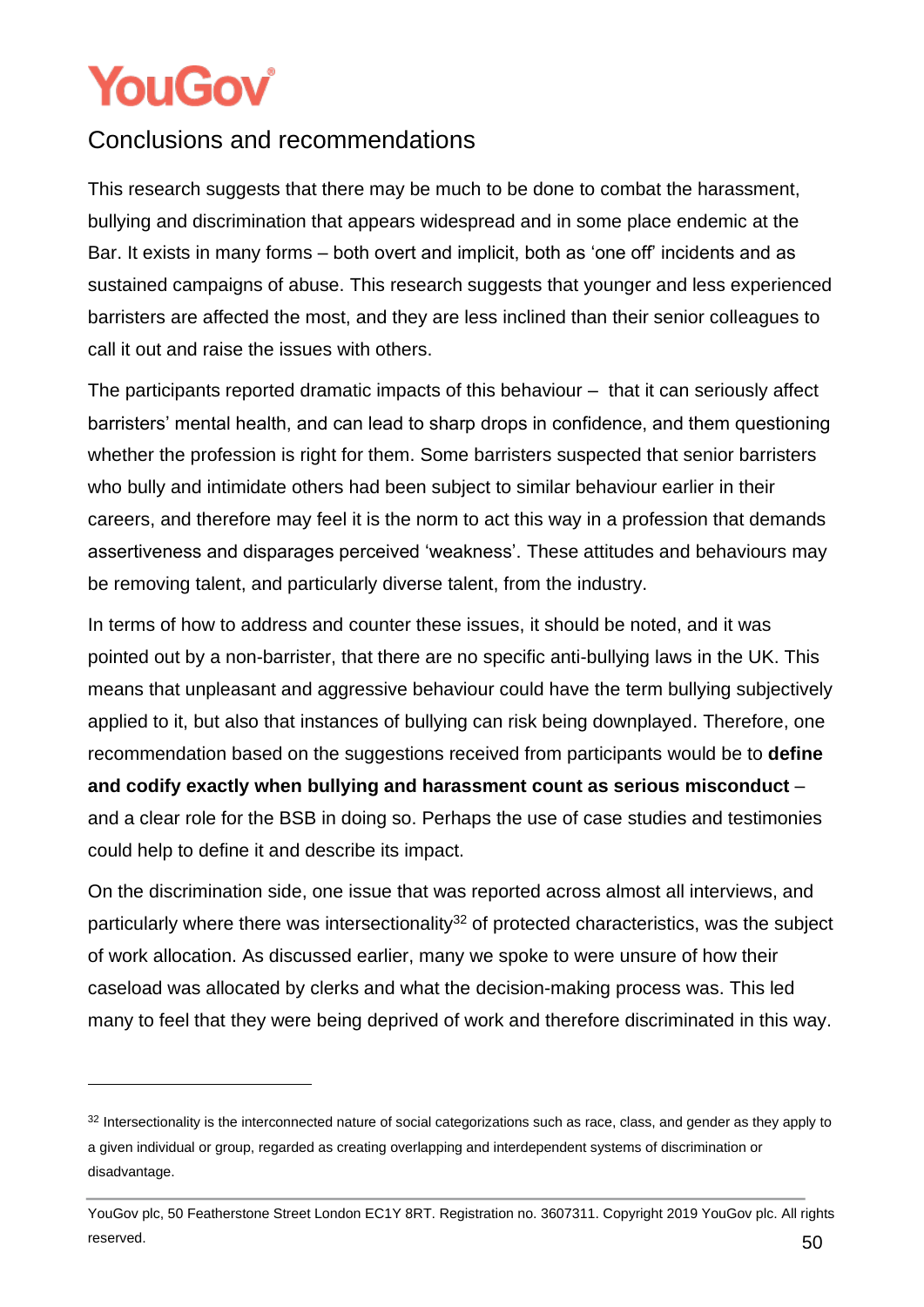## Conclusions and recommendations

This research suggests that there may be much to be done to combat the harassment, bullying and discrimination that appears widespread and in some place endemic at the Bar. It exists in many forms – both overt and implicit, both as 'one off' incidents and as sustained campaigns of abuse. This research suggests that younger and less experienced barristers are affected the most, and they are less inclined than their senior colleagues to call it out and raise the issues with others.

The participants reported dramatic impacts of this behaviour – that it can seriously affect barristers' mental health, and can lead to sharp drops in confidence, and them questioning whether the profession is right for them. Some barristers suspected that senior barristers who bully and intimidate others had been subject to similar behaviour earlier in their careers, and therefore may feel it is the norm to act this way in a profession that demands assertiveness and disparages perceived 'weakness'. These attitudes and behaviours may be removing talent, and particularly diverse talent, from the industry.

In terms of how to address and counter these issues, it should be noted, and it was pointed out by a non-barrister, that there are no specific anti-bullying laws in the UK. This means that unpleasant and aggressive behaviour could have the term bullying subjectively applied to it, but also that instances of bullying can risk being downplayed. Therefore, one recommendation based on the suggestions received from participants would be to **define and codify exactly when bullying and harassment count as serious misconduct** – and a clear role for the BSB in doing so. Perhaps the use of case studies and testimonies could help to define it and describe its impact.

On the discrimination side, one issue that was reported across almost all interviews, and particularly where there was intersectionality[32] of protected characteristics, was the subject of work allocation. As discussed earlier, many we spoke to were unsure of how their caseload was allocated by clerks and what the decision-making process was. This led many to feel that they were being deprived of work and therefore discriminated in this way.

---

[32] Intersectionality is the interconnected nature of social categorizations such as race, class, and gender as they apply to a given individual or group, regarded as creating overlapping and interdependent systems of discrimination or disadvantage.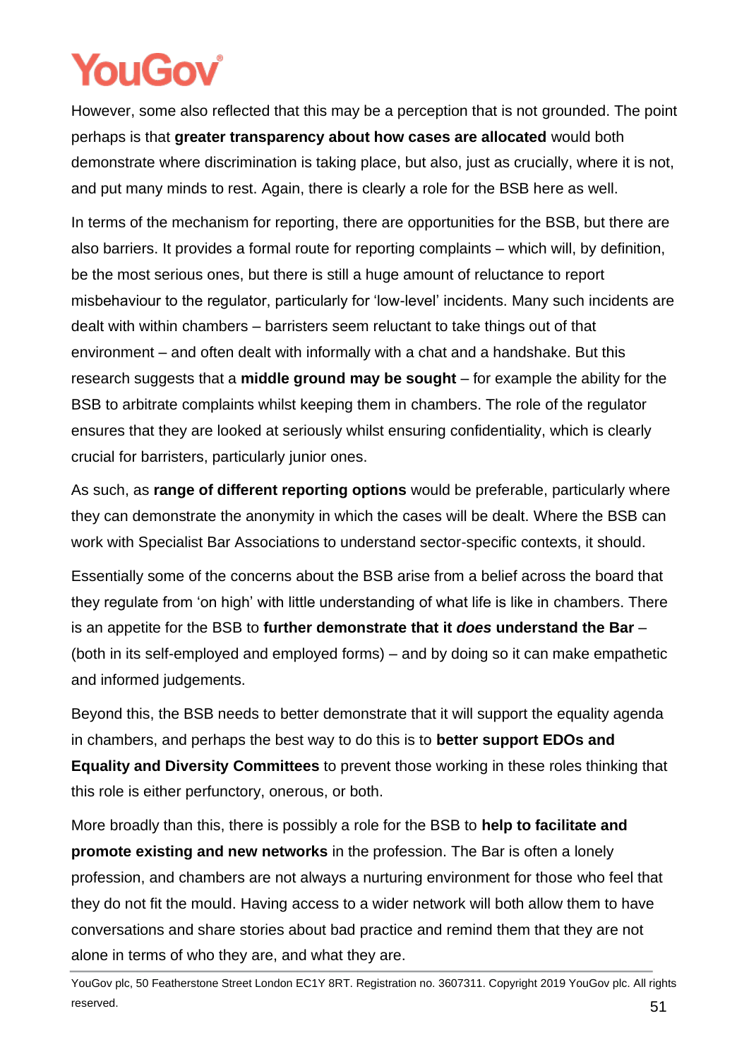However, some also reflected that this may be a perception that is not grounded. The point perhaps is that **greater transparency about how cases are allocated** would both demonstrate where discrimination is taking place, but also, just as crucially, where it is not, and put many minds to rest. Again, there is clearly a role for the BSB here as well.

In terms of the mechanism for reporting, there are opportunities for the BSB, but there are also barriers. It provides a formal route for reporting complaints – which will, by definition, be the most serious ones, but there is still a huge amount of reluctance to report misbehaviour to the regulator, particularly for 'low-level' incidents. Many such incidents are dealt with within chambers – barristers seem reluctant to take things out of that environment – and often dealt with informally with a chat and a handshake. But this research suggests that a **middle ground may be sought** – for example the ability for the BSB to arbitrate complaints whilst keeping them in chambers. The role of the regulator ensures that they are looked at seriously whilst ensuring confidentiality, which is clearly crucial for barristers, particularly junior ones.

As such, as **range of different reporting options** would be preferable, particularly where they can demonstrate the anonymity in which the cases will be dealt. Where the BSB can work with Specialist Bar Associations to understand sector-specific contexts, it should.

Essentially some of the concerns about the BSB arise from a belief across the board that they regulate from 'on high' with little understanding of what life is like in chambers. There is an appetite for the BSB to **further demonstrate that it *does* understand the Bar** – (both in its self-employed and employed forms) – and by doing so it can make empathetic and informed judgements.

Beyond this, the BSB needs to better demonstrate that it will support the equality agenda in chambers, and perhaps the best way to do this is to **better support EDOs and Equality and Diversity Committees** to prevent those working in these roles thinking that this role is either perfunctory, onerous, or both.

More broadly than this, there is possibly a role for the BSB to **help to facilitate and promote existing and new networks** in the profession. The Bar is often a lonely profession, and chambers are not always a nurturing environment for those who feel that they do not fit the mould. Having access to a wider network will both allow them to have conversations and share stories about bad practice and remind them that they are not alone in terms of who they are, and what they are.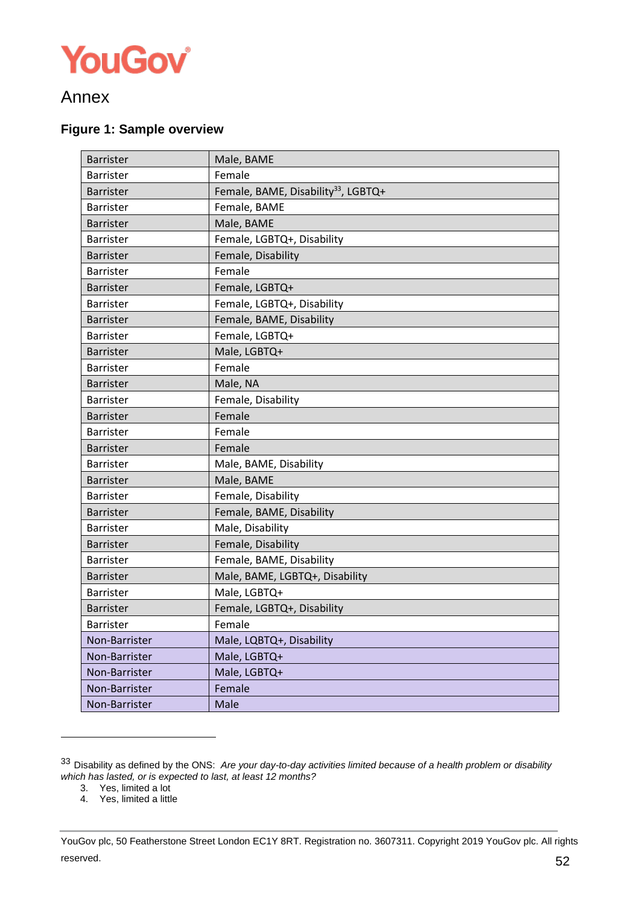# Annex

### Figure 1: Sample overview

| | |
|---|---|
| Barrister | Male, BAME |
| Barrister | Female |
| Barrister | Female, BAME, Disability[33], LGBTQ+ |
| Barrister | Female, BAME |
| Barrister | Male, BAME |
| Barrister | Female, LGBTQ+, Disability |
| Barrister | Female, Disability |
| Barrister | Female |
| Barrister | Female, LGBTQ+ |
| Barrister | Female, LGBTQ+, Disability |
| Barrister | Female, BAME, Disability |
| Barrister | Female, LGBTQ+ |
| Barrister | Male, LGBTQ+ |
| Barrister | Female |
| Barrister | Male, NA |
| Barrister | Female, Disability |
| Barrister | Female |
| Barrister | Female |
| Barrister | Female |
| Barrister | Male, BAME, Disability |
| Barrister | Male, BAME |
| Barrister | Female, Disability |
| Barrister | Female, BAME, Disability |
| Barrister | Male, Disability |
| Barrister | Female, Disability |
| Barrister | Female, BAME, Disability |
| Barrister | Male, BAME, LGBTQ+, Disability |
| Barrister | Male, LGBTQ+ |
| Barrister | Female, LGBTQ+, Disability |
| Barrister | Female |
| Non-Barrister | Male, LQBTQ+, Disability |
| Non-Barrister | Male, LGBTQ+ |
| Non-Barrister | Male, LGBTQ+ |
| Non-Barrister | Female |
| Non-Barrister | Male |

---

[33] Disability as defined by the ONS: *Are your day-to-day activities limited because of a health problem or disability which has lasted, or is expected to last, at least 12 months?*

3. Yes, limited a lot
4. Yes, limited a little